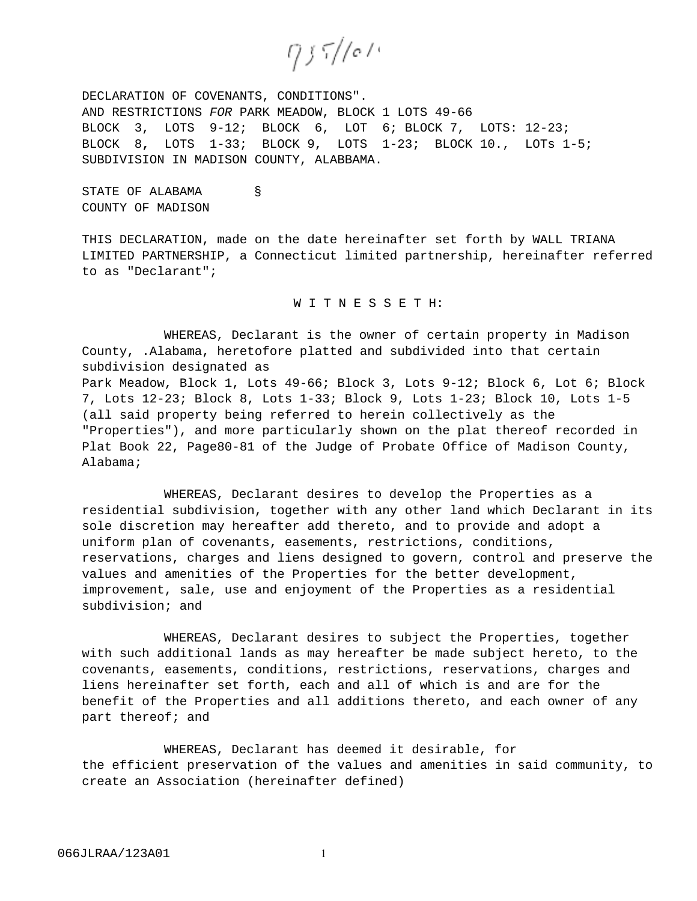935/101

DECLARATION OF COVENANTS, CONDITIONS".
AND RESTRICTIONS *FOR* PARK MEADOW, BLOCK 1 LOTS 49-66
BLOCK 3, LOTS 9-12; BLOCK 6, LOT 6; BLOCK 7, LOTS: 12-23;
BLOCK 8, LOTS 1-33; BLOCK 9, LOTS 1-23; BLOCK 10., LOTs 1-5;
SUBDIVISION IN MADISON COUNTY, ALABBAMA.

STATE OF ALABAMA §
COUNTY OF MADISON

THIS DECLARATION, made on the date hereinafter set forth by WALL TRIANA LIMITED PARTNERSHIP, a Connecticut limited partnership, hereinafter referred to as "Declarant";

W I T N E S S E T H:

WHEREAS, Declarant is the owner of certain property in Madison County, .Alabama, heretofore platted and subdivided into that certain subdivision designated as
Park Meadow, Block 1, Lots 49-66; Block 3, Lots 9-12; Block 6, Lot 6; Block 7, Lots 12-23; Block 8, Lots 1-33; Block 9, Lots 1-23; Block 10, Lots 1-5 (all said property being referred to herein collectively as the "Properties"), and more particularly shown on the plat thereof recorded in Plat Book 22, Page80-81 of the Judge of Probate Office of Madison County, Alabama;

WHEREAS, Declarant desires to develop the Properties as a residential subdivision, together with any other land which Declarant in its sole discretion may hereafter add thereto, and to provide and adopt a uniform plan of covenants, easements, restrictions, conditions, reservations, charges and liens designed to govern, control and preserve the values and amenities of the Properties for the better development, improvement, sale, use and enjoyment of the Properties as a residential subdivision; and

WHEREAS, Declarant desires to subject the Properties, together with such additional lands as may hereafter be made subject hereto, to the covenants, easements, conditions, restrictions, reservations, charges and liens hereinafter set forth, each and all of which is and are for the benefit of the Properties and all additions thereto, and each owner of any part thereof; and

WHEREAS, Declarant has deemed it desirable, for the efficient preservation of the values and amenities in said community, to create an Association (hereinafter defined)

066JLRAA/123A01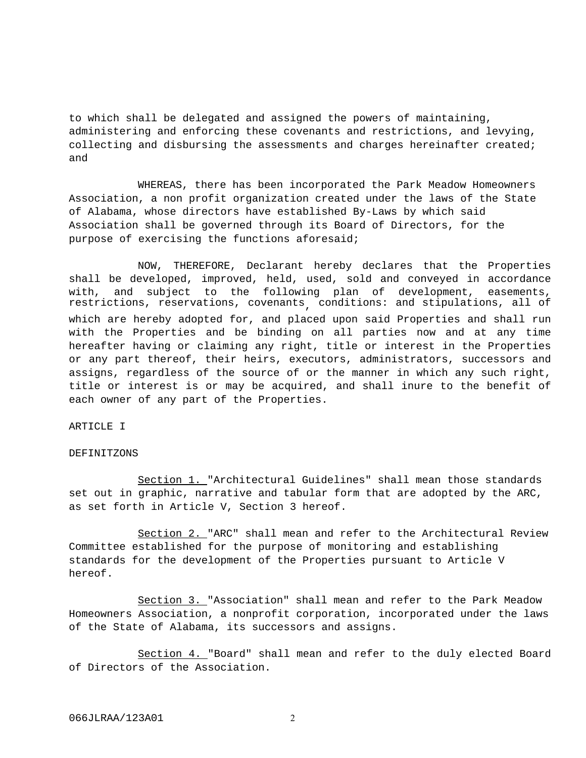to which shall be delegated and assigned the powers of maintaining, administering and enforcing these covenants and restrictions, and levying, collecting and disbursing the assessments and charges hereinafter created; and

WHEREAS, there has been incorporated the Park Meadow Homeowners Association, a non profit organization created under the laws of the State of Alabama, whose directors have established By-Laws by which said Association shall be governed through its Board of Directors, for the purpose of exercising the functions aforesaid;

NOW, THEREFORE, Declarant hereby declares that the Properties shall be developed, improved, held, used, sold and conveyed in accordance with, and subject to the following plan of development, easements, restrictions, reservations, covenants, conditions: and stipulations, all of which are hereby adopted for, and placed upon said Properties and shall run with the Properties and be binding on all parties now and at any time hereafter having or claiming any right, title or interest in the Properties or any part thereof, their heirs, executors, administrators, successors and assigns, regardless of the source of or the manner in which any such right, title or interest is or may be acquired, and shall inure to the benefit of each owner of any part of the Properties.

ARTICLE I

DEFINITZONS

Section 1. "Architectural Guidelines" shall mean those standards set out in graphic, narrative and tabular form that are adopted by the ARC, as set forth in Article V, Section 3 hereof.

Section 2. "ARC" shall mean and refer to the Architectural Review Committee established for the purpose of monitoring and establishing standards for the development of the Properties pursuant to Article V hereof.

Section 3. "Association" shall mean and refer to the Park Meadow Homeowners Association, a nonprofit corporation, incorporated under the laws of the State of Alabama, its successors and assigns.

Section 4. "Board" shall mean and refer to the duly elected Board of Directors of the Association.

066JLRAA/123A01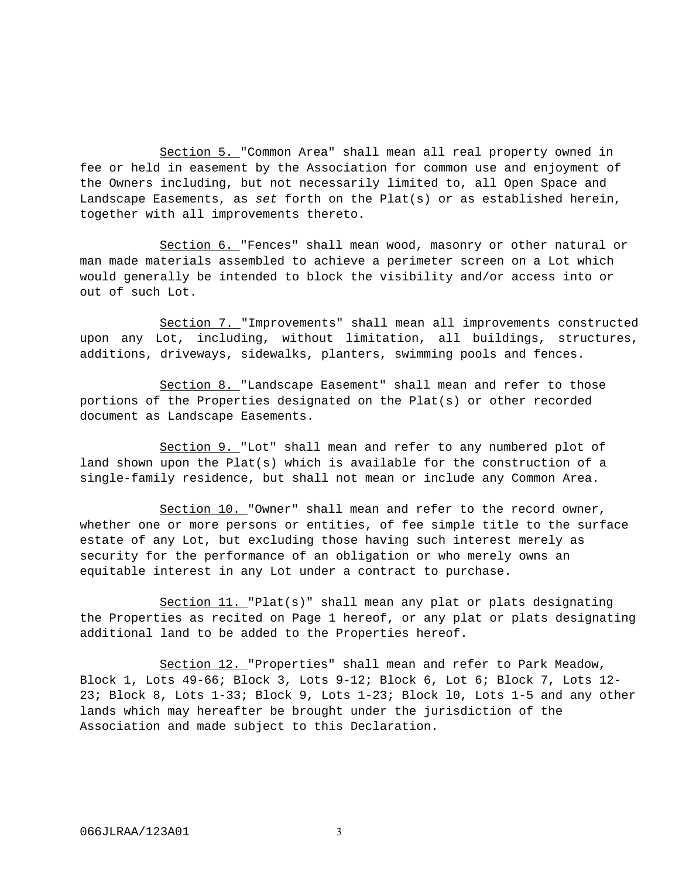Section 5. "Common Area" shall mean all real property owned in fee or held in easement by the Association for common use and enjoyment of the Owners including, but not necessarily limited to, all Open Space and Landscape Easements, as *set* forth on the Plat(s) or as established herein, together with all improvements thereto.

Section 6. "Fences" shall mean wood, masonry or other natural or man made materials assembled to achieve a perimeter screen on a Lot which would generally be intended to block the visibility and/or access into or out of such Lot.

Section 7. "Improvements" shall mean all improvements constructed upon any Lot, including, without limitation, all buildings, structures, additions, driveways, sidewalks, planters, swimming pools and fences.

Section 8. "Landscape Easement" shall mean and refer to those portions of the Properties designated on the Plat(s) or other recorded document as Landscape Easements.

Section 9. "Lot" shall mean and refer to any numbered plot of land shown upon the Plat(s) which is available for the construction of a single-family residence, but shall not mean or include any Common Area.

Section 10. "Owner" shall mean and refer to the record owner, whether one or more persons or entities, of fee simple title to the surface estate of any Lot, but excluding those having such interest merely as security for the performance of an obligation or who merely owns an equitable interest in any Lot under a contract to purchase.

Section 11. "Plat(s)" shall mean any plat or plats designating the Properties as recited on Page 1 hereof, or any plat or plats designating additional land to be added to the Properties hereof.

Section 12. "Properties" shall mean and refer to Park Meadow, Block 1, Lots 49-66; Block 3, Lots 9-12; Block 6, Lot 6; Block 7, Lots 12-23; Block 8, Lots 1-33; Block 9, Lots 1-23; Block l0, Lots 1-5 and any other lands which may hereafter be brought under the jurisdiction of the Association and made subject to this Declaration.

066JLRAA/123A01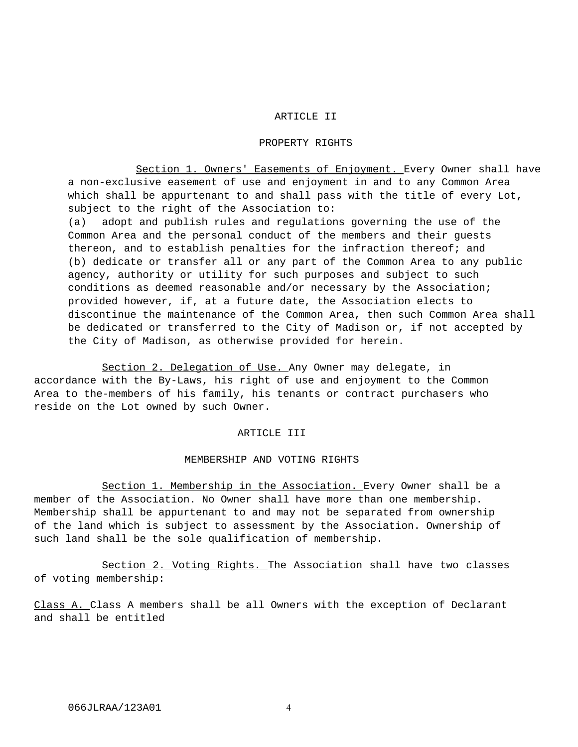## ARTICLE II

## PROPERTY RIGHTS

Section 1. Owners' Easements of Enjoyment. Every Owner shall have a non-exclusive easement of use and enjoyment in and to any Common Area which shall be appurtenant to and shall pass with the title of every Lot, subject to the right of the Association to:

(a) adopt and publish rules and regulations governing the use of the Common Area and the personal conduct of the members and their guests thereon, and to establish penalties for the infraction thereof; and

(b) dedicate or transfer all or any part of the Common Area to any public agency, authority or utility for such purposes and subject to such conditions as deemed reasonable and/or necessary by the Association; provided however, if, at a future date, the Association elects to discontinue the maintenance of the Common Area, then such Common Area shall be dedicated or transferred to the City of Madison or, if not accepted by the City of Madison, as otherwise provided for herein.

Section 2. Delegation of Use. Any Owner may delegate, in accordance with the By-Laws, his right of use and enjoyment to the Common Area to the-members of his family, his tenants or contract purchasers who reside on the Lot owned by such Owner.

## ARTICLE III

## MEMBERSHIP AND VOTING RIGHTS

Section 1. Membership in the Association. Every Owner shall be a member of the Association. No Owner shall have more than one membership. Membership shall be appurtenant to and may not be separated from ownership of the land which is subject to assessment by the Association. Ownership of such land shall be the sole qualification of membership.

Section 2. Voting Rights. The Association shall have two classes of voting membership:

Class A. Class A members shall be all Owners with the exception of Declarant and shall be entitled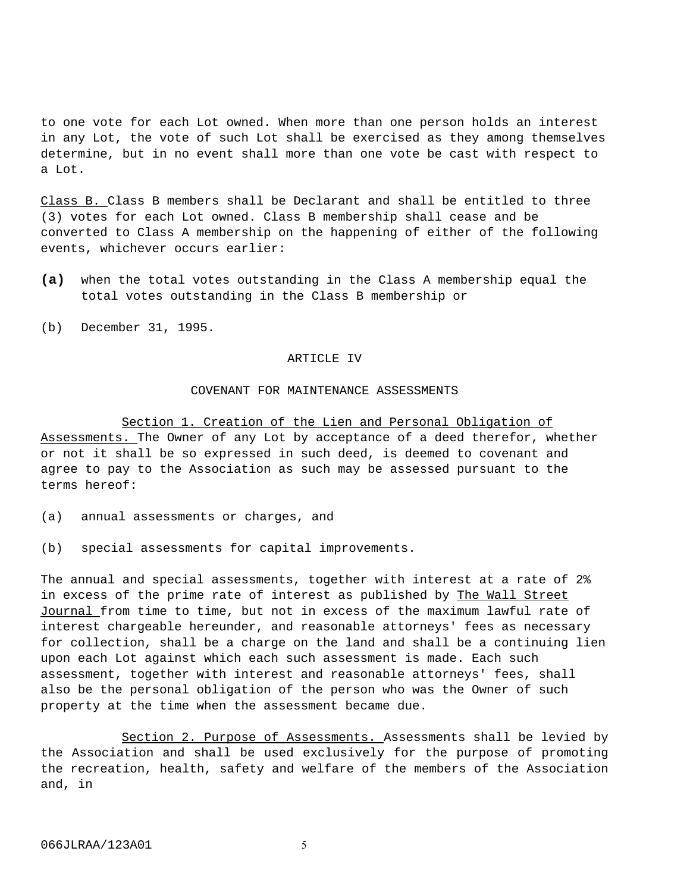to one vote for each Lot owned. When more than one person holds an interest in any Lot, the vote of such Lot shall be exercised as they among themselves determine, but in no event shall more than one vote be cast with respect to a Lot.

Class B. Class B members shall be Declarant and shall be entitled to three (3) votes for each Lot owned. Class B membership shall cease and be converted to Class A membership on the happening of either of the following events, whichever occurs earlier:

**(a)** when the total votes outstanding in the Class A membership equal the total votes outstanding in the Class B membership or

(b) December 31, 1995.

## ARTICLE IV

## COVENANT FOR MAINTENANCE ASSESSMENTS

Section 1. Creation of the Lien and Personal Obligation of Assessments. The Owner of any Lot by acceptance of a deed therefor, whether or not it shall be so expressed in such deed, is deemed to covenant and agree to pay to the Association as such may be assessed pursuant to the terms hereof:

(a) annual assessments or charges, and

(b) special assessments for capital improvements.

The annual and special assessments, together with interest at a rate of 2% in excess of the prime rate of interest as published by The Wall Street Journal from time to time, but not in excess of the maximum lawful rate of interest chargeable hereunder, and reasonable attorneys' fees as necessary for collection, shall be a charge on the land and shall be a continuing lien upon each Lot against which each such assessment is made. Each such assessment, together with interest and reasonable attorneys' fees, shall also be the personal obligation of the person who was the Owner of such property at the time when the assessment became due.

Section 2. Purpose of Assessments. Assessments shall be levied by the Association and shall be used exclusively for the purpose of promoting the recreation, health, safety and welfare of the members of the Association and, in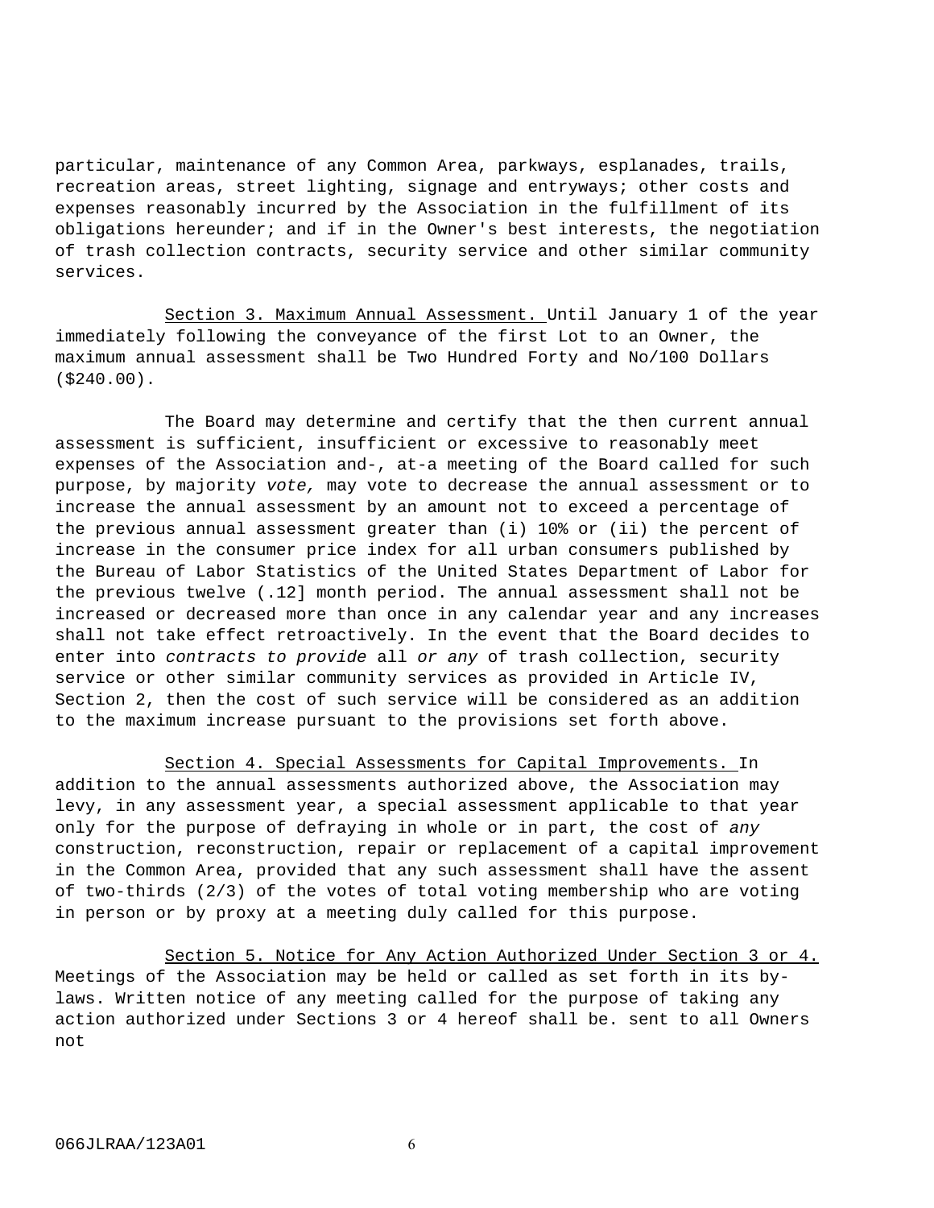particular, maintenance of any Common Area, parkways, esplanades, trails, recreation areas, street lighting, signage and entryways; other costs and expenses reasonably incurred by the Association in the fulfillment of its obligations hereunder; and if in the Owner's best interests, the negotiation of trash collection contracts, security service and other similar community services.

Section 3. Maximum Annual Assessment. Until January 1 of the year immediately following the conveyance of the first Lot to an Owner, the maximum annual assessment shall be Two Hundred Forty and No/100 Dollars ($240.00).

The Board may determine and certify that the then current annual assessment is sufficient, insufficient or excessive to reasonably meet expenses of the Association and-, at-a meeting of the Board called for such purpose, by majority *vote,* may vote to decrease the annual assessment or to increase the annual assessment by an amount not to exceed a percentage of the previous annual assessment greater than (i) 10% or (ii) the percent of increase in the consumer price index for all urban consumers published by the Bureau of Labor Statistics of the United States Department of Labor for the previous twelve (.12] month period. The annual assessment shall not be increased or decreased more than once in any calendar year and any increases shall not take effect retroactively. In the event that the Board decides to enter into *contracts to provide* all *or any* of trash collection, security service or other similar community services as provided in Article IV, Section 2, then the cost of such service will be considered as an addition to the maximum increase pursuant to the provisions set forth above.

Section 4. Special Assessments for Capital Improvements. In addition to the annual assessments authorized above, the Association may levy, in any assessment year, a special assessment applicable to that year only for the purpose of defraying in whole or in part, the cost of *any* construction, reconstruction, repair or replacement of a capital improvement in the Common Area, provided that any such assessment shall have the assent of two-thirds (2/3) of the votes of total voting membership who are voting in person or by proxy at a meeting duly called for this purpose.

Section 5. Notice for Any Action Authorized Under Section 3 or 4. Meetings of the Association may be held or called as set forth in its by-laws. Written notice of any meeting called for the purpose of taking any action authorized under Sections 3 or 4 hereof shall be. sent to all Owners not

066JLRAA/123A01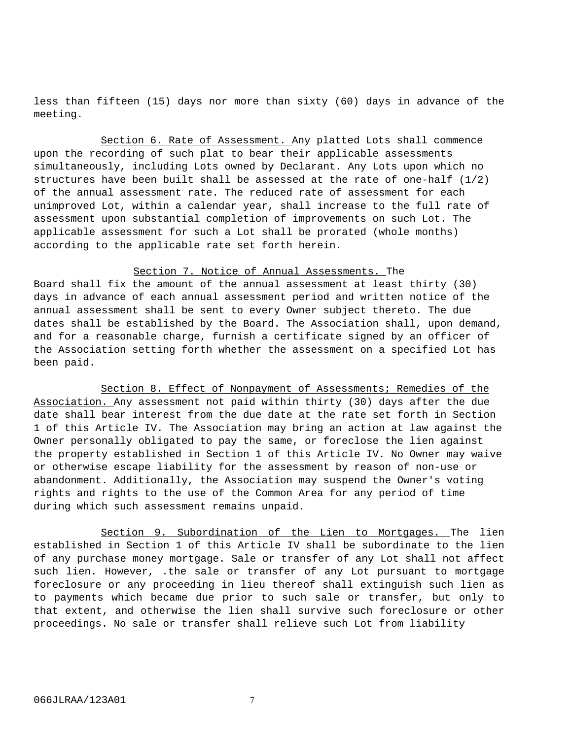less than fifteen (15) days nor more than sixty (60) days in advance of the meeting.

Section 6. Rate of Assessment. Any platted Lots shall commence upon the recording of such plat to bear their applicable assessments simultaneously, including Lots owned by Declarant. Any Lots upon which no structures have been built shall be assessed at the rate of one-half (1/2) of the annual assessment rate. The reduced rate of assessment for each unimproved Lot, within a calendar year, shall increase to the full rate of assessment upon substantial completion of improvements on such Lot. The applicable assessment for such a Lot shall be prorated (whole months) according to the applicable rate set forth herein.

Section 7. Notice of Annual Assessments. The Board shall fix the amount of the annual assessment at least thirty (30) days in advance of each annual assessment period and written notice of the annual assessment shall be sent to every Owner subject thereto. The due dates shall be established by the Board. The Association shall, upon demand, and for a reasonable charge, furnish a certificate signed by an officer of the Association setting forth whether the assessment on a specified Lot has been paid.

Section 8. Effect of Nonpayment of Assessments; Remedies of the Association. Any assessment not paid within thirty (30) days after the due date shall bear interest from the due date at the rate set forth in Section 1 of this Article IV. The Association may bring an action at law against the Owner personally obligated to pay the same, or foreclose the lien against the property established in Section 1 of this Article IV. No Owner may waive or otherwise escape liability for the assessment by reason of non-use or abandonment. Additionally, the Association may suspend the Owner's voting rights and rights to the use of the Common Area for any period of time during which such assessment remains unpaid.

Section 9. Subordination of the Lien to Mortgages. The lien established in Section 1 of this Article IV shall be subordinate to the lien of any purchase money mortgage. Sale or transfer of any Lot shall not affect such lien. However, .the sale or transfer of any Lot pursuant to mortgage foreclosure or any proceeding in lieu thereof shall extinguish such lien as to payments which became due prior to such sale or transfer, but only to that extent, and otherwise the lien shall survive such foreclosure or other proceedings. No sale or transfer shall relieve such Lot from liability

066JLRAA/123A01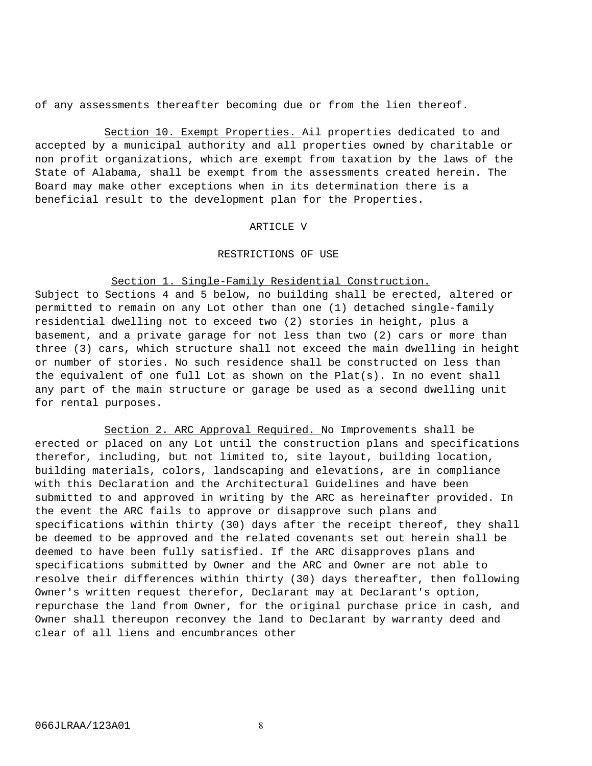of any assessments thereafter becoming due or from the lien thereof.

Section 10. Exempt Properties. Ail properties dedicated to and accepted by a municipal authority and all properties owned by charitable or non profit organizations, which are exempt from taxation by the laws of the State of Alabama, shall be exempt from the assessments created herein. The Board may make other exceptions when in its determination there is a beneficial result to the development plan for the Properties.

ARTICLE V

RESTRICTIONS OF USE

Section 1. Single-Family Residential Construction. Subject to Sections 4 and 5 below, no building shall be erected, altered or permitted to remain on any Lot other than one (1) detached single-family residential dwelling not to exceed two (2) stories in height, plus a basement, and a private garage for not less than two (2) cars or more than three (3) cars, which structure shall not exceed the main dwelling in height or number of stories. No such residence shall be constructed on less than the equivalent of one full Lot as shown on the Plat(s). In no event shall any part of the main structure or garage be used as a second dwelling unit for rental purposes.

Section 2. ARC Approval Required. No Improvements shall be erected or placed on any Lot until the construction plans and specifications therefor, including, but not limited to, site layout, building location, building materials, colors, landscaping and elevations, are in compliance with this Declaration and the Architectural Guidelines and have been submitted to and approved in writing by the ARC as hereinafter provided. In the event the ARC fails to approve or disapprove such plans and specifications within thirty (30) days after the receipt thereof, they shall be deemed to be approved and the related covenants set out herein shall be deemed to have been fully satisfied. If the ARC disapproves plans and specifications submitted by Owner and the ARC and Owner are not able to resolve their differences within thirty (30) days thereafter, then following Owner's written request therefor, Declarant may at Declarant's option, repurchase the land from Owner, for the original purchase price in cash, and Owner shall thereupon reconvey the land to Declarant by warranty deed and clear of all liens and encumbrances other

066JLRAA/123A01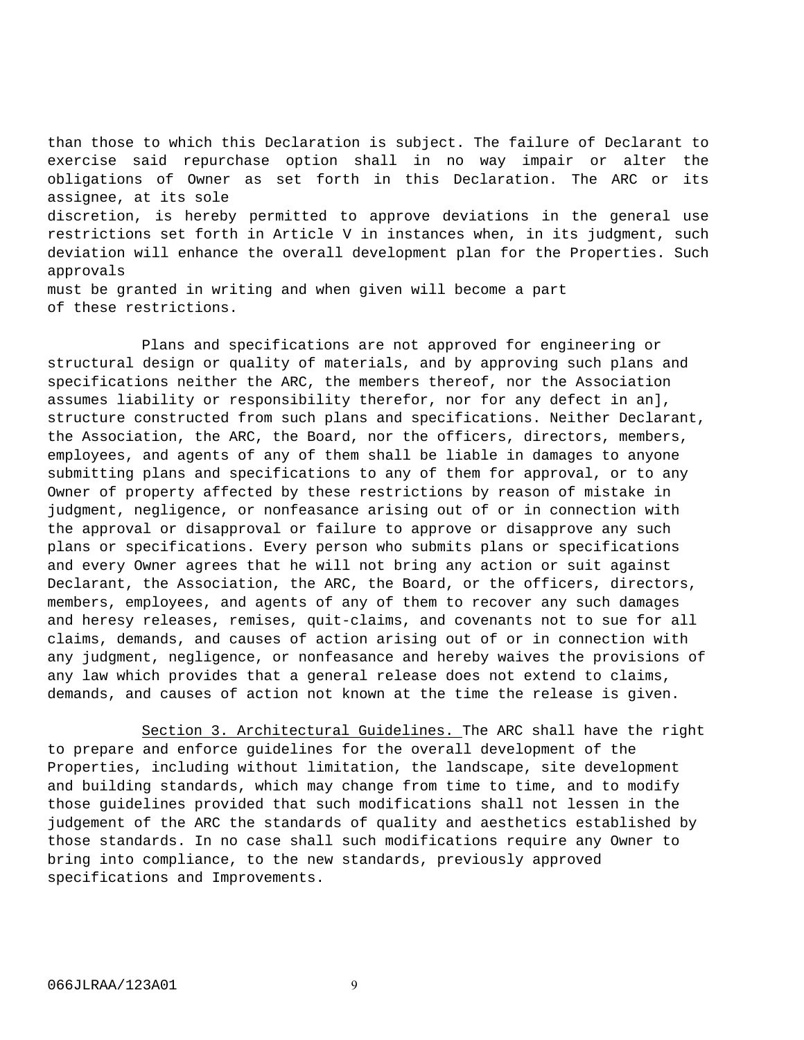than those to which this Declaration is subject. The failure of Declarant to exercise said repurchase option shall in no way impair or alter the obligations of Owner as set forth in this Declaration. The ARC or its assignee, at its sole discretion, is hereby permitted to approve deviations in the general use restrictions set forth in Article V in instances when, in its judgment, such deviation will enhance the overall development plan for the Properties. Such approvals must be granted in writing and when given will become a part of these restrictions.

Plans and specifications are not approved for engineering or structural design or quality of materials, and by approving such plans and specifications neither the ARC, the members thereof, nor the Association assumes liability or responsibility therefor, nor for any defect in an], structure constructed from such plans and specifications. Neither Declarant, the Association, the ARC, the Board, nor the officers, directors, members, employees, and agents of any of them shall be liable in damages to anyone submitting plans and specifications to any of them for approval, or to any Owner of property affected by these restrictions by reason of mistake in judgment, negligence, or nonfeasance arising out of or in connection with the approval or disapproval or failure to approve or disapprove any such plans or specifications. Every person who submits plans or specifications and every Owner agrees that he will not bring any action or suit against Declarant, the Association, the ARC, the Board, or the officers, directors, members, employees, and agents of any of them to recover any such damages and heresy releases, remises, quit-claims, and covenants not to sue for all claims, demands, and causes of action arising out of or in connection with any judgment, negligence, or nonfeasance and hereby waives the provisions of any law which provides that a general release does not extend to claims, demands, and causes of action not known at the time the release is given.

Section 3. Architectural Guidelines. The ARC shall have the right to prepare and enforce guidelines for the overall development of the Properties, including without limitation, the landscape, site development and building standards, which may change from time to time, and to modify those guidelines provided that such modifications shall not lessen in the judgement of the ARC the standards of quality and aesthetics established by those standards. In no case shall such modifications require any Owner to bring into compliance, to the new standards, previously approved specifications and Improvements.

066JLRAA/123A01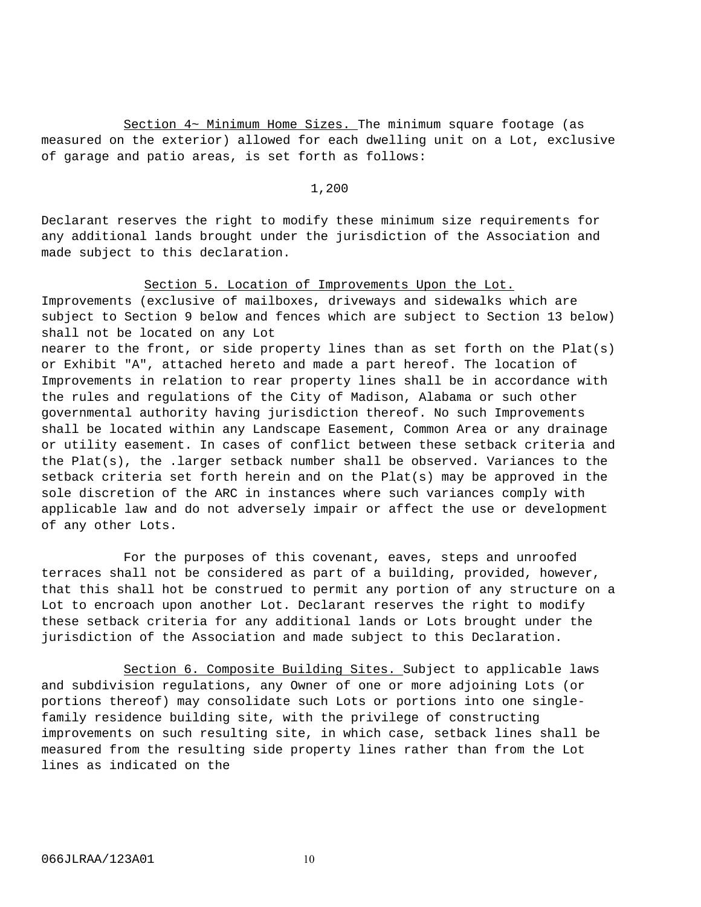Section 4~ Minimum Home Sizes. The minimum square footage (as measured on the exterior) allowed for each dwelling unit on a Lot, exclusive of garage and patio areas, is set forth as follows:

1,200

Declarant reserves the right to modify these minimum size requirements for any additional lands brought under the jurisdiction of the Association and made subject to this declaration.

Section 5. Location of Improvements Upon the Lot. Improvements (exclusive of mailboxes, driveways and sidewalks which are subject to Section 9 below and fences which are subject to Section 13 below) shall not be located on any Lot nearer to the front, or side property lines than as set forth on the Plat(s) or Exhibit "A", attached hereto and made a part hereof. The location of Improvements in relation to rear property lines shall be in accordance with the rules and regulations of the City of Madison, Alabama or such other governmental authority having jurisdiction thereof. No such Improvements shall be located within any Landscape Easement, Common Area or any drainage or utility easement. In cases of conflict between these setback criteria and the Plat(s), the .larger setback number shall be observed. Variances to the setback criteria set forth herein and on the Plat(s) may be approved in the sole discretion of the ARC in instances where such variances comply with applicable law and do not adversely impair or affect the use or development of any other Lots.

For the purposes of this covenant, eaves, steps and unroofed terraces shall not be considered as part of a building, provided, however, that this shall hot be construed to permit any portion of any structure on a Lot to encroach upon another Lot. Declarant reserves the right to modify these setback criteria for any additional lands or Lots brought under the jurisdiction of the Association and made subject to this Declaration.

Section 6. Composite Building Sites. Subject to applicable laws and subdivision regulations, any Owner of one or more adjoining Lots (or portions thereof) may consolidate such Lots or portions into one single-family residence building site, with the privilege of constructing improvements on such resulting site, in which case, setback lines shall be measured from the resulting side property lines rather than from the Lot lines as indicated on the

066JLRAA/123A01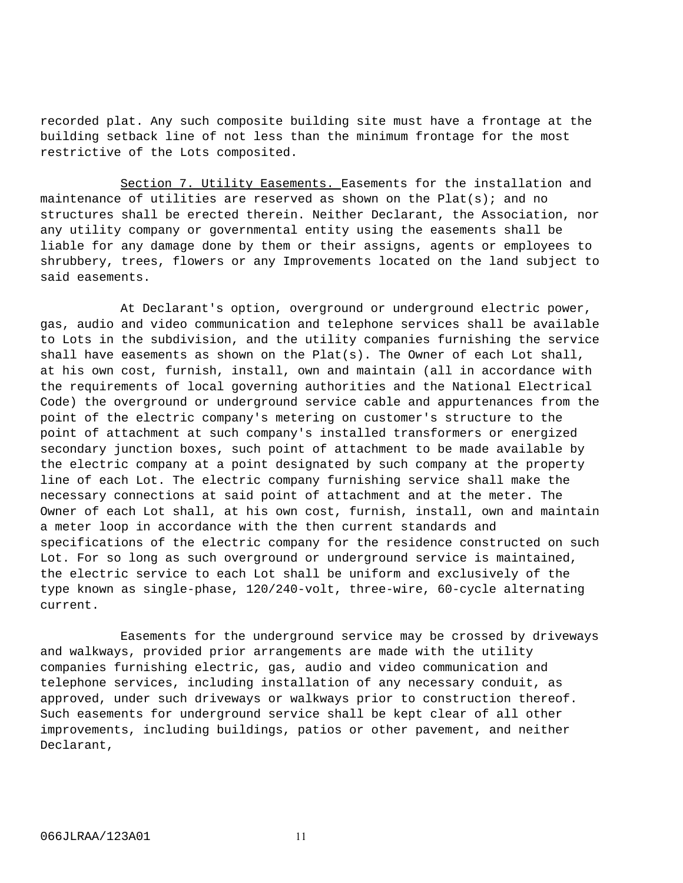recorded plat. Any such composite building site must have a frontage at the building setback line of not less than the minimum frontage for the most restrictive of the Lots composited.

Section 7. Utility Easements. Easements for the installation and maintenance of utilities are reserved as shown on the Plat(s); and no structures shall be erected therein. Neither Declarant, the Association, nor any utility company or governmental entity using the easements shall be liable for any damage done by them or their assigns, agents or employees to shrubbery, trees, flowers or any Improvements located on the land subject to said easements.

At Declarant's option, overground or underground electric power, gas, audio and video communication and telephone services shall be available to Lots in the subdivision, and the utility companies furnishing the service shall have easements as shown on the Plat(s). The Owner of each Lot shall, at his own cost, furnish, install, own and maintain (all in accordance with the requirements of local governing authorities and the National Electrical Code) the overground or underground service cable and appurtenances from the point of the electric company's metering on customer's structure to the point of attachment at such company's installed transformers or energized secondary junction boxes, such point of attachment to be made available by the electric company at a point designated by such company at the property line of each Lot. The electric company furnishing service shall make the necessary connections at said point of attachment and at the meter. The Owner of each Lot shall, at his own cost, furnish, install, own and maintain a meter loop in accordance with the then current standards and specifications of the electric company for the residence constructed on such Lot. For so long as such overground or underground service is maintained, the electric service to each Lot shall be uniform and exclusively of the type known as single-phase, 120/240-volt, three-wire, 60-cycle alternating current.

Easements for the underground service may be crossed by driveways and walkways, provided prior arrangements are made with the utility companies furnishing electric, gas, audio and video communication and telephone services, including installation of any necessary conduit, as approved, under such driveways or walkways prior to construction thereof. Such easements for underground service shall be kept clear of all other improvements, including buildings, patios or other pavement, and neither Declarant,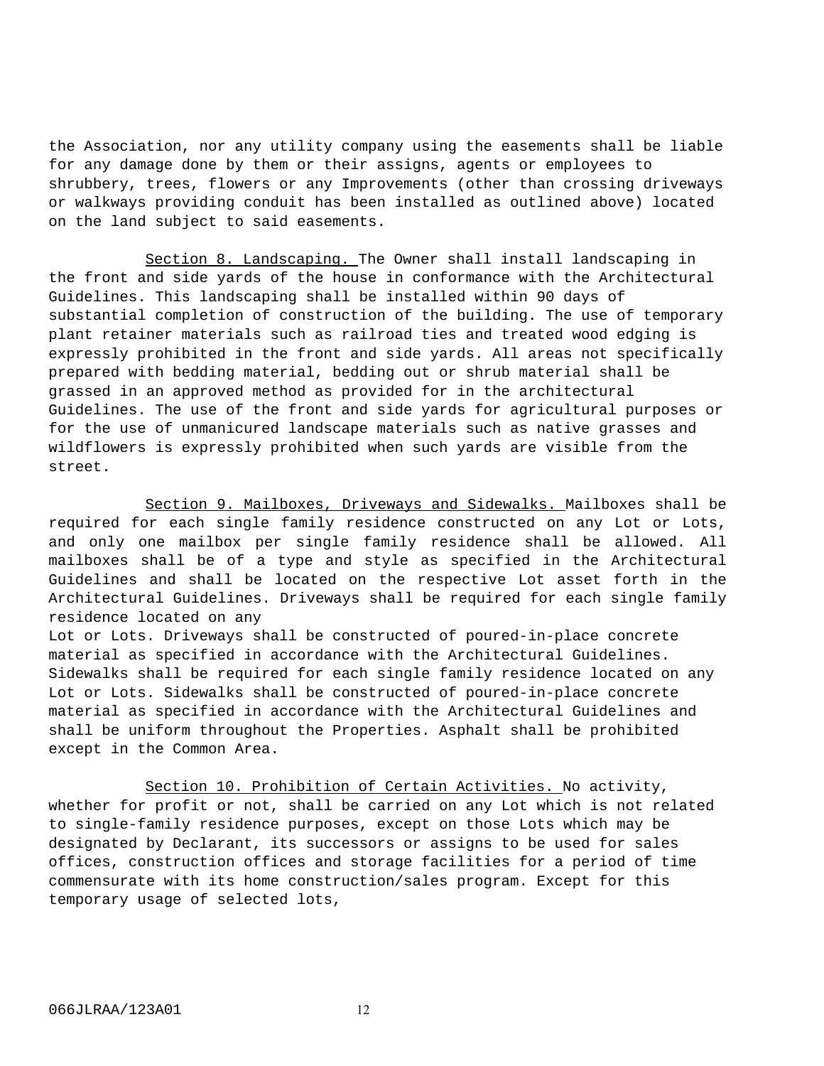the Association, nor any utility company using the easements shall be liable for any damage done by them or their assigns, agents or employees to shrubbery, trees, flowers or any Improvements (other than crossing driveways or walkways providing conduit has been installed as outlined above) located on the land subject to said easements.

Section 8. Landscaping. The Owner shall install landscaping in the front and side yards of the house in conformance with the Architectural Guidelines. This landscaping shall be installed within 90 days of substantial completion of construction of the building. The use of temporary plant retainer materials such as railroad ties and treated wood edging is expressly prohibited in the front and side yards. All areas not specifically prepared with bedding material, bedding out or shrub material shall be grassed in an approved method as provided for in the architectural Guidelines. The use of the front and side yards for agricultural purposes or for the use of unmanicured landscape materials such as native grasses and wildflowers is expressly prohibited when such yards are visible from the street.

Section 9. Mailboxes, Driveways and Sidewalks. Mailboxes shall be required for each single family residence constructed on any Lot or Lots, and only one mailbox per single family residence shall be allowed. All mailboxes shall be of a type and style as specified in the Architectural Guidelines and shall be located on the respective Lot asset forth in the Architectural Guidelines. Driveways shall be required for each single family residence located on any Lot or Lots. Driveways shall be constructed of poured-in-place concrete material as specified in accordance with the Architectural Guidelines. Sidewalks shall be required for each single family residence located on any Lot or Lots. Sidewalks shall be constructed of poured-in-place concrete material as specified in accordance with the Architectural Guidelines and shall be uniform throughout the Properties. Asphalt shall be prohibited except in the Common Area.

Section 10. Prohibition of Certain Activities. No activity, whether for profit or not, shall be carried on any Lot which is not related to single-family residence purposes, except on those Lots which may be designated by Declarant, its successors or assigns to be used for sales offices, construction offices and storage facilities for a period of time commensurate with its home construction/sales program. Except for this temporary usage of selected lots,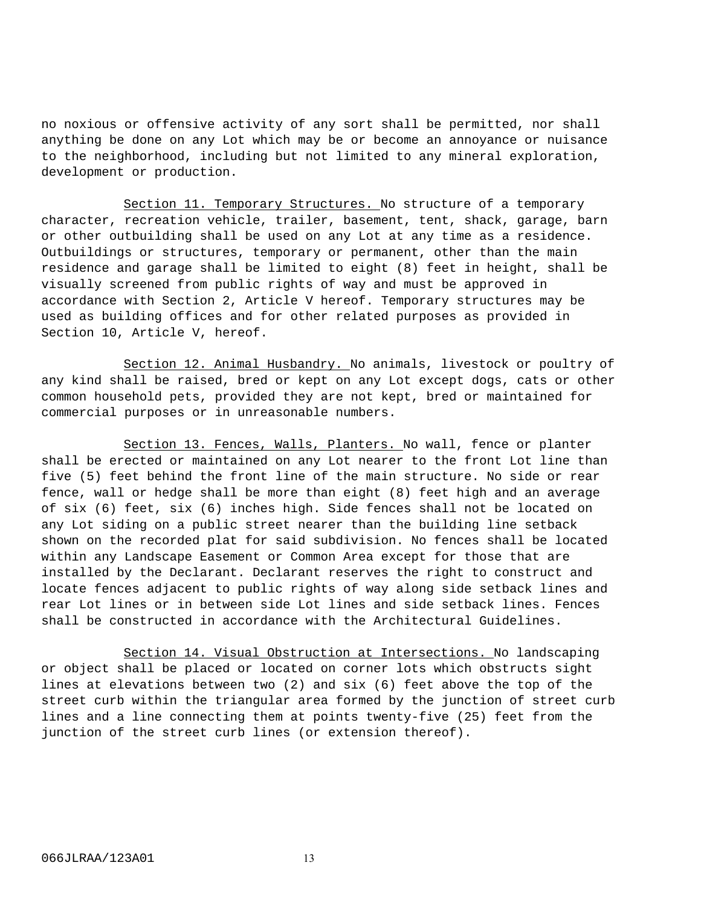no noxious or offensive activity of any sort shall be permitted, nor shall anything be done on any Lot which may be or become an annoyance or nuisance to the neighborhood, including but not limited to any mineral exploration, development or production.

<u>Section 11. Temporary Structures.</u> No structure of a temporary character, recreation vehicle, trailer, basement, tent, shack, garage, barn or other outbuilding shall be used on any Lot at any time as a residence. Outbuildings or structures, temporary or permanent, other than the main residence and garage shall be limited to eight (8) feet in height, shall be visually screened from public rights of way and must be approved in accordance with Section 2, Article V hereof. Temporary structures may be used as building offices and for other related purposes as provided in Section 10, Article V, hereof.

<u>Section 12. Animal Husbandry.</u> No animals, livestock or poultry of any kind shall be raised, bred or kept on any Lot except dogs, cats or other common household pets, provided they are not kept, bred or maintained for commercial purposes or in unreasonable numbers.

<u>Section 13. Fences, Walls, Planters.</u> No wall, fence or planter shall be erected or maintained on any Lot nearer to the front Lot line than five (5) feet behind the front line of the main structure. No side or rear fence, wall or hedge shall be more than eight (8) feet high and an average of six (6) feet, six (6) inches high. Side fences shall not be located on any Lot siding on a public street nearer than the building line setback shown on the recorded plat for said subdivision. No fences shall be located within any Landscape Easement or Common Area except for those that are installed by the Declarant. Declarant reserves the right to construct and locate fences adjacent to public rights of way along side setback lines and rear Lot lines or in between side Lot lines and side setback lines. Fences shall be constructed in accordance with the Architectural Guidelines.

<u>Section 14. Visual Obstruction at Intersections.</u> No landscaping or object shall be placed or located on corner lots which obstructs sight lines at elevations between two (2) and six (6) feet above the top of the street curb within the triangular area formed by the junction of street curb lines and a line connecting them at points twenty-five (25) feet from the junction of the street curb lines (or extension thereof).

066JLRAA/123A01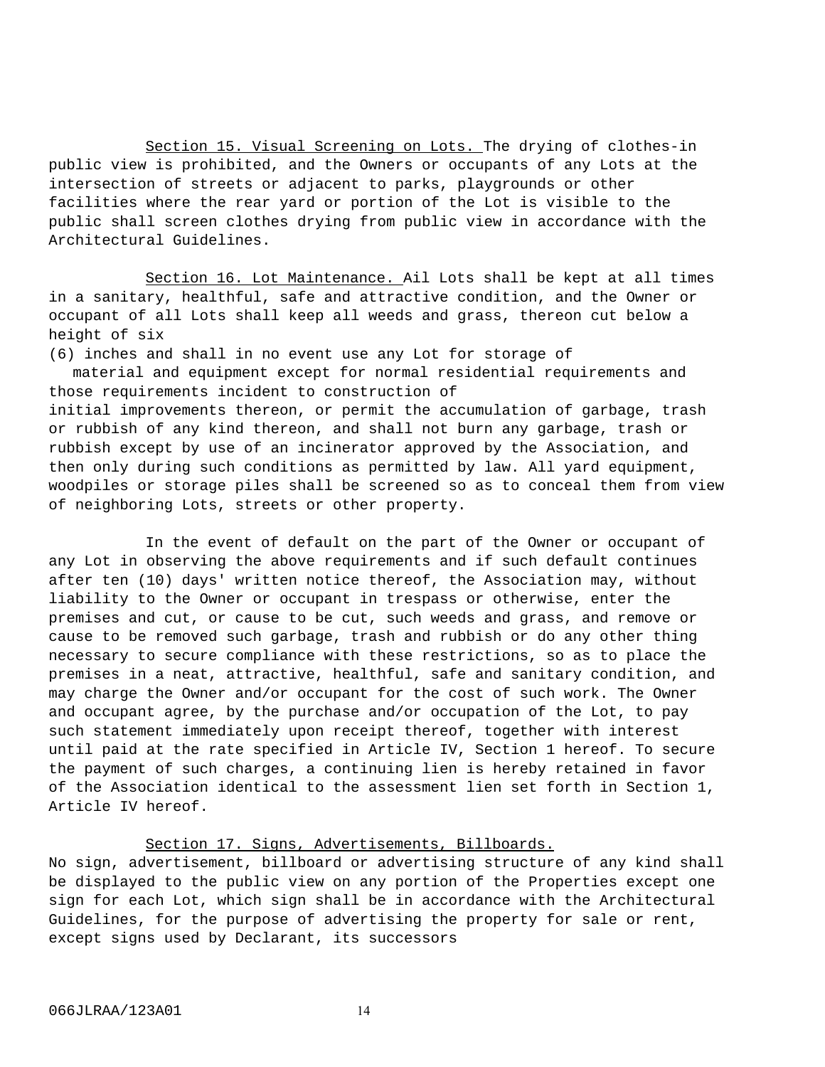Section 15. Visual Screening on Lots. The drying of clothes-in public view is prohibited, and the Owners or occupants of any Lots at the intersection of streets or adjacent to parks, playgrounds or other facilities where the rear yard or portion of the Lot is visible to the public shall screen clothes drying from public view in accordance with the Architectural Guidelines.

Section 16. Lot Maintenance. Ail Lots shall be kept at all times in a sanitary, healthful, safe and attractive condition, and the Owner or occupant of all Lots shall keep all weeds and grass, thereon cut below a height of six (6) inches and shall in no event use any Lot for storage of material and equipment except for normal residential requirements and those requirements incident to construction of initial improvements thereon, or permit the accumulation of garbage, trash or rubbish of any kind thereon, and shall not burn any garbage, trash or rubbish except by use of an incinerator approved by the Association, and then only during such conditions as permitted by law. All yard equipment, woodpiles or storage piles shall be screened so as to conceal them from view of neighboring Lots, streets or other property.

In the event of default on the part of the Owner or occupant of any Lot in observing the above requirements and if such default continues after ten (10) days' written notice thereof, the Association may, without liability to the Owner or occupant in trespass or otherwise, enter the premises and cut, or cause to be cut, such weeds and grass, and remove or cause to be removed such garbage, trash and rubbish or do any other thing necessary to secure compliance with these restrictions, so as to place the premises in a neat, attractive, healthful, safe and sanitary condition, and may charge the Owner and/or occupant for the cost of such work. The Owner and occupant agree, by the purchase and/or occupation of the Lot, to pay such statement immediately upon receipt thereof, together with interest until paid at the rate specified in Article IV, Section 1 hereof. To secure the payment of such charges, a continuing lien is hereby retained in favor of the Association identical to the assessment lien set forth in Section 1, Article IV hereof.

Section 17. Signs, Advertisements, Billboards. No sign, advertisement, billboard or advertising structure of any kind shall be displayed to the public view on any portion of the Properties except one sign for each Lot, which sign shall be in accordance with the Architectural Guidelines, for the purpose of advertising the property for sale or rent, except signs used by Declarant, its successors

066JLRAA/123A01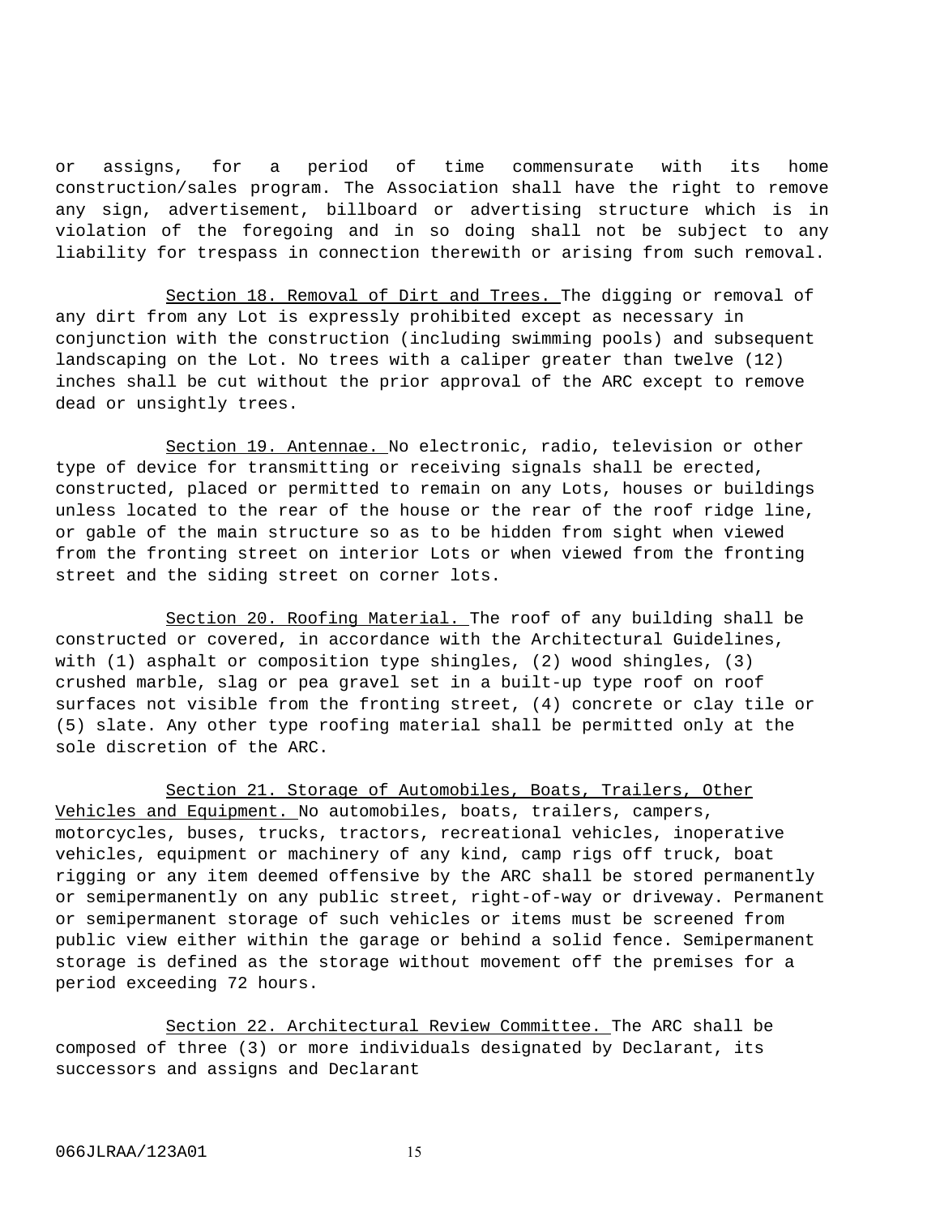or assigns, for a period of time commensurate with its home construction/sales program. The Association shall have the right to remove any sign, advertisement, billboard or advertising structure which is in violation of the foregoing and in so doing shall not be subject to any liability for trespass in connection therewith or arising from such removal.

Section 18. Removal of Dirt and Trees. The digging or removal of any dirt from any Lot is expressly prohibited except as necessary in conjunction with the construction (including swimming pools) and subsequent landscaping on the Lot. No trees with a caliper greater than twelve (12) inches shall be cut without the prior approval of the ARC except to remove dead or unsightly trees.

Section 19. Antennae. No electronic, radio, television or other type of device for transmitting or receiving signals shall be erected, constructed, placed or permitted to remain on any Lots, houses or buildings unless located to the rear of the house or the rear of the roof ridge line, or gable of the main structure so as to be hidden from sight when viewed from the fronting street on interior Lots or when viewed from the fronting street and the siding street on corner lots.

Section 20. Roofing Material. The roof of any building shall be constructed or covered, in accordance with the Architectural Guidelines, with (1) asphalt or composition type shingles, (2) wood shingles, (3) crushed marble, slag or pea gravel set in a built-up type roof on roof surfaces not visible from the fronting street, (4) concrete or clay tile or (5) slate. Any other type roofing material shall be permitted only at the sole discretion of the ARC.

Section 21. Storage of Automobiles, Boats, Trailers, Other Vehicles and Equipment. No automobiles, boats, trailers, campers, motorcycles, buses, trucks, tractors, recreational vehicles, inoperative vehicles, equipment or machinery of any kind, camp rigs off truck, boat rigging or any item deemed offensive by the ARC shall be stored permanently or semipermanently on any public street, right-of-way or driveway. Permanent or semipermanent storage of such vehicles or items must be screened from public view either within the garage or behind a solid fence. Semipermanent storage is defined as the storage without movement off the premises for a period exceeding 72 hours.

Section 22. Architectural Review Committee. The ARC shall be composed of three (3) or more individuals designated by Declarant, its successors and assigns and Declarant

066JLRAA/123A01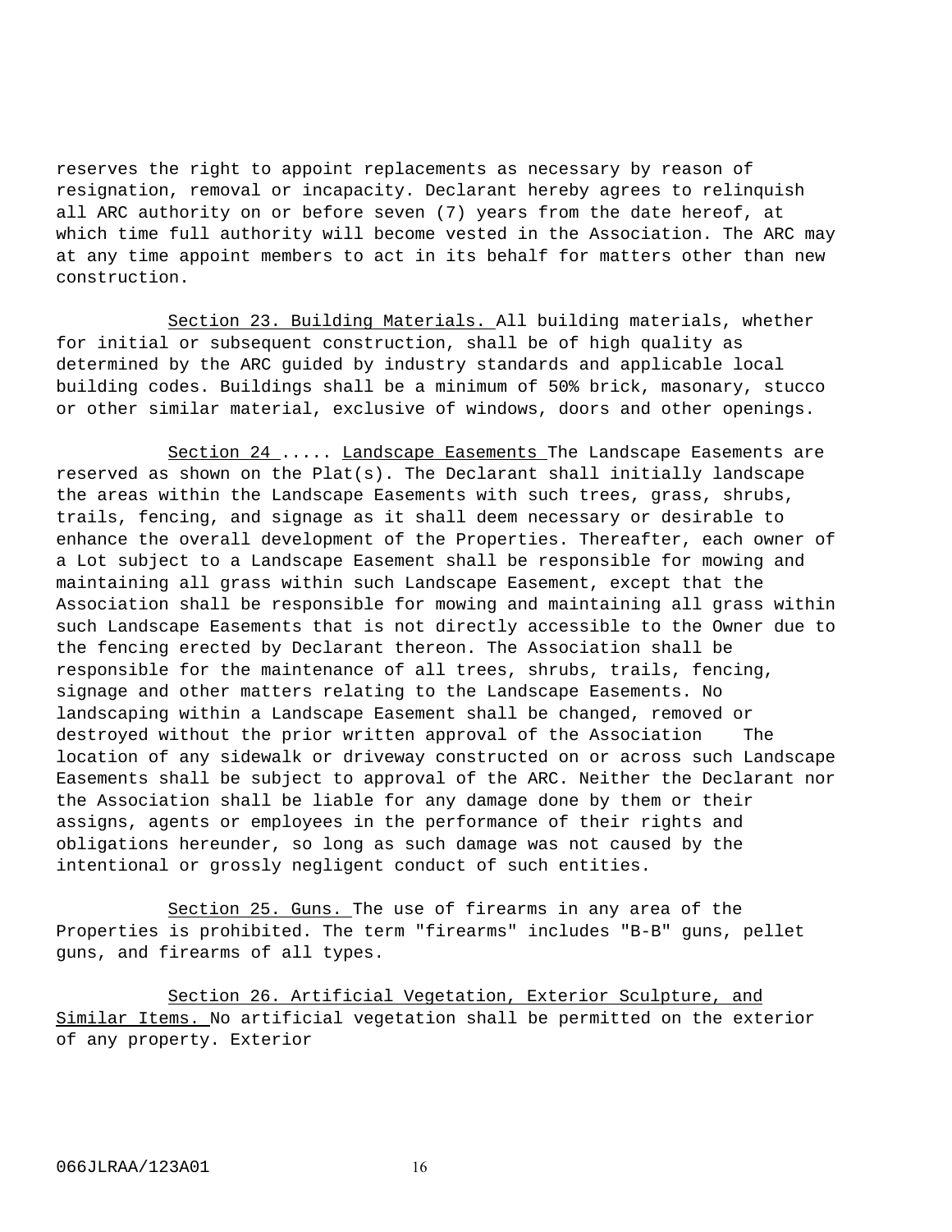reserves the right to appoint replacements as necessary by reason of resignation, removal or incapacity. Declarant hereby agrees to relinquish all ARC authority on or before seven (7) years from the date hereof, at which time full authority will become vested in the Association. The ARC may at any time appoint members to act in its behalf for matters other than new construction.

Section 23. Building Materials. All building materials, whether for initial or subsequent construction, shall be of high quality as determined by the ARC guided by industry standards and applicable local building codes. Buildings shall be a minimum of 50% brick, masonary, stucco or other similar material, exclusive of windows, doors and other openings.

Section 24 ..... Landscape Easements The Landscape Easements are reserved as shown on the Plat(s). The Declarant shall initially landscape the areas within the Landscape Easements with such trees, grass, shrubs, trails, fencing, and signage as it shall deem necessary or desirable to enhance the overall development of the Properties. Thereafter, each owner of a Lot subject to a Landscape Easement shall be responsible for mowing and maintaining all grass within such Landscape Easement, except that the Association shall be responsible for mowing and maintaining all grass within such Landscape Easements that is not directly accessible to the Owner due to the fencing erected by Declarant thereon. The Association shall be responsible for the maintenance of all trees, shrubs, trails, fencing, signage and other matters relating to the Landscape Easements. No landscaping within a Landscape Easement shall be changed, removed or destroyed without the prior written approval of the Association The location of any sidewalk or driveway constructed on or across such Landscape Easements shall be subject to approval of the ARC. Neither the Declarant nor the Association shall be liable for any damage done by them or their assigns, agents or employees in the performance of their rights and obligations hereunder, so long as such damage was not caused by the intentional or grossly negligent conduct of such entities.

Section 25. Guns. The use of firearms in any area of the Properties is prohibited. The term "firearms" includes "B-B" guns, pellet guns, and firearms of all types.

Section 26. Artificial Vegetation, Exterior Sculpture, and Similar Items. No artificial vegetation shall be permitted on the exterior of any property. Exterior

066JLRAA/123A01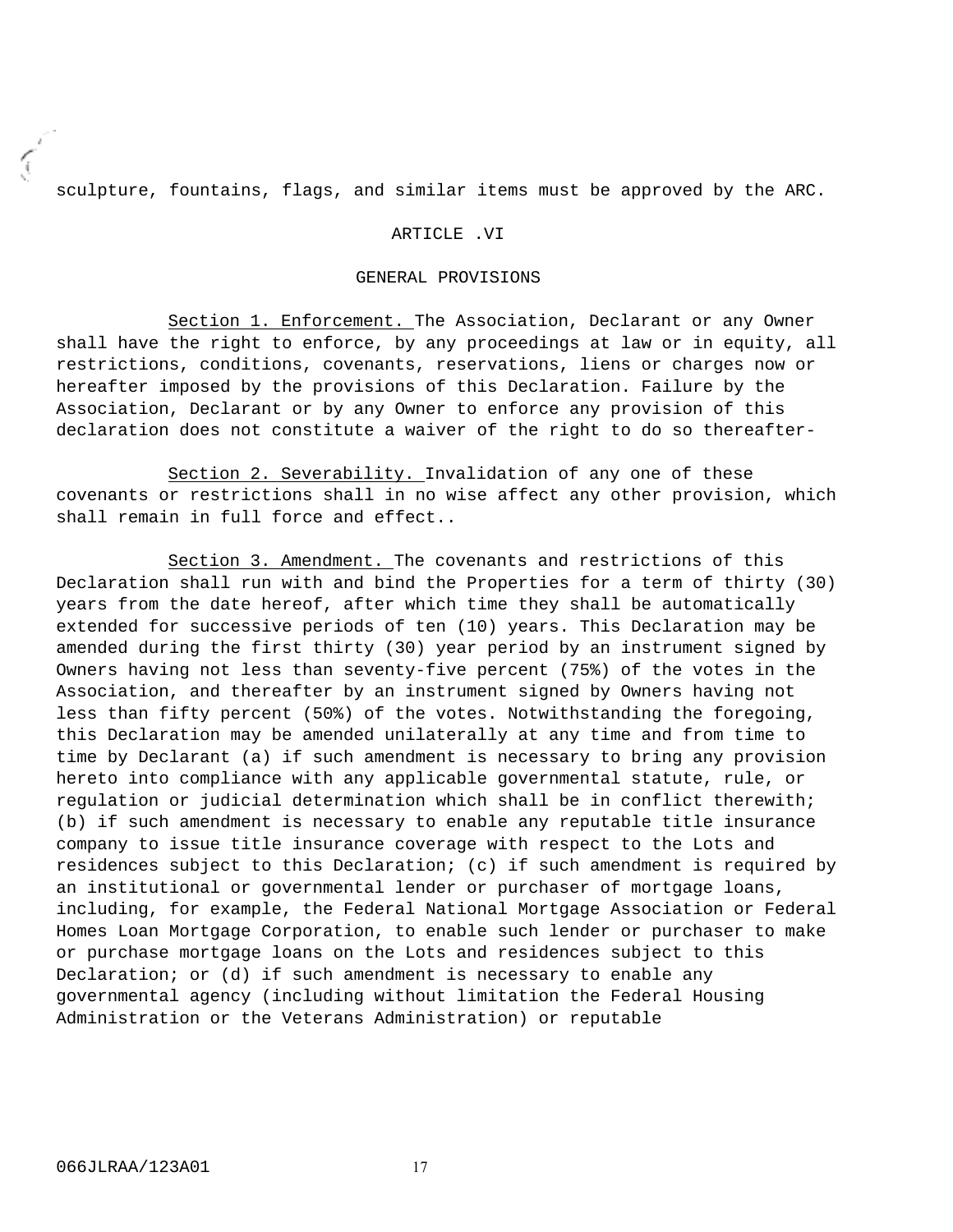sculpture, fountains, flags, and similar items must be approved by the ARC.

## ARTICLE .VI

## GENERAL PROVISIONS

Section 1. Enforcement. The Association, Declarant or any Owner shall have the right to enforce, by any proceedings at law or in equity, all restrictions, conditions, covenants, reservations, liens or charges now or hereafter imposed by the provisions of this Declaration. Failure by the Association, Declarant or by any Owner to enforce any provision of this declaration does not constitute a waiver of the right to do so thereafter-

Section 2. Severability. Invalidation of any one of these covenants or restrictions shall in no wise affect any other provision, which shall remain in full force and effect..

Section 3. Amendment. The covenants and restrictions of this Declaration shall run with and bind the Properties for a term of thirty (30) years from the date hereof, after which time they shall be automatically extended for successive periods of ten (10) years. This Declaration may be amended during the first thirty (30) year period by an instrument signed by Owners having not less than seventy-five percent (75%) of the votes in the Association, and thereafter by an instrument signed by Owners having not less than fifty percent (50%) of the votes. Notwithstanding the foregoing, this Declaration may be amended unilaterally at any time and from time to time by Declarant (a) if such amendment is necessary to bring any provision hereto into compliance with any applicable governmental statute, rule, or regulation or judicial determination which shall be in conflict therewith; (b) if such amendment is necessary to enable any reputable title insurance company to issue title insurance coverage with respect to the Lots and residences subject to this Declaration; (c) if such amendment is required by an institutional or governmental lender or purchaser of mortgage loans, including, for example, the Federal National Mortgage Association or Federal Homes Loan Mortgage Corporation, to enable such lender or purchaser to make or purchase mortgage loans on the Lots and residences subject to this Declaration; or (d) if such amendment is necessary to enable any governmental agency (including without limitation the Federal Housing Administration or the Veterans Administration) or reputable

066JLRAA/123A01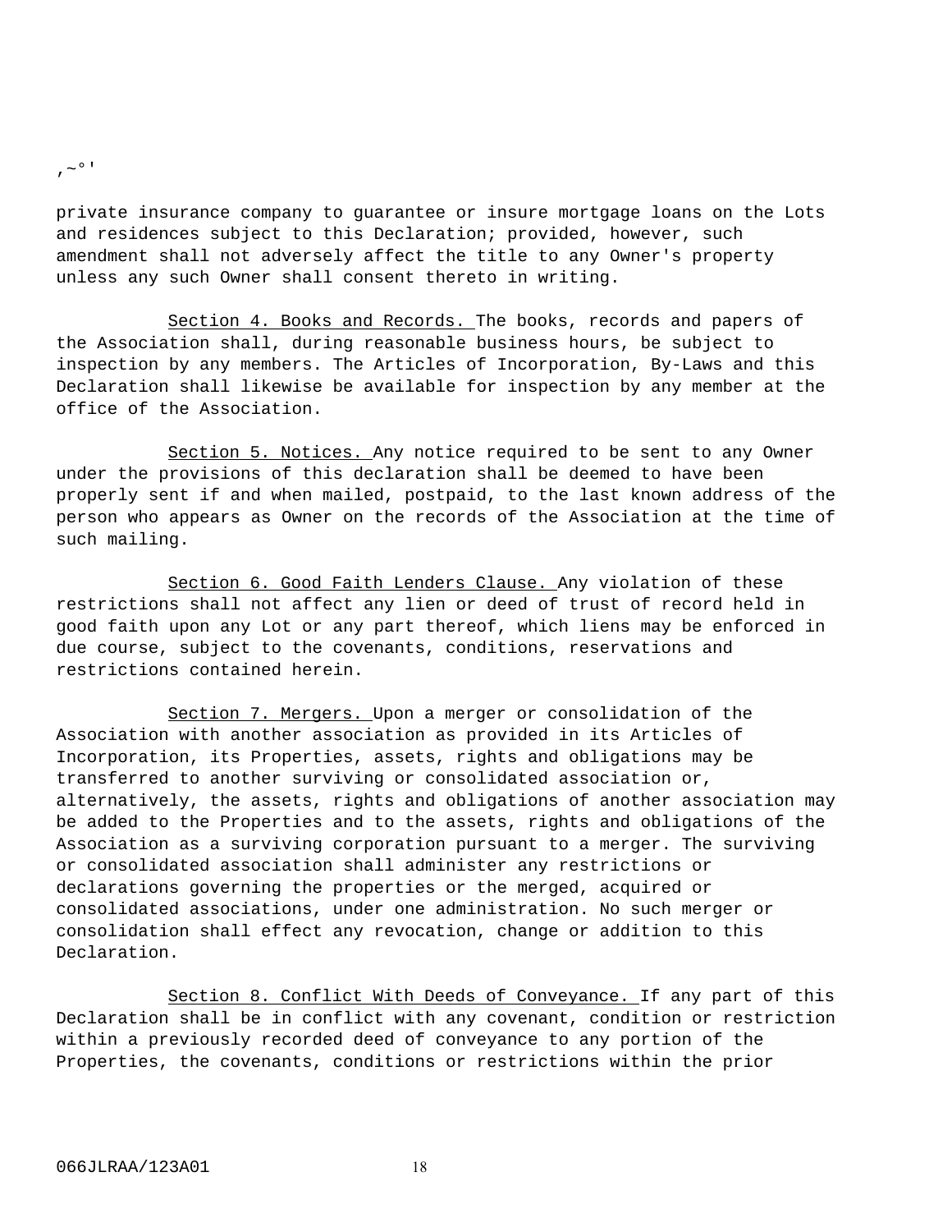private insurance company to guarantee or insure mortgage loans on the Lots and residences subject to this Declaration; provided, however, such amendment shall not adversely affect the title to any Owner's property unless any such Owner shall consent thereto in writing.

Section 4. Books and Records. The books, records and papers of the Association shall, during reasonable business hours, be subject to inspection by any members. The Articles of Incorporation, By-Laws and this Declaration shall likewise be available for inspection by any member at the office of the Association.

Section 5. Notices. Any notice required to be sent to any Owner under the provisions of this declaration shall be deemed to have been properly sent if and when mailed, postpaid, to the last known address of the person who appears as Owner on the records of the Association at the time of such mailing.

Section 6. Good Faith Lenders Clause. Any violation of these restrictions shall not affect any lien or deed of trust of record held in good faith upon any Lot or any part thereof, which liens may be enforced in due course, subject to the covenants, conditions, reservations and restrictions contained herein.

Section 7. Mergers. Upon a merger or consolidation of the Association with another association as provided in its Articles of Incorporation, its Properties, assets, rights and obligations may be transferred to another surviving or consolidated association or, alternatively, the assets, rights and obligations of another association may be added to the Properties and to the assets, rights and obligations of the Association as a surviving corporation pursuant to a merger. The surviving or consolidated association shall administer any restrictions or declarations governing the properties or the merged, acquired or consolidated associations, under one administration. No such merger or consolidation shall effect any revocation, change or addition to this Declaration.

Section 8. Conflict With Deeds of Conveyance. If any part of this Declaration shall be in conflict with any covenant, condition or restriction within a previously recorded deed of conveyance to any portion of the Properties, the covenants, conditions or restrictions within the prior

066JLRAA/123A01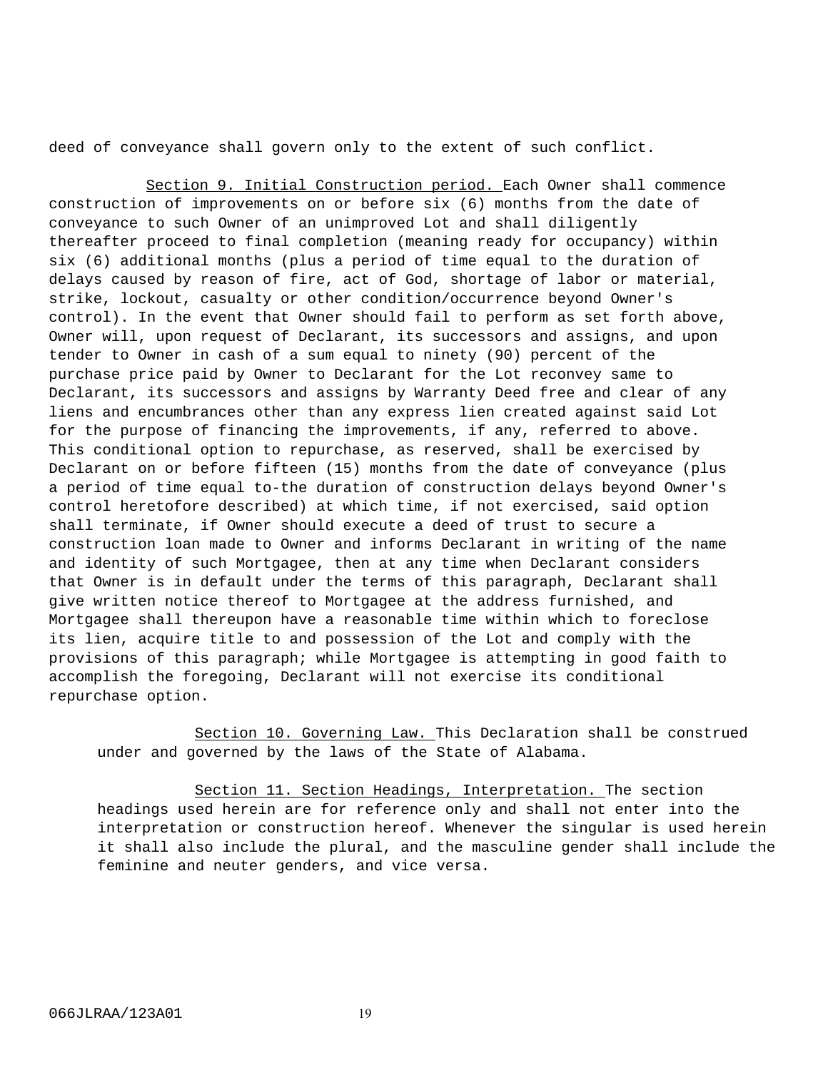deed of conveyance shall govern only to the extent of such conflict.

Section 9. Initial Construction period. Each Owner shall commence construction of improvements on or before six (6) months from the date of conveyance to such Owner of an unimproved Lot and shall diligently thereafter proceed to final completion (meaning ready for occupancy) within six (6) additional months (plus a period of time equal to the duration of delays caused by reason of fire, act of God, shortage of labor or material, strike, lockout, casualty or other condition/occurrence beyond Owner's control). In the event that Owner should fail to perform as set forth above, Owner will, upon request of Declarant, its successors and assigns, and upon tender to Owner in cash of a sum equal to ninety (90) percent of the purchase price paid by Owner to Declarant for the Lot reconvey same to Declarant, its successors and assigns by Warranty Deed free and clear of any liens and encumbrances other than any express lien created against said Lot for the purpose of financing the improvements, if any, referred to above. This conditional option to repurchase, as reserved, shall be exercised by Declarant on or before fifteen (15) months from the date of conveyance (plus a period of time equal to-the duration of construction delays beyond Owner's control heretofore described) at which time, if not exercised, said option shall terminate, if Owner should execute a deed of trust to secure a construction loan made to Owner and informs Declarant in writing of the name and identity of such Mortgagee, then at any time when Declarant considers that Owner is in default under the terms of this paragraph, Declarant shall give written notice thereof to Mortgagee at the address furnished, and Mortgagee shall thereupon have a reasonable time within which to foreclose its lien, acquire title to and possession of the Lot and comply with the provisions of this paragraph; while Mortgagee is attempting in good faith to accomplish the foregoing, Declarant will not exercise its conditional repurchase option.

Section 10. Governing Law. This Declaration shall be construed under and governed by the laws of the State of Alabama.

Section 11. Section Headings, Interpretation. The section headings used herein are for reference only and shall not enter into the interpretation or construction hereof. Whenever the singular is used herein it shall also include the plural, and the masculine gender shall include the feminine and neuter genders, and vice versa.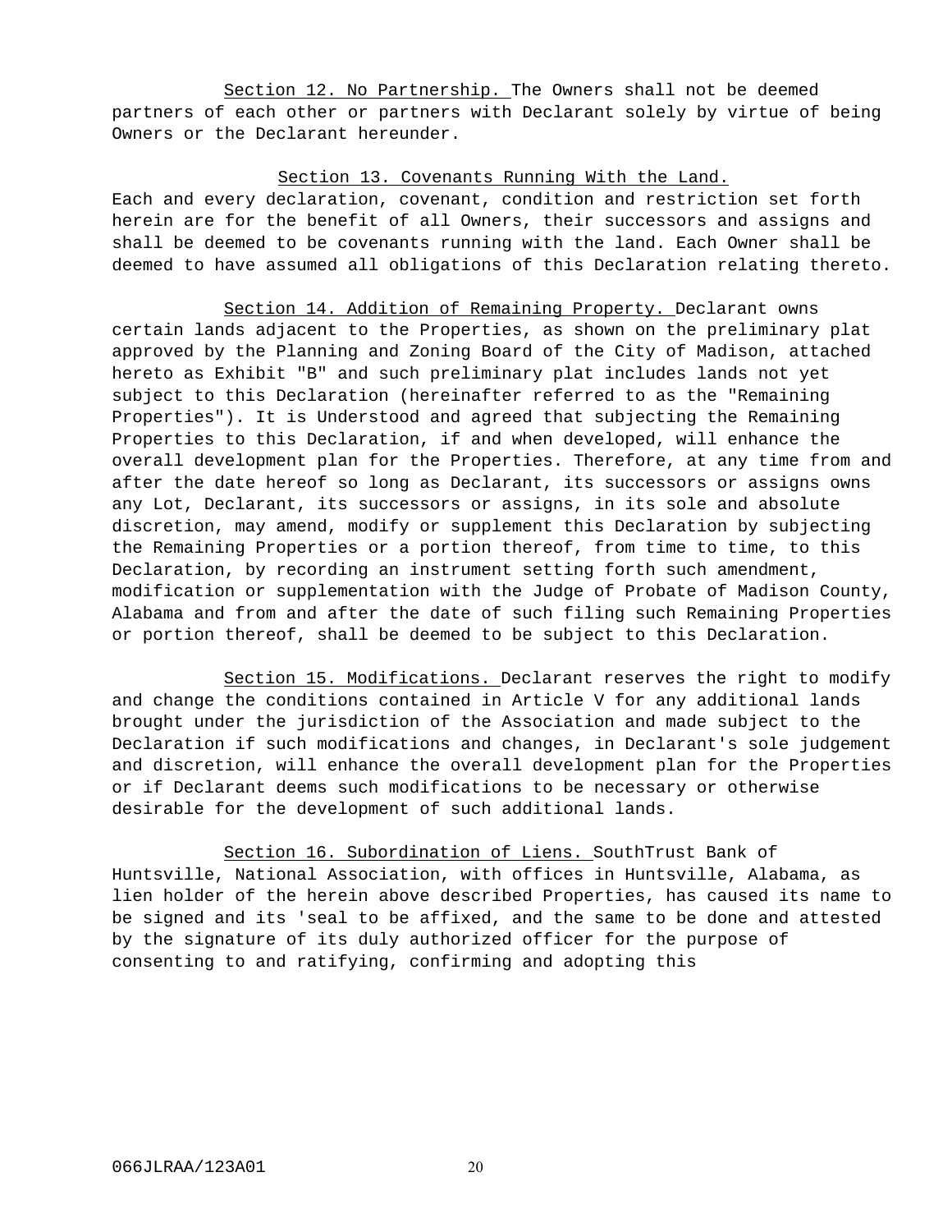Section 12. No Partnership. The Owners shall not be deemed partners of each other or partners with Declarant solely by virtue of being Owners or the Declarant hereunder.

Section 13. Covenants Running With the Land. Each and every declaration, covenant, condition and restriction set forth herein are for the benefit of all Owners, their successors and assigns and shall be deemed to be covenants running with the land. Each Owner shall be deemed to have assumed all obligations of this Declaration relating thereto.

Section 14. Addition of Remaining Property. Declarant owns certain lands adjacent to the Properties, as shown on the preliminary plat approved by the Planning and Zoning Board of the City of Madison, attached hereto as Exhibit "B" and such preliminary plat includes lands not yet subject to this Declaration (hereinafter referred to as the "Remaining Properties"). It is Understood and agreed that subjecting the Remaining Properties to this Declaration, if and when developed, will enhance the overall development plan for the Properties. Therefore, at any time from and after the date hereof so long as Declarant, its successors or assigns owns any Lot, Declarant, its successors or assigns, in its sole and absolute discretion, may amend, modify or supplement this Declaration by subjecting the Remaining Properties or a portion thereof, from time to time, to this Declaration, by recording an instrument setting forth such amendment, modification or supplementation with the Judge of Probate of Madison County, Alabama and from and after the date of such filing such Remaining Properties or portion thereof, shall be deemed to be subject to this Declaration.

Section 15. Modifications. Declarant reserves the right to modify and change the conditions contained in Article V for any additional lands brought under the jurisdiction of the Association and made subject to the Declaration if such modifications and changes, in Declarant's sole judgement and discretion, will enhance the overall development plan for the Properties or if Declarant deems such modifications to be necessary or otherwise desirable for the development of such additional lands.

Section 16. Subordination of Liens. SouthTrust Bank of Huntsville, National Association, with offices in Huntsville, Alabama, as lien holder of the herein above described Properties, has caused its name to be signed and its 'seal to be affixed, and the same to be done and attested by the signature of its duly authorized officer for the purpose of consenting to and ratifying, confirming and adopting this

066JLRAA/123A01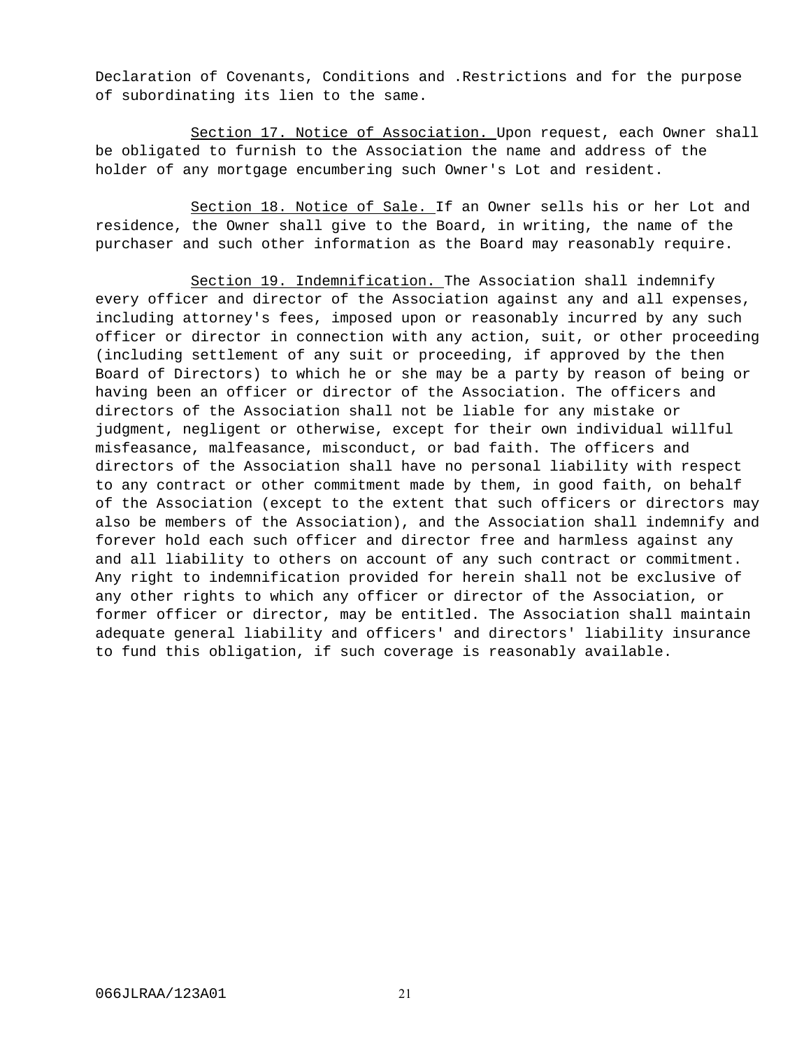Declaration of Covenants, Conditions and .Restrictions and for the purpose of subordinating its lien to the same.

<u>Section 17. Notice of Association.</u> Upon request, each Owner shall be obligated to furnish to the Association the name and address of the holder of any mortgage encumbering such Owner's Lot and resident.

<u>Section 18. Notice of Sale.</u> If an Owner sells his or her Lot and residence, the Owner shall give to the Board, in writing, the name of the purchaser and such other information as the Board may reasonably require.

<u>Section 19. Indemnification.</u> The Association shall indemnify every officer and director of the Association against any and all expenses, including attorney's fees, imposed upon or reasonably incurred by any such officer or director in connection with any action, suit, or other proceeding (including settlement of any suit or proceeding, if approved by the then Board of Directors) to which he or she may be a party by reason of being or having been an officer or director of the Association. The officers and directors of the Association shall not be liable for any mistake or judgment, negligent or otherwise, except for their own individual willful misfeasance, malfeasance, misconduct, or bad faith. The officers and directors of the Association shall have no personal liability with respect to any contract or other commitment made by them, in good faith, on behalf of the Association (except to the extent that such officers or directors may also be members of the Association), and the Association shall indemnify and forever hold each such officer and director free and harmless against any and all liability to others on account of any such contract or commitment. Any right to indemnification provided for herein shall not be exclusive of any other rights to which any officer or director of the Association, or former officer or director, may be entitled. The Association shall maintain adequate general liability and officers' and directors' liability insurance to fund this obligation, if such coverage is reasonably available.

066JLRAA/123A01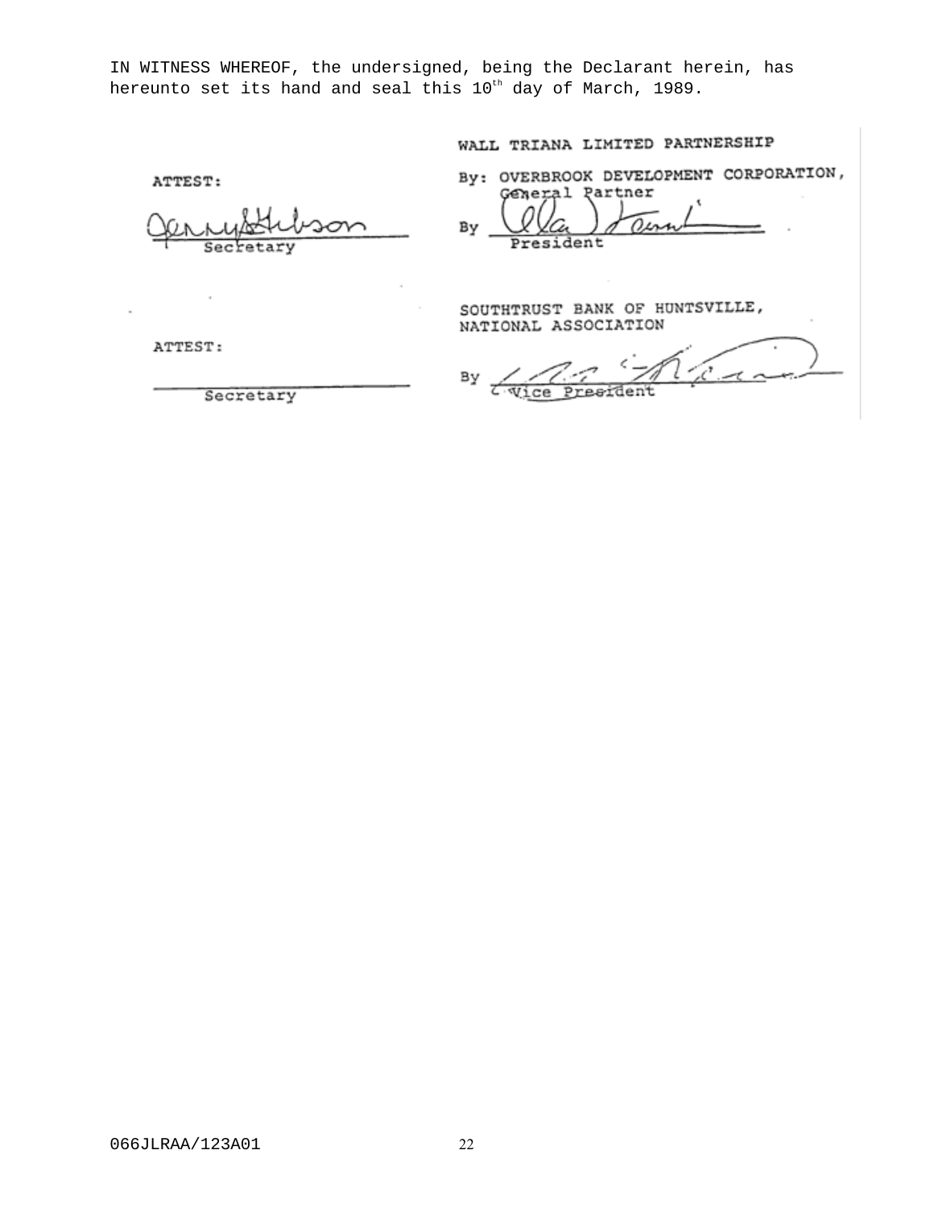IN WITNESS WHEREOF, the undersigned, being the Declarant herein, has hereunto set its hand and seal this 10th day of March, 1989.

WALL TRIANA LIMITED PARTNERSHIP

ATTEST:

_______________________
Secretary

By: OVERBROOK DEVELOPMENT CORPORATION, General Partner

By _______________________
President

SOUTHTRUST BANK OF HUNTSVILLE, NATIONAL ASSOCIATION

ATTEST:

_______________________
Secretary

By _______________________
Vice President

066JLRAA/123A01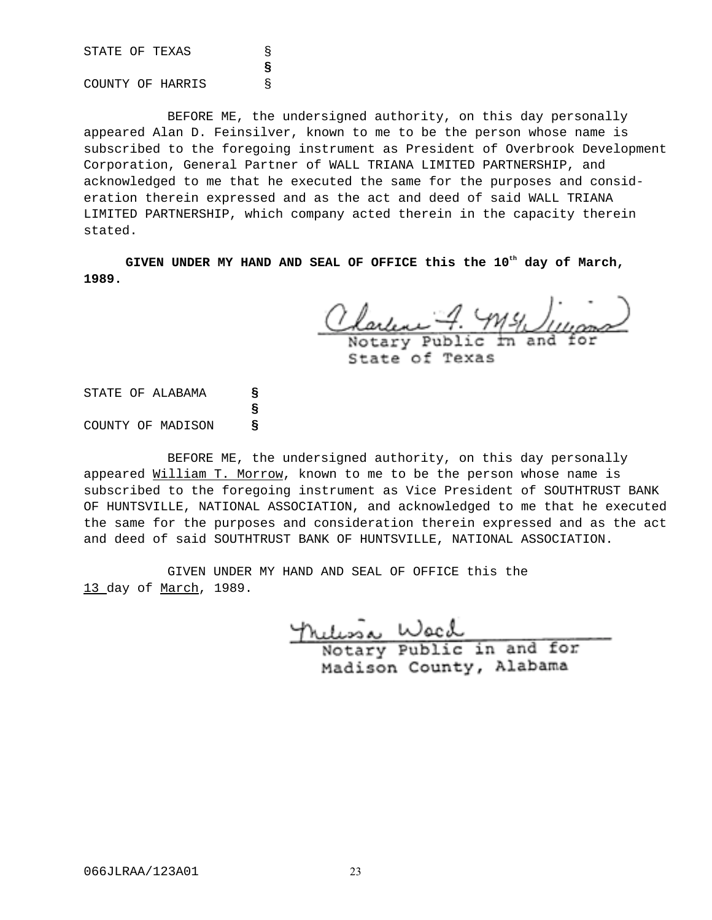STATE OF TEXAS §
§
COUNTY OF HARRIS §

BEFORE ME, the undersigned authority, on this day personally appeared Alan D. Feinsilver, known to me to be the person whose name is subscribed to the foregoing instrument as President of Overbrook Development Corporation, General Partner of WALL TRIANA LIMITED PARTNERSHIP, and acknowledged to me that he executed the same for the purposes and consideration therein expressed and as the act and deed of said WALL TRIANA LIMITED PARTNERSHIP, which company acted therein in the capacity therein stated.

**GIVEN UNDER MY HAND AND SEAL OF OFFICE this the 10th day of March, 1989.**

Charlene A. McWilliams
Notary Public in and for
State of Texas

STATE OF ALABAMA §
§
COUNTY OF MADISON §

BEFORE ME, the undersigned authority, on this day personally appeared William T. Morrow, known to me to be the person whose name is subscribed to the foregoing instrument as Vice President of SOUTHTRUST BANK OF HUNTSVILLE, NATIONAL ASSOCIATION, and acknowledged to me that he executed the same for the purposes and consideration therein expressed and as the act and deed of said SOUTHTRUST BANK OF HUNTSVILLE, NATIONAL ASSOCIATION.

GIVEN UNDER MY HAND AND SEAL OF OFFICE this the 13 day of March, 1989.

Melissa Wood
Notary Public in and for
Madison County, Alabama

066JLRAA/123A01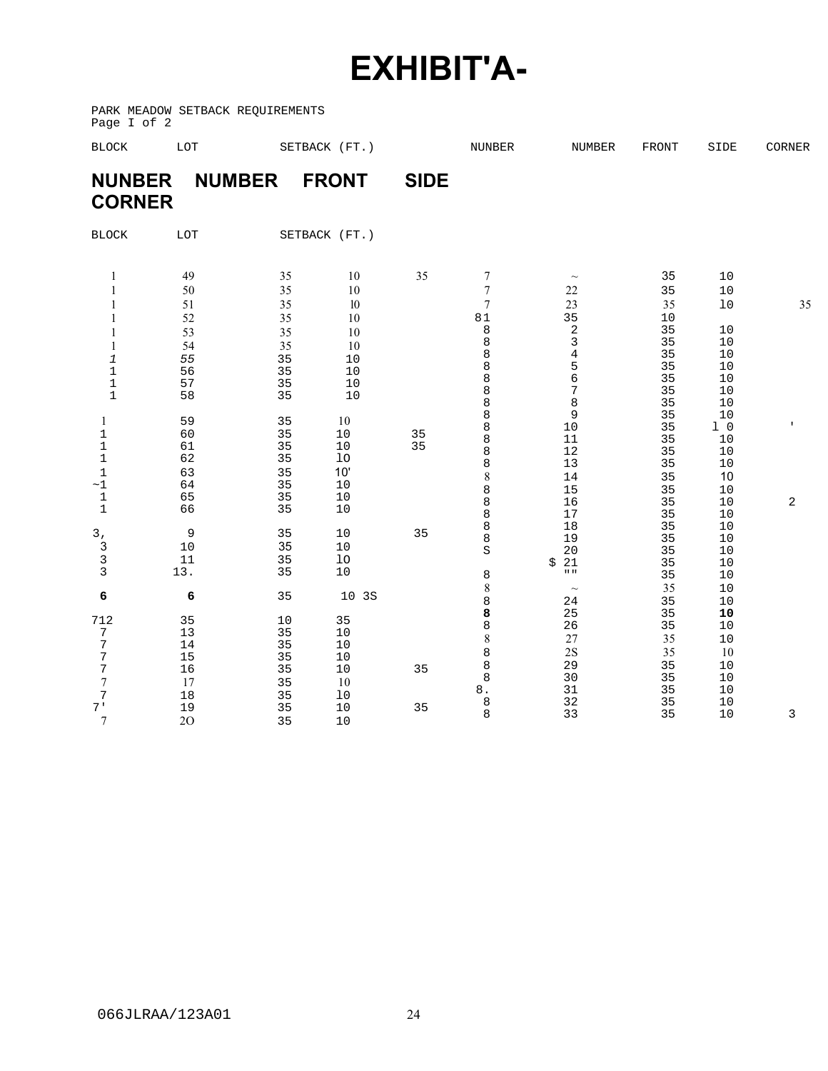# EXHIBIT'A-

PARK MEADOW SETBACK REQUIREMENTS
Page I of 2

| BLOCK NUNBER | LOT NUMBER | SETBACK (FT.) FRONT | SIDE | CORNER | BLOCK NUNBER | LOT NUMBER | FRONT | SIDE | CORNER |
|---|---|---|---|---|---|---|---|---|---|
| 1 | 49 | 35 | 10 | 35 | 7 | ~ | 35 | 10 | |
| 1 | 50 | 35 | 10 | | 7 | 22 | 35 | 10 | |
| 1 | 51 | 35 | l0 | | 7 | 23 | 35 | 1O | 35 |
| 1 | 52 | 35 | 10 | | 81 | 35 | 10 | | |
| 1 | 53 | 35 | 10 | | 8 | 2 | 35 | 10 | |
| 1 | 54 | 35 | 10 | | 8 | 3 | 35 | 10 | |
| *1* | *55* | 35 | 10 | | 8 | 4 | 35 | 10 | |
| 1 | 56 | 35 | 10 | | 8 | 5 | 35 | 10 | |
| 1 | 57 | 35 | 10 | | 8 | 6 | 35 | 10 | |
| 1 | 58 | 35 | 10 | | 8 | 7 | 35 | 10 | |
| | | | | | 8 | 8 | 35 | 10 | |
| 1 | 59 | 35 | 10 | | 8 | 9 | 35 | 10 | |
| 1 | 60 | 35 | 10 | 35 | 8 | 10 | 35 | l 0 | ' |
| 1 | 61 | 35 | 10 | 35 | 8 | 11 | 35 | 10 | |
| 1 | 62 | 35 | lO | | 8 | 12 | 35 | 10 | |
| | | | | | 8 | 13 | 35 | 10 | |
| 1 | 63 | 35 | 10' | | 8 | 14 | 35 | 10 | |
| ~1 | 64 | 35 | 10 | | 8 | 15 | 35 | 10 | |
| 1 | 65 | 35 | 10 | | 8 | 16 | 35 | 10 | 2 |
| 1 | 66 | 35 | 10 | | 8 | 17 | 35 | 10 | |
| | | | | | 8 | 18 | 35 | 10 | |
| 3, | 9 | 35 | 10 | 35 | 8 | 19 | 35 | 10 | |
| 3 | 10 | 35 | 10 | | S | 20 | 35 | 10 | |
| 3 | 11 | 35 | lO | | | $ 21 | 35 | 10 | |
| 3 | 13. | 35 | 10 | | 8 | "" | 35 | 10 | |
| | | | | | 8 | ~ | 35 | 10 | |
| **6** | **6** | 35 | 10 3S | | 8 | 24 | 35 | 10 | |
| 712 | 35 | 10 | 35 | | **8** | 25 | 35 | **10** | |
| 7 | 13 | 35 | 10 | | 8 | 26 | 35 | 10 | |
| 7 | 14 | 35 | 10 | | 8 | 27 | 35 | 10 | |
| 7 | 15 | 35 | 10 | | 8 | 2S | 35 | 10 | |
| 7 | 16 | 35 | 10 | 35 | 8 | 29 | 35 | 10 | |
| 7 | 17 | 35 | 10 | | 8 | 30 | 35 | 10 | |
| 7 | 18 | 35 | lo | | 8. | 31 | 35 | 10 | |
| 7' | 19 | 35 | 10 | 35 | 8 | 32 | 35 | 10 | |
| 7 | 2O | 35 | 10 | | 8 | 33 | 35 | 10 | 3 |

066JLRAA/123A01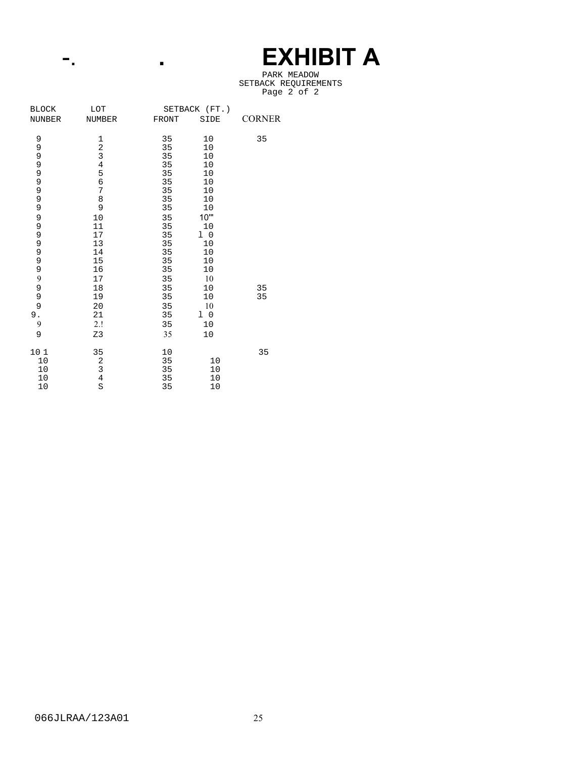# EXHIBIT A

PARK MEADOW
SETBACK REQUIREMENTS
Page 2 of 2

| BLOCK NUNBER | LOT NUMBER | SETBACK (FT.) FRONT | SIDE | CORNER |
|---|---|---|---|---|
| 9 | 1 | 35 | 10 | 35 |
| 9 | 2 | 35 | 10 | |
| 9 | 3 | 35 | 10 | |
| 9 | 4 | 35 | 10 | |
| 9 | 5 | 35 | 10 | |
| 9 | 6 | 35 | 10 | |
| 9 | 7 | 35 | 10 | |
| 9 | 8 | 35 | 10 | |
| 9 | 9 | 35 | 10 | |
| 9 | 10 | 35 | 10"' | |
| 9 | 11 | 35 | 10 | |
| 9 | 17 | 35 | l 0 | |
| 9 | 13 | 35 | 10 | |
| 9 | 14 | 35 | 10 | |
| 9 | 15 | 35 | 10 | |
| 9 | 16 | 35 | 10 | |
| 9 | 17 | 35 | 10 | |
| 9 | 18 | 35 | 10 | 35 |
| 9 | 19 | 35 | 10 | 35 |
| 9 | 20 | 35 | 10 | |
| 9. | 21 | 35 | l 0 | |
| 9 | 2.! | 35 | 10 | |
| 9 | Z3 | 35 | 10 | |
| 10 1 | 35 | 10 | | 35 |
| 10 | 2 | 35 | 10 | |
| 10 | 3 | 35 | 10 | |
| 10 | 4 | 35 | 10 | |
| 10 | S | 35 | 10 | |

066JLRAA/123A01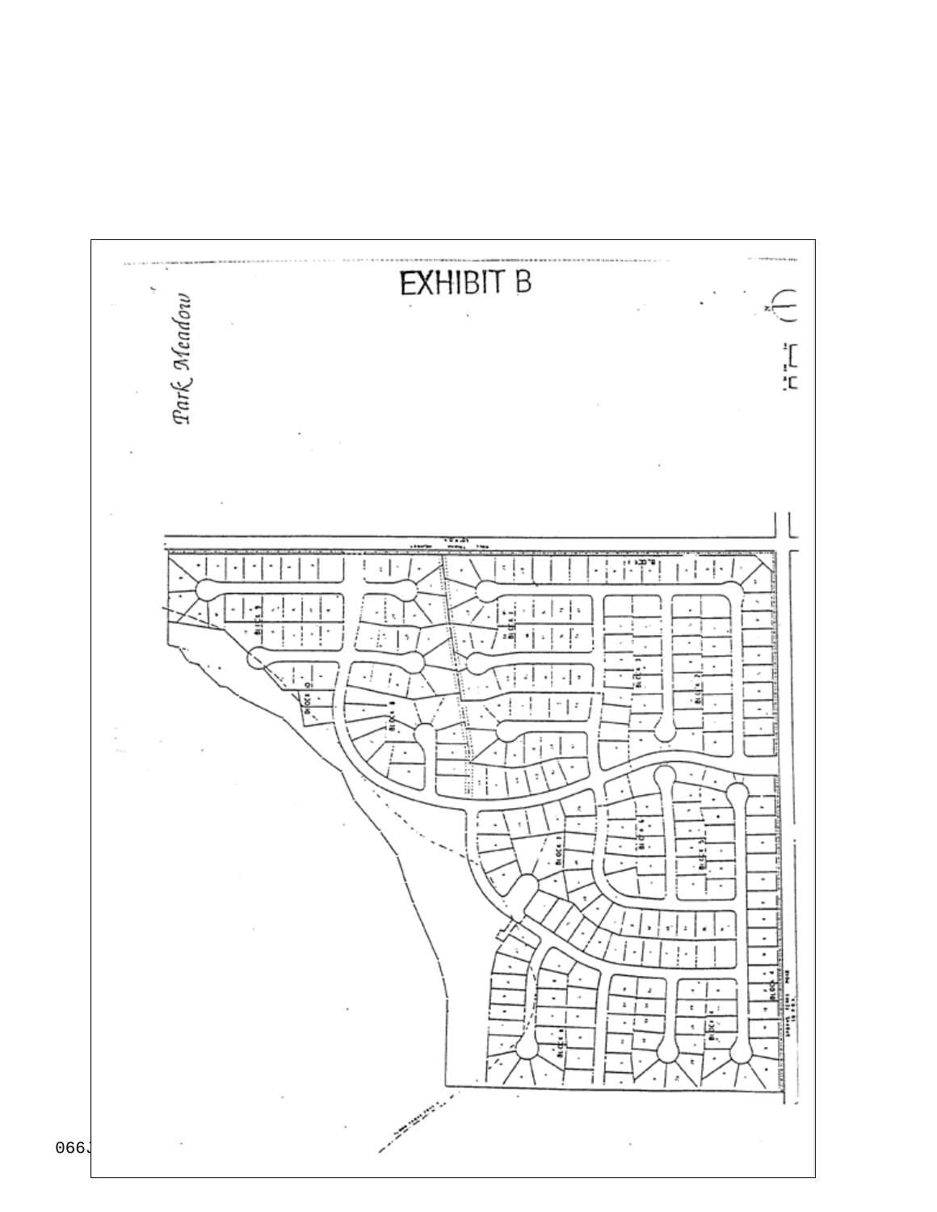# EXHIBIT B

*Park Meadow*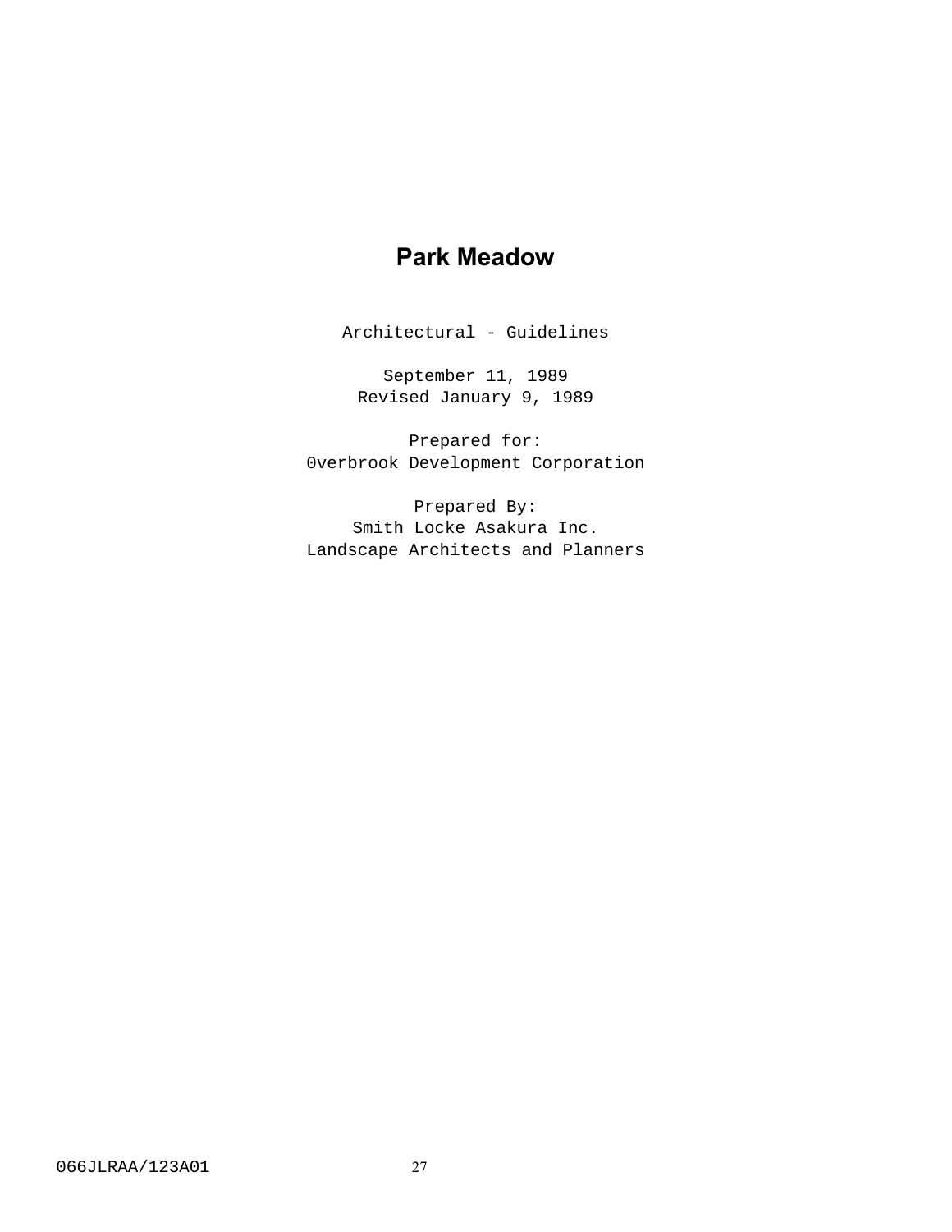# Park Meadow

Architectural - Guidelines

September 11, 1989
Revised January 9, 1989

Prepared for:
0verbrook Development Corporation

Prepared By:
Smith Locke Asakura Inc.
Landscape Architects and Planners

066JLRAA/123A01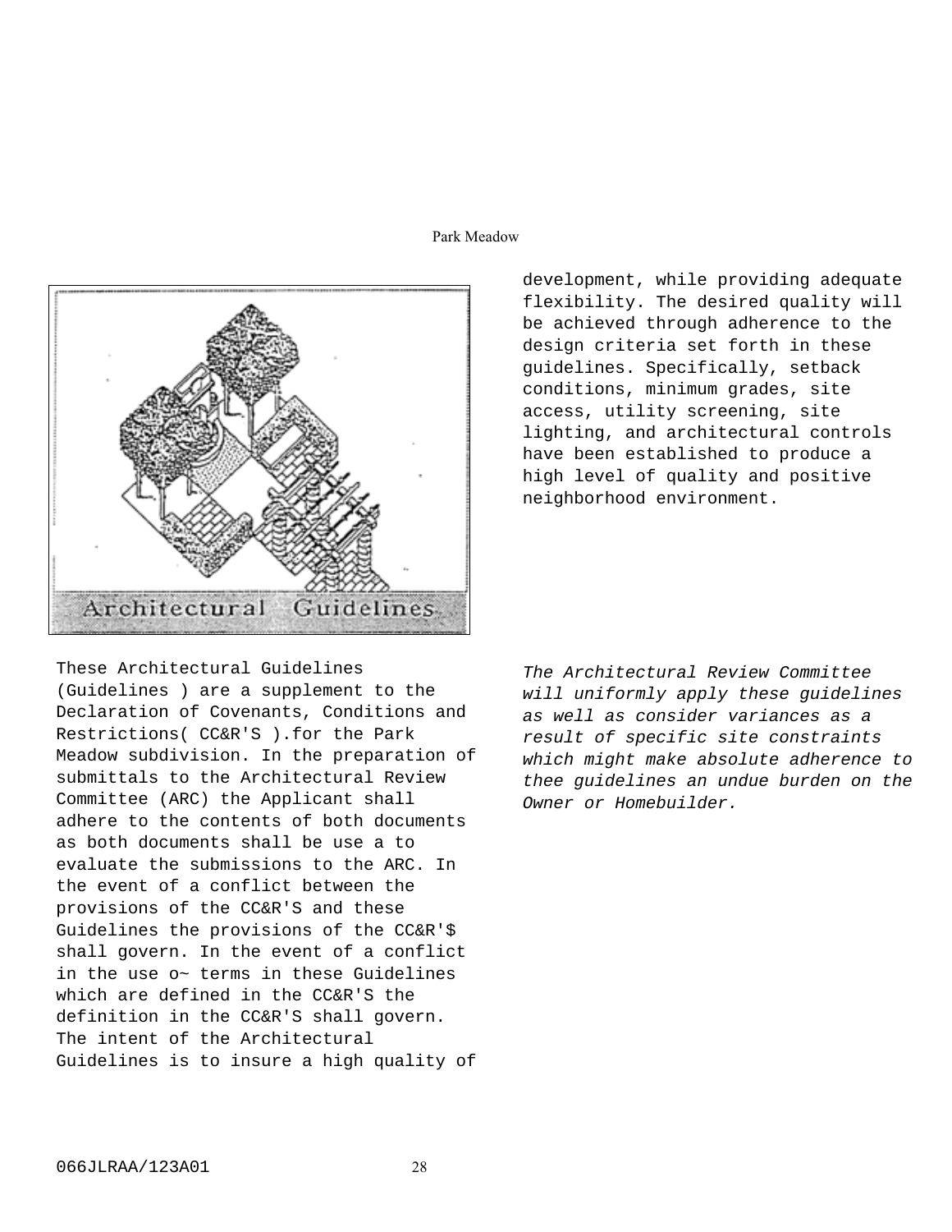# Architectural Guidelines

These Architectural Guidelines (Guidelines ) are a supplement to the Declaration of Covenants, Conditions and Restrictions( CC&R'S ).for the Park Meadow subdivision. In the preparation of submittals to the Architectural Review Committee (ARC) the Applicant shall adhere to the contents of both documents as both documents shall be use a to evaluate the submissions to the ARC. In the event of a conflict between the provisions of the CC&R'S and these Guidelines the provisions of the CC&R'$ shall govern. In the event of a conflict in the use o~ terms in these Guidelines which are defined in the CC&R'S the definition in the CC&R'S shall govern. The intent of the Architectural Guidelines is to insure a high quality of development, while providing adequate flexibility. The desired quality will be achieved through adherence to the design criteria set forth in these guidelines. Specifically, setback conditions, minimum grades, site access, utility screening, site lighting, and architectural controls have been established to produce a high level of quality and positive neighborhood environment.

*The Architectural Review Committee will uniformly apply these guidelines as well as consider variances as a result of specific site constraints which might make absolute adherence to thee guidelines an undue burden on the Owner or Homebuilder.*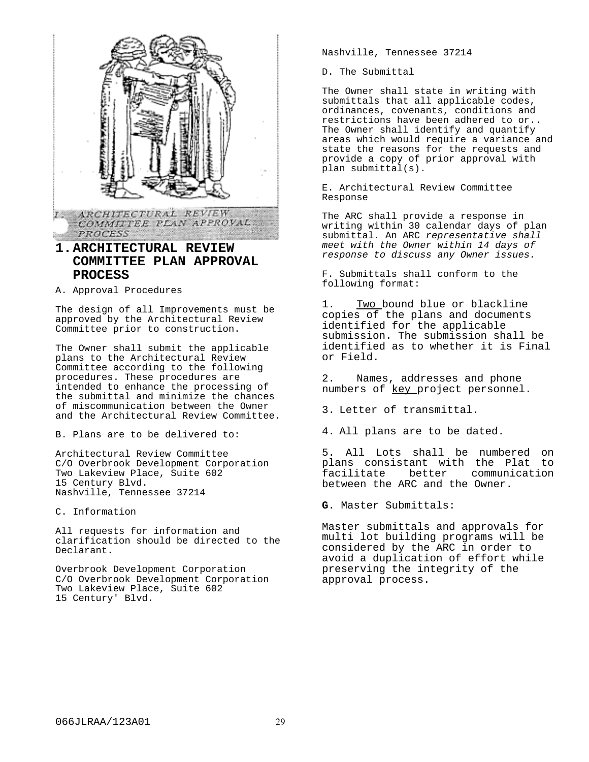# 1. ARCHITECTURAL REVIEW COMMITTEE PLAN APPROVAL PROCESS

A. Approval Procedures

The design of all Improvements must be approved by the Architectural Review Committee prior to construction.

The Owner shall submit the applicable plans to the Architectural Review Committee according to the following procedures. These procedures are intended to enhance the processing of the submittal and minimize the chances of miscommunication between the Owner and the Architectural Review Committee.

B. Plans are to be delivered to:

Architectural Review Committee
C/O Overbrook Development Corporation
Two Lakeview Place, Suite 602
15 Century Blvd.
Nashville, Tennessee 37214

C. Information

All requests for information and clarification should be directed to the Declarant.

Overbrook Development Corporation
C/O Overbrook Development Corporation
Two Lakeview Place, Suite 602
15 Century' Blvd.
Nashville, Tennessee 37214

D. The Submittal

The Owner shall state in writing with submittals that all applicable codes, ordinances, covenants, conditions and restrictions have been adhered to or.. The Owner shall identify and quantify areas which would require a variance and state the reasons for the requests and provide a copy of prior approval with plan submittal(s).

E. Architectural Review Committee Response

The ARC shall provide a response in writing within 30 calendar days of plan submittal. An ARC *representative shall meet with the Owner within 14 days of response to discuss any Owner issues.*

F. Submittals shall conform to the following format:

1. Two bound blue or blackline copies of the plans and documents identified for the applicable submission. The submission shall be identified as to whether it is Final or Field.

2. Names, addresses and phone numbers of key project personnel.

3. Letter of transmittal.

4. All plans are to be dated.

5. All Lots shall be numbered on plans consistant with the Plat to facilitate better communication between the ARC and the Owner.

**G**. Master Submittals:

Master submittals and approvals for multi lot building programs will be considered by the ARC in order to avoid a duplication of effort while preserving the integrity of the approval process.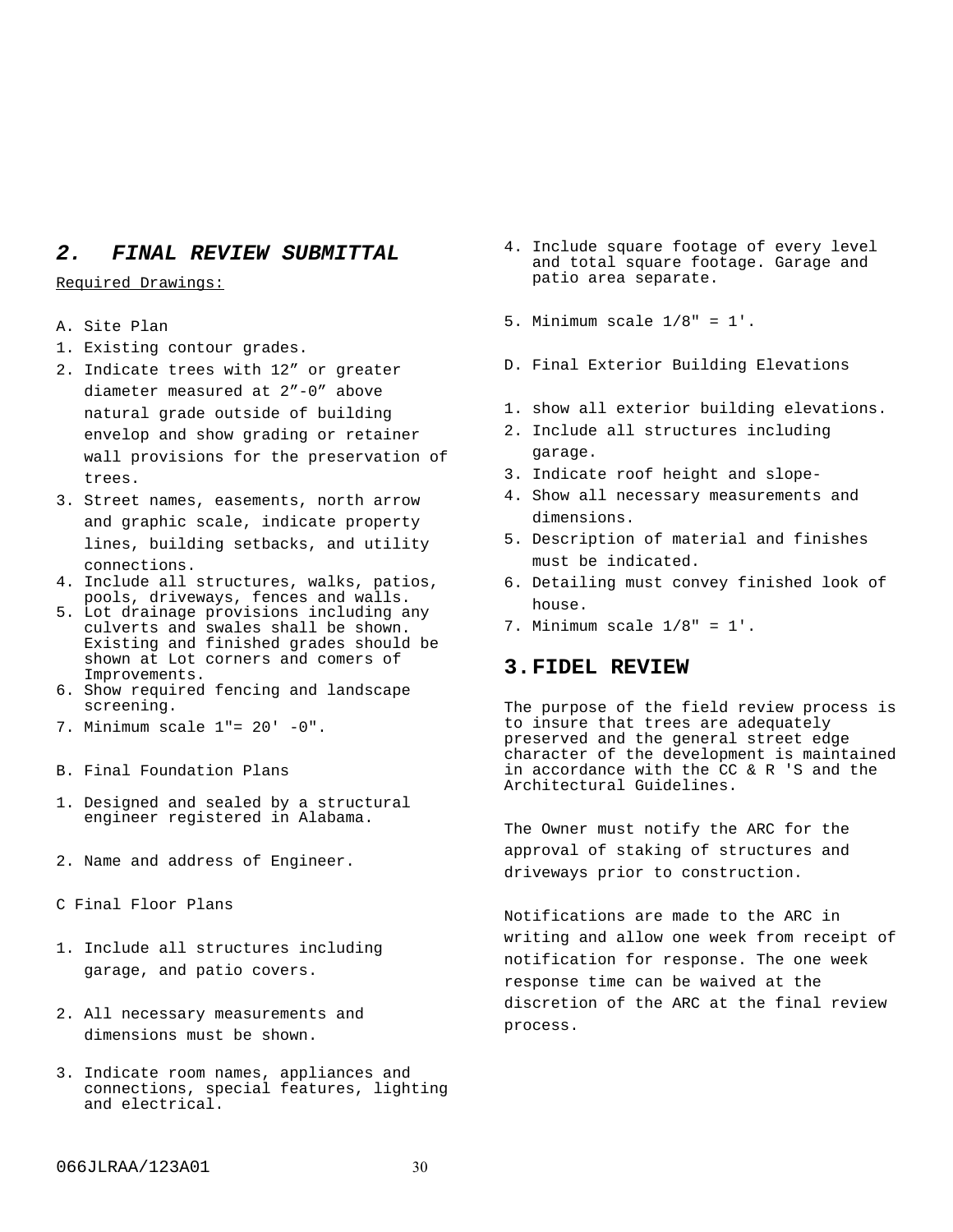## *2. FINAL REVIEW SUBMITTAL*

Required Drawings:

A. Site Plan

1. Existing contour grades.
2. Indicate trees with 12” or greater diameter measured at 2”-0” above natural grade outside of building envelop and show grading or retainer wall provisions for the preservation of trees.
3. Street names, easements, north arrow and graphic scale, indicate property lines, building setbacks, and utility connections.
4. Include all structures, walks, patios, pools, driveways, fences and walls.
5. Lot drainage provisions including any culverts and swales shall be shown. Existing and finished grades should be shown at Lot corners and comers of Improvements.
6. Show required fencing and landscape screening.
7. Minimum scale 1"= 20' -0".

B. Final Foundation Plans

1. Designed and sealed by a structural engineer registered in Alabama.
2. Name and address of Engineer.

C Final Floor Plans

1. Include all structures including garage, and patio covers.
2. All necessary measurements and dimensions must be shown.
3. Indicate room names, appliances and connections, special features, lighting and electrical.
4. Include square footage of every level and total square footage. Garage and patio area separate.
5. Minimum scale 1/8" = 1'.

D. Final Exterior Building Elevations

1. show all exterior building elevations.
2. Include all structures including garage.
3. Indicate roof height and slope-
4. Show all necessary measurements and dimensions.
5. Description of material and finishes must be indicated.
6. Detailing must convey finished look of house.
7. Minimum scale 1/8" = 1'.

## 3. FIDEL REVIEW

The purpose of the field review process is to insure that trees are adequately preserved and the general street edge character of the development is maintained in accordance with the CC & R 'S and the Architectural Guidelines.

The Owner must notify the ARC for the approval of staking of structures and driveways prior to construction.

Notifications are made to the ARC in writing and allow one week from receipt of notification for response. The one week response time can be waived at the discretion of the ARC at the final review process.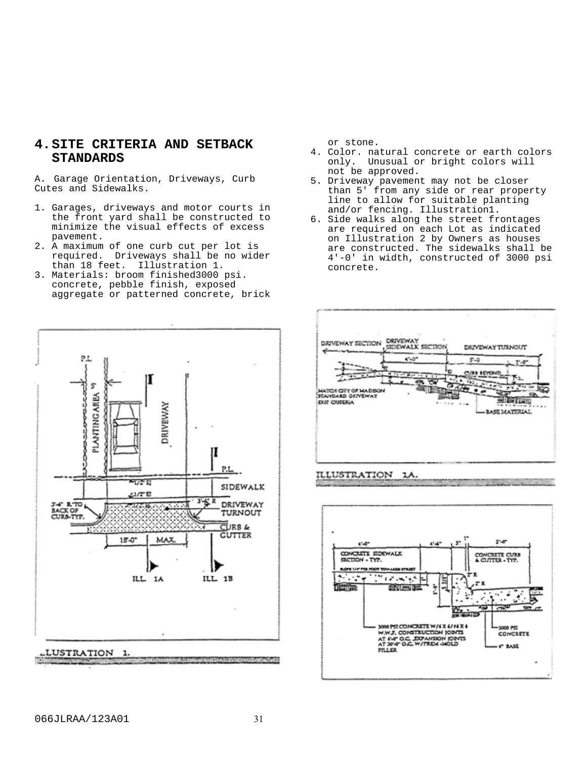# 4. SITE CRITERIA AND SETBACK STANDARDS

A. Garage Orientation, Driveways, Curb Cutes and Sidewalks.

1. Garages, driveways and motor courts in the front yard shall be constructed to minimize the visual effects of excess pavement.
2. A maximum of one curb cut per lot is required. Driveways shall be no wider than 18 feet. Illustration 1.
3. Materials: broom finished3000 psi. concrete, pebble finish, exposed aggregate or patterned concrete, brick or stone.
4. Color. natural concrete or earth colors only. Unusual or bright colors will not be approved.
5. Driveway pavement may not be closer than 5' from any side or rear property line to allow for suitable planting and/or fencing. Illustration1.
6. Side walks along the street frontages are required on each Lot as indicated on Illustration 2 by Owners as houses are constructed. The sidewalks shall be 4'-0' in width, constructed of 3000 psi concrete.

ILLUSTRATION 1.

ILLUSTRATION 1A.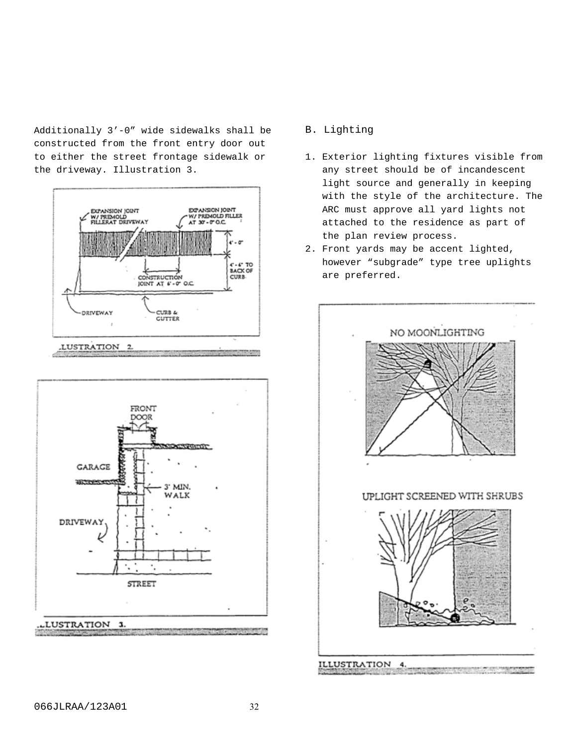Additionally 3'-0" wide sidewalks shall be constructed from the front entry door out to either the street frontage sidewalk or the driveway. Illustration 3.

ILLUSTRATION 2.

ILLUSTRATION 3.

## B. Lighting

1. Exterior lighting fixtures visible from any street should be of incandescent light source and generally in keeping with the style of the architecture. The ARC must approve all yard lights not attached to the residence as part of the plan review process.
2. Front yards may be accent lighted, however "subgrade" type tree uplights are preferred.

ILLUSTRATION 4.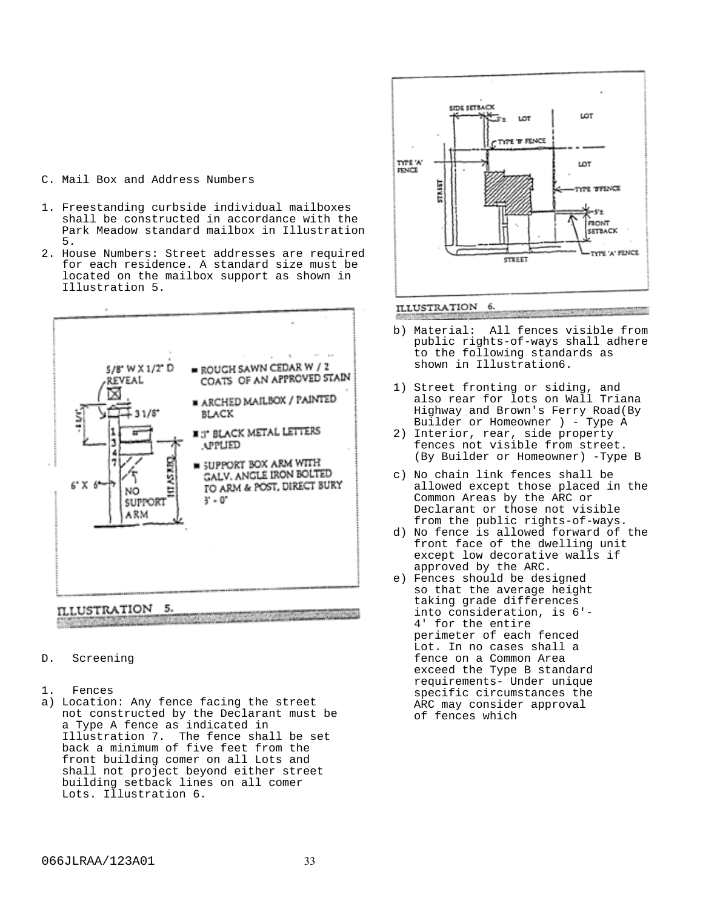C. Mail Box and Address Numbers

1. Freestanding curbside individual mailboxes shall be constructed in accordance with the Park Meadow standard mailbox in Illustration 5.
2. House Numbers: Street addresses are required for each residence. A standard size must be located on the mailbox support as shown in Illustration 5.

ILLUSTRATION 5.

D. Screening

1. Fences

a) Location: Any fence facing the street not constructed by the Declarant must be a Type A fence as indicated in Illustration 7. The fence shall be set back a minimum of five feet from the front building comer on all Lots and shall not project beyond either street building setback lines on all comer Lots. Illustration 6.

ILLUSTRATION 6.

b) Material: All fences visible from public rights-of-ways shall adhere to the following standards as shown in Illustration6.

1) Street fronting or siding, and also rear for lots on Wall Triana Highway and Brown's Ferry Road(By Builder or Homeowner ) - Type A
2) Interior, rear, side property fences not visible from street. (By Builder or Homeowner) -Type B

c) No chain link fences shall be allowed except those placed in the Common Areas by the ARC or Declarant or those not visible from the public rights-of-ways.
d) No fence is allowed forward of the front face of the dwelling unit except low decorative walls if approved by the ARC.
e) Fences should be designed so that the average height taking grade differences into consideration, is 6'-4' for the entire perimeter of each fenced Lot. In no cases shall a fence on a Common Area exceed the Type B standard requirements- Under unique specific circumstances the ARC may consider approval of fences which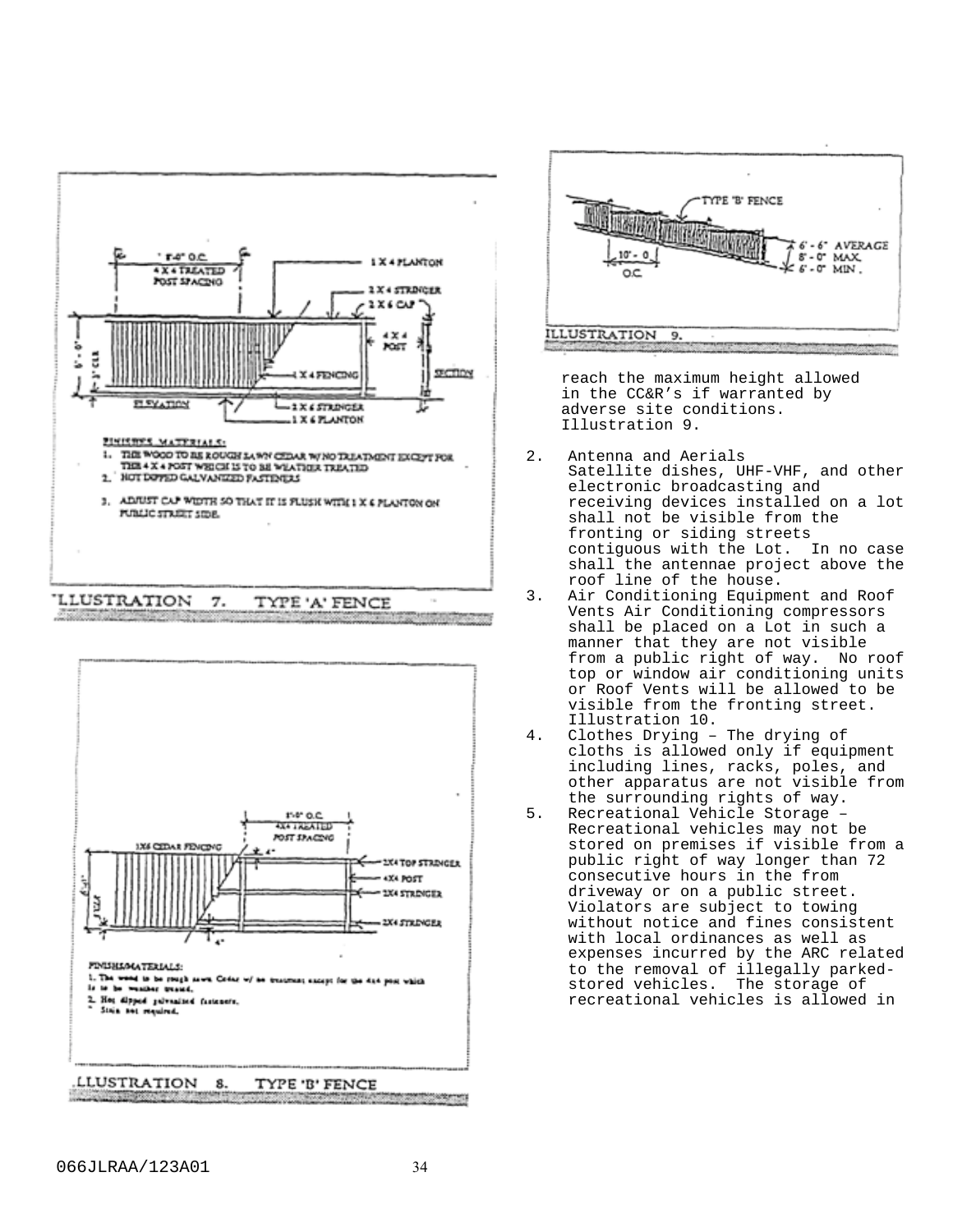ILLUSTRATION 7. TYPE 'A' FENCE

ILLUSTRATION 8. TYPE 'B' FENCE

ILLUSTRATION 9.

reach the maximum height allowed in the CC&R's if warranted by adverse site conditions. Illustration 9.

2. Antenna and Aerials
   Satellite dishes, UHF-VHF, and other electronic broadcasting and receiving devices installed on a lot shall not be visible from the fronting or siding streets contiguous with the Lot. In no case shall the antennae project above the roof line of the house.
3. Air Conditioning Equipment and Roof Vents Air Conditioning compressors shall be placed on a Lot in such a manner that they are not visible from a public right of way. No roof top or window air conditioning units or Roof Vents will be allowed to be visible from the fronting street. Illustration 10.
4. Clothes Drying – The drying of cloths is allowed only if equipment including lines, racks, poles, and other apparatus are not visible from the surrounding rights of way.
5. Recreational Vehicle Storage – Recreational vehicles may not be stored on premises if visible from a public right of way longer than 72 consecutive hours in the from driveway or on a public street. Violators are subject to towing without notice and fines consistent with local ordinances as well as expenses incurred by the ARC related to the removal of illegally parked-stored vehicles. The storage of recreational vehicles is allowed in

066JLRAA/123A01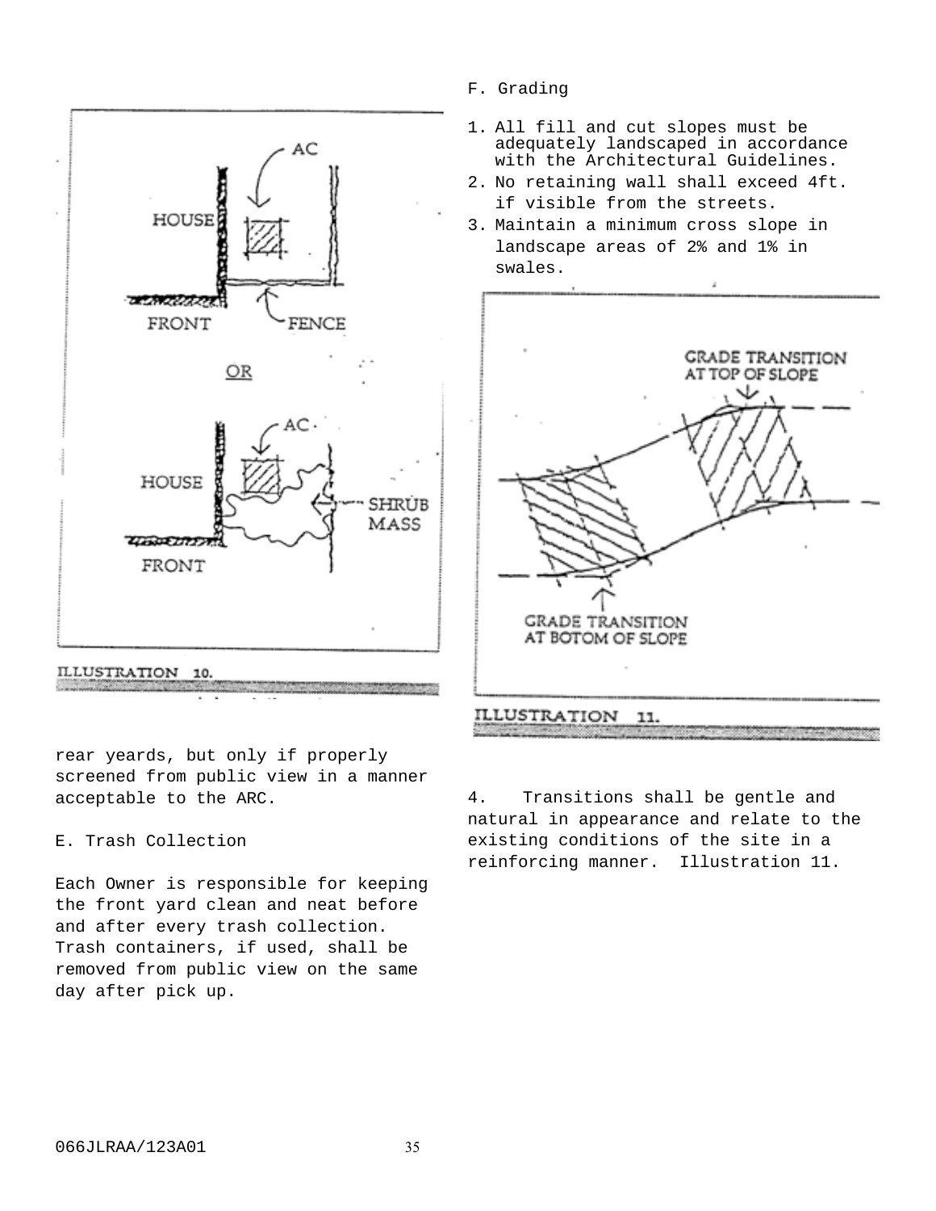ILLUSTRATION 10.

rear yeards, but only if properly screened from public view in a manner acceptable to the ARC.

E. Trash Collection

Each Owner is responsible for keeping the front yard clean and neat before and after every trash collection. Trash containers, if used, shall be removed from public view on the same day after pick up.

F. Grading

1. All fill and cut slopes must be adequately landscaped in accordance with the Architectural Guidelines.
2. No retaining wall shall exceed 4ft. if visible from the streets.
3. Maintain a minimum cross slope in landscape areas of 2% and 1% in swales.

ILLUSTRATION 11.

4. Transitions shall be gentle and natural in appearance and relate to the existing conditions of the site in a reinforcing manner. Illustration 11.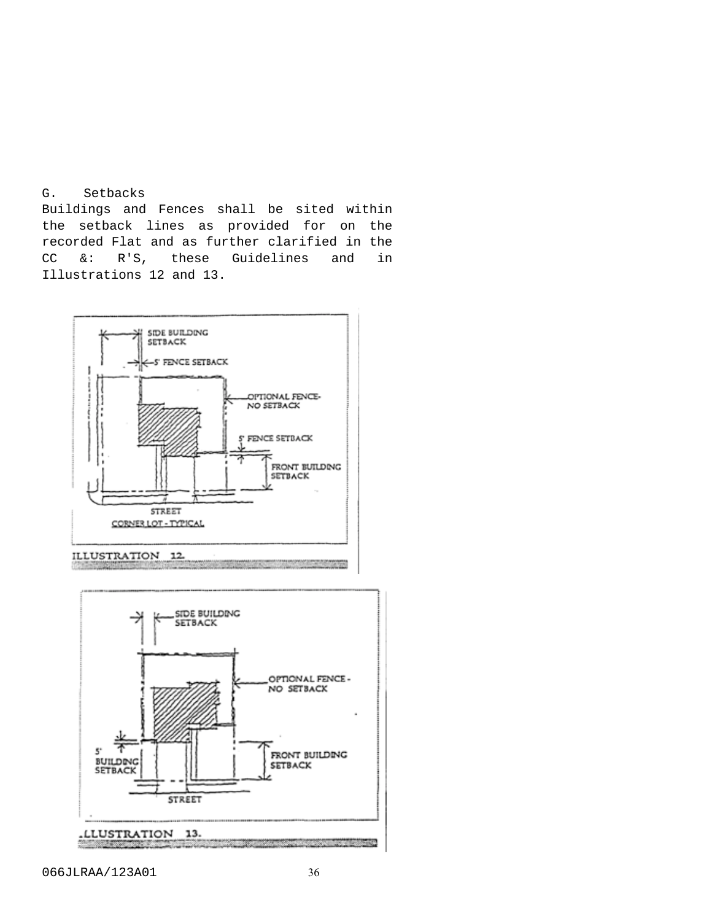## G. Setbacks

Buildings and Fences shall be sited within the setback lines as provided for on the recorded Flat and as further clarified in the CC &: R'S, these Guidelines and in Illustrations 12 and 13.

SIDE BUILDING SETBACK

5' FENCE SETBACK

OPTIONAL FENCE-NO SETBACK

5' FENCE SETBACK

FRONT BUILDING SETBACK

STREET

CORNER LOT - TYPICAL

ILLUSTRATION 12.

SIDE BUILDING SETBACK

OPTIONAL FENCE - NO SETBACK

5' BUILDING SETBACK

FRONT BUILDING SETBACK

STREET

ILLUSTRATION 13.

066JLRAA/123A01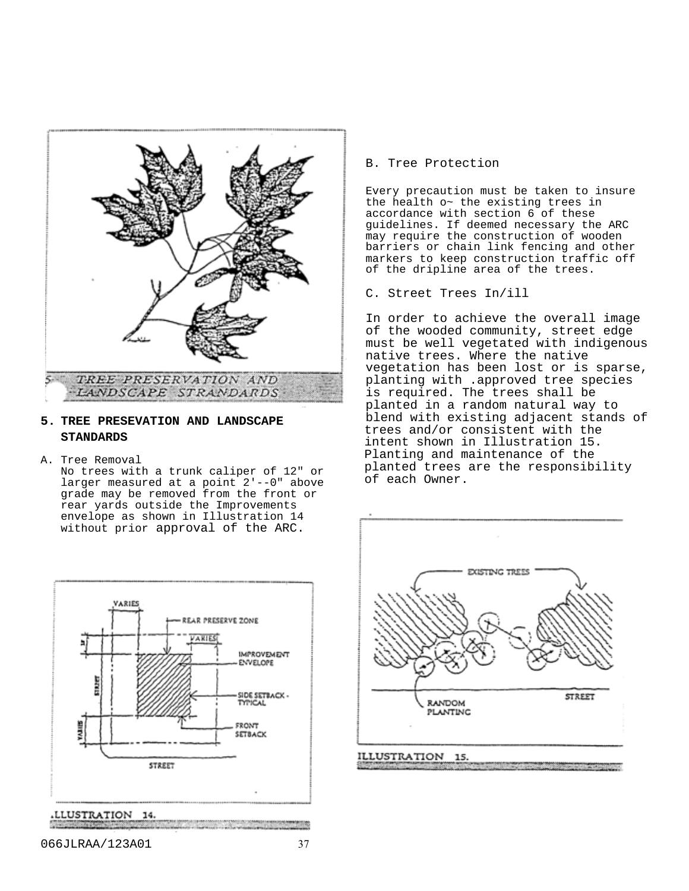5. TREE PRESERVATION AND LANDSCAPE STRANDARDS

## 5. TREE PRESEVATION AND LANDSCAPE STANDARDS

A. Tree Removal

No trees with a trunk caliper of 12" or larger measured at a point 2'--0" above grade may be removed from the front or rear yards outside the Improvements envelope as shown in Illustration 14 without prior approval of the ARC.

ILLUSTRATION 14.

B. Tree Protection

Every precaution must be taken to insure the health o~ the existing trees in accordance with section 6 of these guidelines. If deemed necessary the ARC may require the construction of wooden barriers or chain link fencing and other markers to keep construction traffic off of the dripline area of the trees.

C. Street Trees In/ill

In order to achieve the overall image of the wooded community, street edge must be well vegetated with indigenous native trees. Where the native vegetation has been lost or is sparse, planting with .approved tree species is required. The trees shall be planted in a random natural way to blend with existing adjacent stands of trees and/or consistent with the intent shown in Illustration 15. Planting and maintenance of the planted trees are the responsibility of each Owner.

ILLUSTRATION 15.

066JLRAA/123A01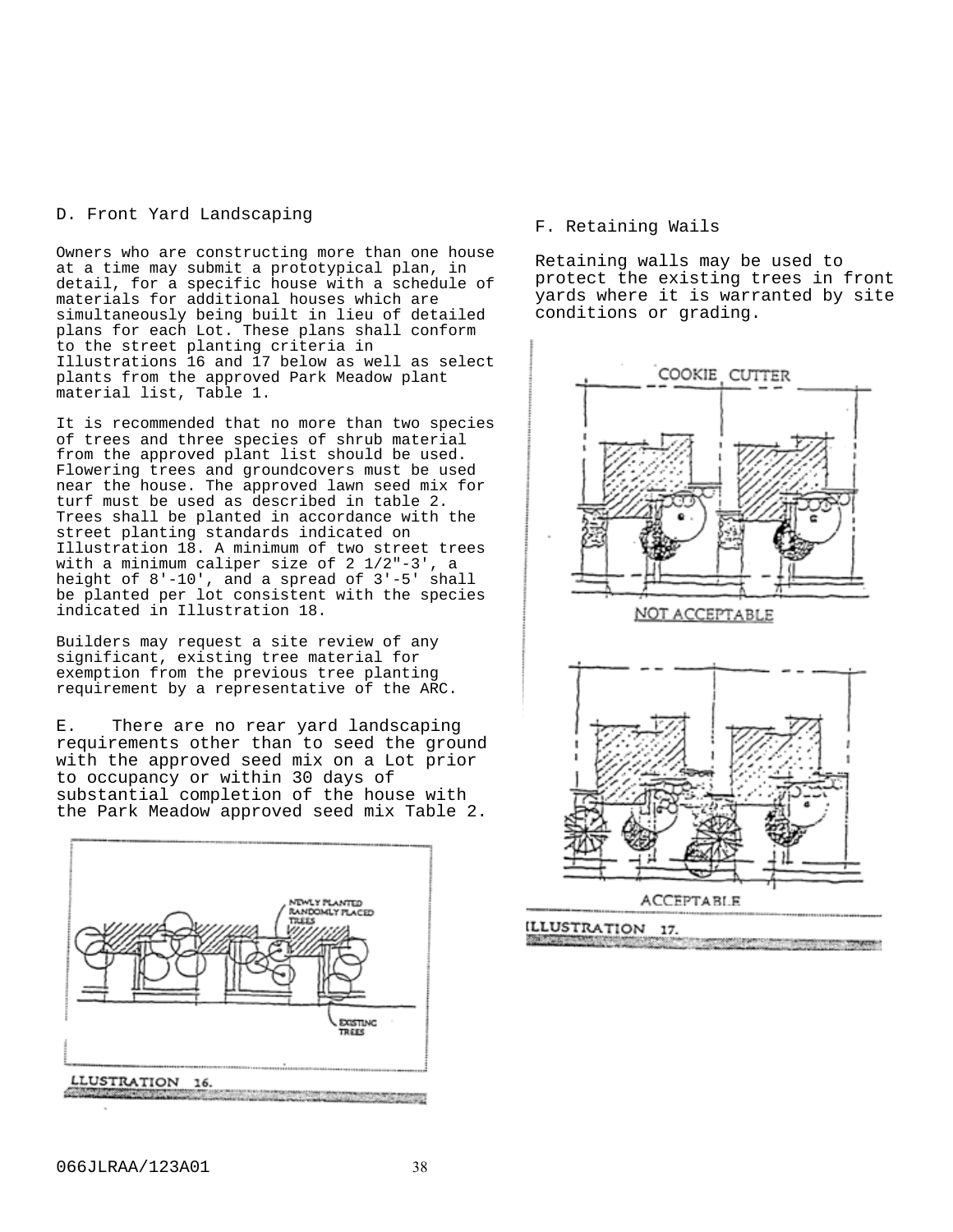### D. Front Yard Landscaping

Owners who are constructing more than one house at a time may submit a prototypical plan, in detail, for a specific house with a schedule of materials for additional houses which are simultaneously being built in lieu of detailed plans for each Lot. These plans shall conform to the street planting criteria in Illustrations 16 and 17 below as well as select plants from the approved Park Meadow plant material list, Table 1.

It is recommended that no more than two species of trees and three species of shrub material from the approved plant list should be used. Flowering trees and groundcovers must be used near the house. The approved lawn seed mix for turf must be used as described in table 2. Trees shall be planted in accordance with the street planting standards indicated on Illustration 18. A minimum of two street trees with a minimum caliper size of 2 1/2"-3', a height of 8'-10', and a spread of 3'-5' shall be planted per lot consistent with the species indicated in Illustration 18.

Builders may request a site review of any significant, existing tree material for exemption from the previous tree planting requirement by a representative of the ARC.

E. There are no rear yard landscaping requirements other than to seed the ground with the approved seed mix on a Lot prior to occupancy or within 30 days of substantial completion of the house with the Park Meadow approved seed mix Table 2.

NEWLY PLANTED RANDOMLY PLACED TREES

EXISTING TREES

LLUSTRATION 16.

### F. Retaining Wails

Retaining walls may be used to protect the existing trees in front yards where it is warranted by site conditions or grading.

COOKIE CUTTER

NOT ACCEPTABLE

ACCEPTABLE

ILLUSTRATION 17.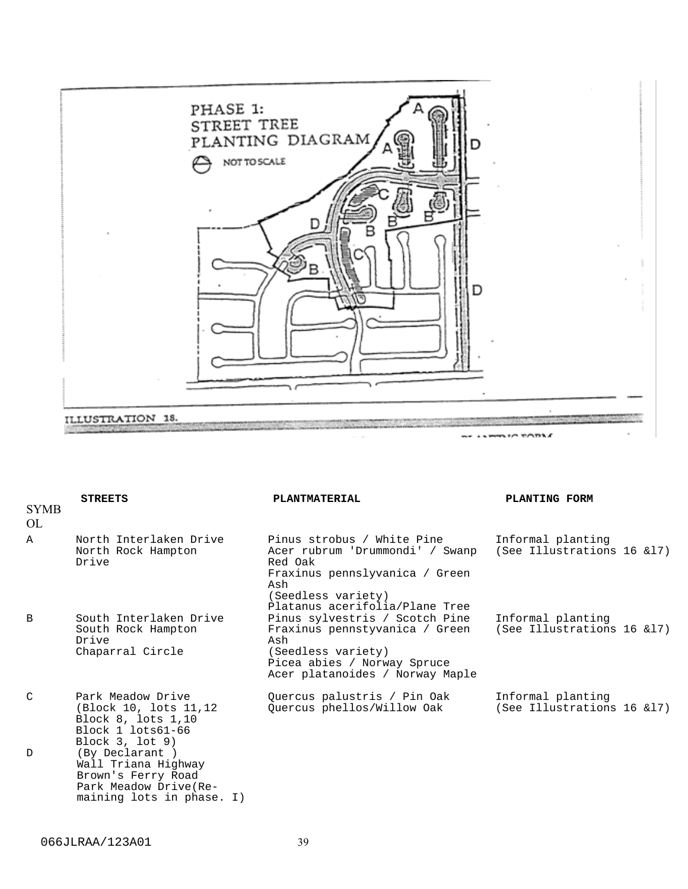PHASE 1:
STREET TREE
PLANTING DIAGRAM

NOT TO SCALE

ILLUSTRATION 18.

| SYMBOL | STREETS | PLANTMATERIAL | PLANTING FORM |
|---|---|---|---|
| A | North Interlaken Drive<br>North Rock Hampton Drive | Pinus strobus / White Pine<br>Acer rubrum 'Drummondi' / Swanp Red Oak<br>Fraxinus pennslyvanica / Green Ash<br>(Seedless variety)<br>Platanus acerifolia/Plane Tree | Informal planting<br>(See Illustrations 16 &l7) |
| B | South Interlaken Drive<br>South Rock Hampton Drive<br>Chaparral Circle | Pinus sylvestris / Scotch Pine<br>Fraxinus pennstyvanica / Green Ash<br>(Seedless variety)<br>Picea abies / Norway Spruce<br>Acer platanoides / Norway Maple | Informal planting<br>(See Illustrations 16 &l7) |
| C | Park Meadow Drive<br>(Block 10, lots 11,12<br>Block 8, lots 1,10<br>Block 1 lots61-66<br>Block 3, lot 9) | Quercus palustris / Pin Oak<br>Quercus phellos/Willow Oak | Informal planting<br>(See Illustrations 16 &l7) |
| D | (By Declarant )<br>Wall Triana Highway<br>Brown's Ferry Road<br>Park Meadow Drive(Re-maining lots in phase. I) | | |

066JLRAA/123A01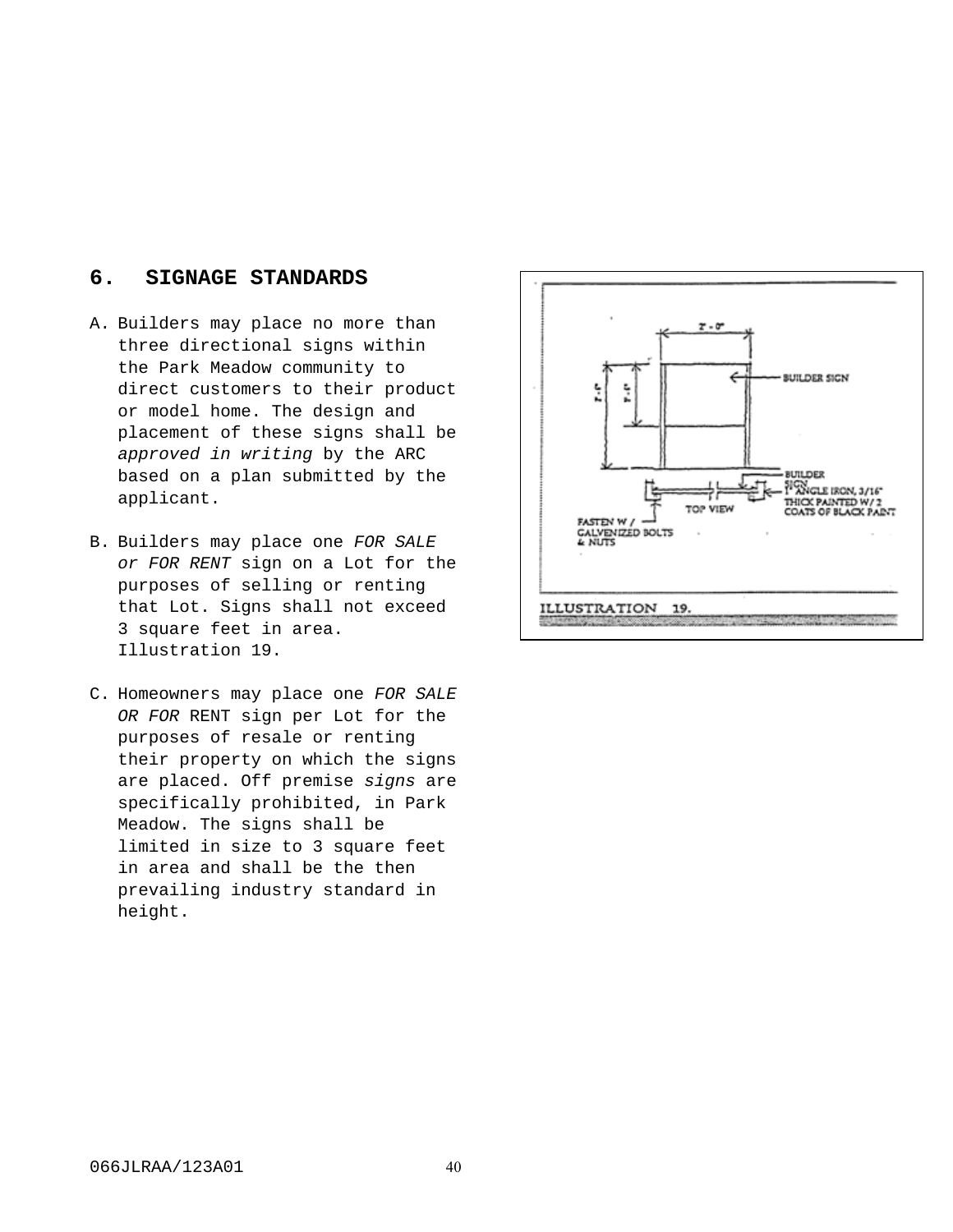## 6. SIGNAGE STANDARDS

A. Builders may place no more than three directional signs within the Park Meadow community to direct customers to their product or model home. The design and placement of these signs shall be *approved in writing* by the ARC based on a plan submitted by the applicant.

B. Builders may place one *FOR SALE or FOR RENT* sign on a Lot for the purposes of selling or renting that Lot. Signs shall not exceed 3 square feet in area. Illustration 19.

C. Homeowners may place one *FOR SALE OR FOR* RENT sign per Lot for the purposes of resale or renting their property on which the signs are placed. Off premise *signs* are specifically prohibited, in Park Meadow. The signs shall be limited in size to 3 square feet in area and shall be the then prevailing industry standard in height.

ILLUSTRATION 19.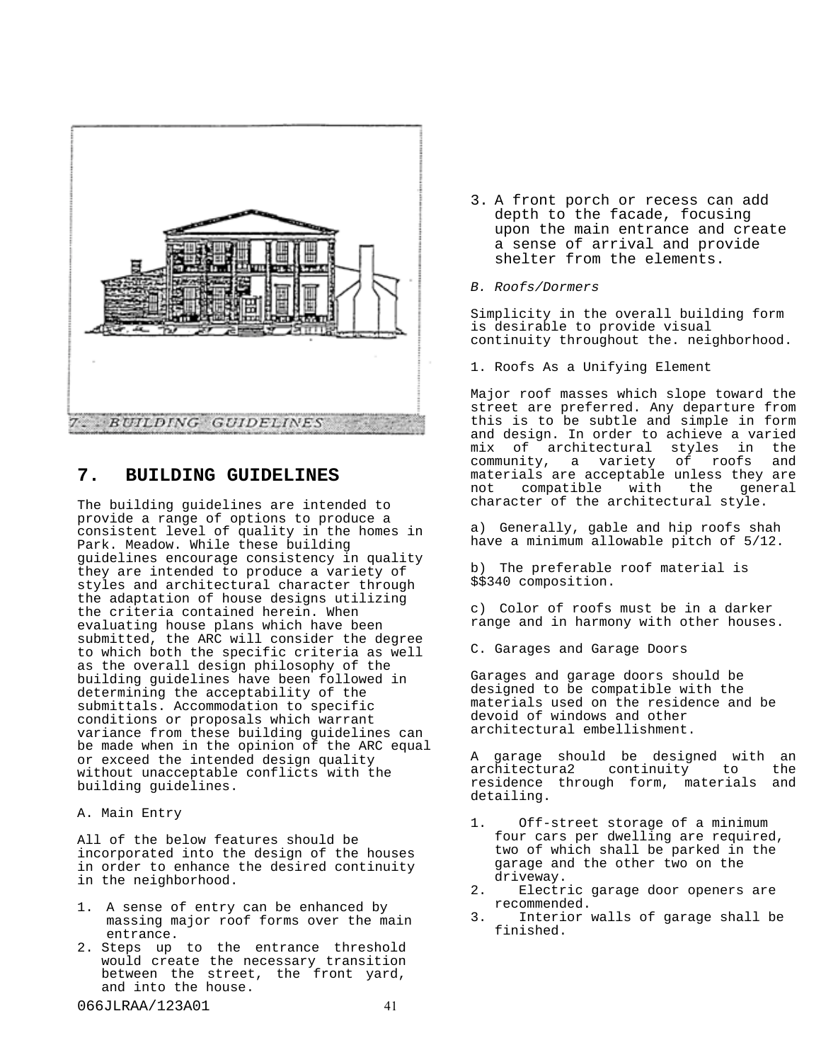## 7. BUILDING GUIDELINES

The building guidelines are intended to provide a range of options to produce a consistent level of quality in the homes in Park. Meadow. While these building guidelines encourage consistency in quality they are intended to produce a variety of styles and architectural character through the adaptation of house designs utilizing the criteria contained herein. When evaluating house plans which have been submitted, the ARC will consider the degree to which both the specific criteria as well as the overall design philosophy of the building guidelines have been followed in determining the acceptability of the submittals. Accommodation to specific conditions or proposals which warrant variance from these building guidelines can be made when in the opinion of the ARC equal or exceed the intended design quality without unacceptable conflicts with the building guidelines.

A. Main Entry

All of the below features should be incorporated into the design of the houses in order to enhance the desired continuity in the neighborhood.

1. A sense of entry can be enhanced by massing major roof forms over the main entrance.
2. Steps up to the entrance threshold would create the necessary transition between the street, the front yard, and into the house.
3. A front porch or recess can add depth to the facade, focusing upon the main entrance and create a sense of arrival and provide shelter from the elements.

*B. Roofs/Dormers*

Simplicity in the overall building form is desirable to provide visual continuity throughout the. neighborhood.

1. Roofs As a Unifying Element

Major roof masses which slope toward the street are preferred. Any departure from this is to be subtle and simple in form and design. In order to achieve a varied mix of architectural styles in the community, a variety of roofs and materials are acceptable unless they are not compatible with the general character of the architectural style.

a) Generally, gable and hip roofs shah have a minimum allowable pitch of 5/12.

b) The preferable roof material is $$340 composition.

c) Color of roofs must be in a darker range and in harmony with other houses.

C. Garages and Garage Doors

Garages and garage doors should be designed to be compatible with the materials used on the residence and be devoid of windows and other architectural embellishment.

A garage should be designed with an architectura2 continuity to the residence through form, materials and detailing.

1. Off-street storage of a minimum four cars per dwelling are required, two of which shall be parked in the garage and the other two on the driveway.
2. Electric garage door openers are recommended.
3. Interior walls of garage shall be finished.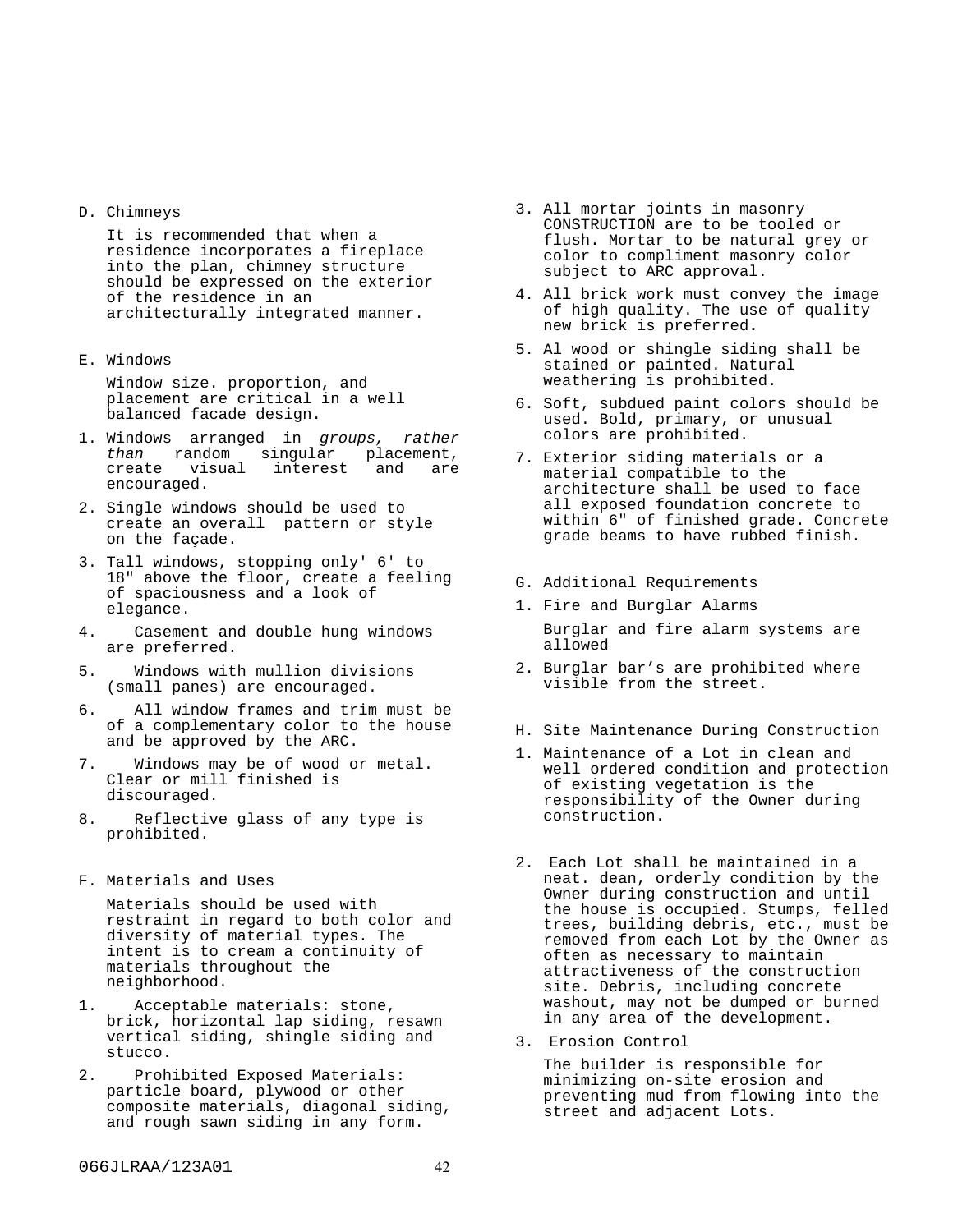D. Chimneys

It is recommended that when a residence incorporates a fireplace into the plan, chimney structure should be expressed on the exterior of the residence in an architecturally integrated manner.

E. Windows

Window size. proportion, and placement are critical in a well balanced facade design.

1. Windows arranged in *groups, rather than* random singular placement, create visual interest and are encouraged.
2. Single windows should be used to create an overall pattern or style on the façade.
3. Tall windows, stopping only' 6' to 18" above the floor, create a feeling of spaciousness and a look of elegance.
4. Casement and double hung windows are preferred.
5. Windows with mullion divisions (small panes) are encouraged.
6. All window frames and trim must be of a complementary color to the house and be approved by the ARC.
7. Windows may be of wood or metal. Clear or mill finished is discouraged.
8. Reflective glass of any type is prohibited.

F. Materials and Uses

Materials should be used with restraint in regard to both color and diversity of material types. The intent is to cream a continuity of materials throughout the neighborhood.

1. Acceptable materials: stone, brick, horizontal lap siding, resawn vertical siding, shingle siding and stucco.
2. Prohibited Exposed Materials: particle board, plywood or other composite materials, diagonal siding, and rough sawn siding in any form.
3. All mortar joints in masonry CONSTRUCTION are to be tooled or flush. Mortar to be natural grey or color to compliment masonry color subject to ARC approval.
4. All brick work must convey the image of high quality. The use of quality new brick is preferred.
5. Al wood or shingle siding shall be stained or painted. Natural weathering is prohibited.
6. Soft, subdued paint colors should be used. Bold, primary, or unusual colors are prohibited.
7. Exterior siding materials or a material compatible to the architecture shall be used to face all exposed foundation concrete to within 6" of finished grade. Concrete grade beams to have rubbed finish.

G. Additional Requirements

1. Fire and Burglar Alarms

   Burglar and fire alarm systems are allowed

2. Burglar bar's are prohibited where visible from the street.

H. Site Maintenance During Construction

1. Maintenance of a Lot in clean and well ordered condition and protection of existing vegetation is the responsibility of the Owner during construction.

2. Each Lot shall be maintained in a neat. dean, orderly condition by the Owner during construction and until the house is occupied. Stumps, felled trees, building debris, etc., must be removed from each Lot by the Owner as often as necessary to maintain attractiveness of the construction site. Debris, including concrete washout, may not be dumped or burned in any area of the development.

3. Erosion Control

   The builder is responsible for minimizing on-site erosion and preventing mud from flowing into the street and adjacent Lots.

066JLRAA/123A01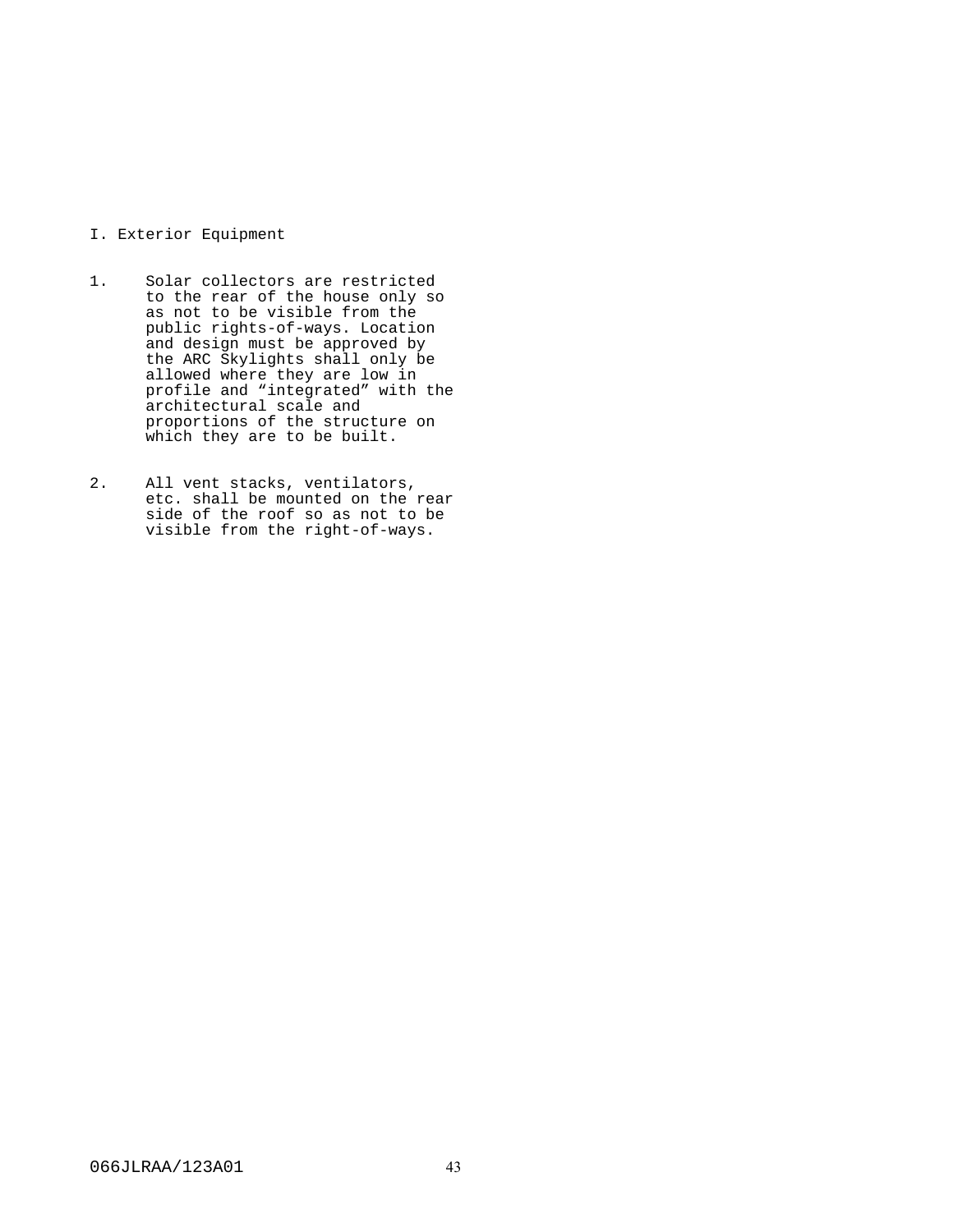## I. Exterior Equipment

1. Solar collectors are restricted to the rear of the house only so as not to be visible from the public rights-of-ways. Location and design must be approved by the ARC Skylights shall only be allowed where they are low in profile and “integrated” with the architectural scale and proportions of the structure on which they are to be built.

2. All vent stacks, ventilators, etc. shall be mounted on the rear side of the roof so as not to be visible from the right-of-ways.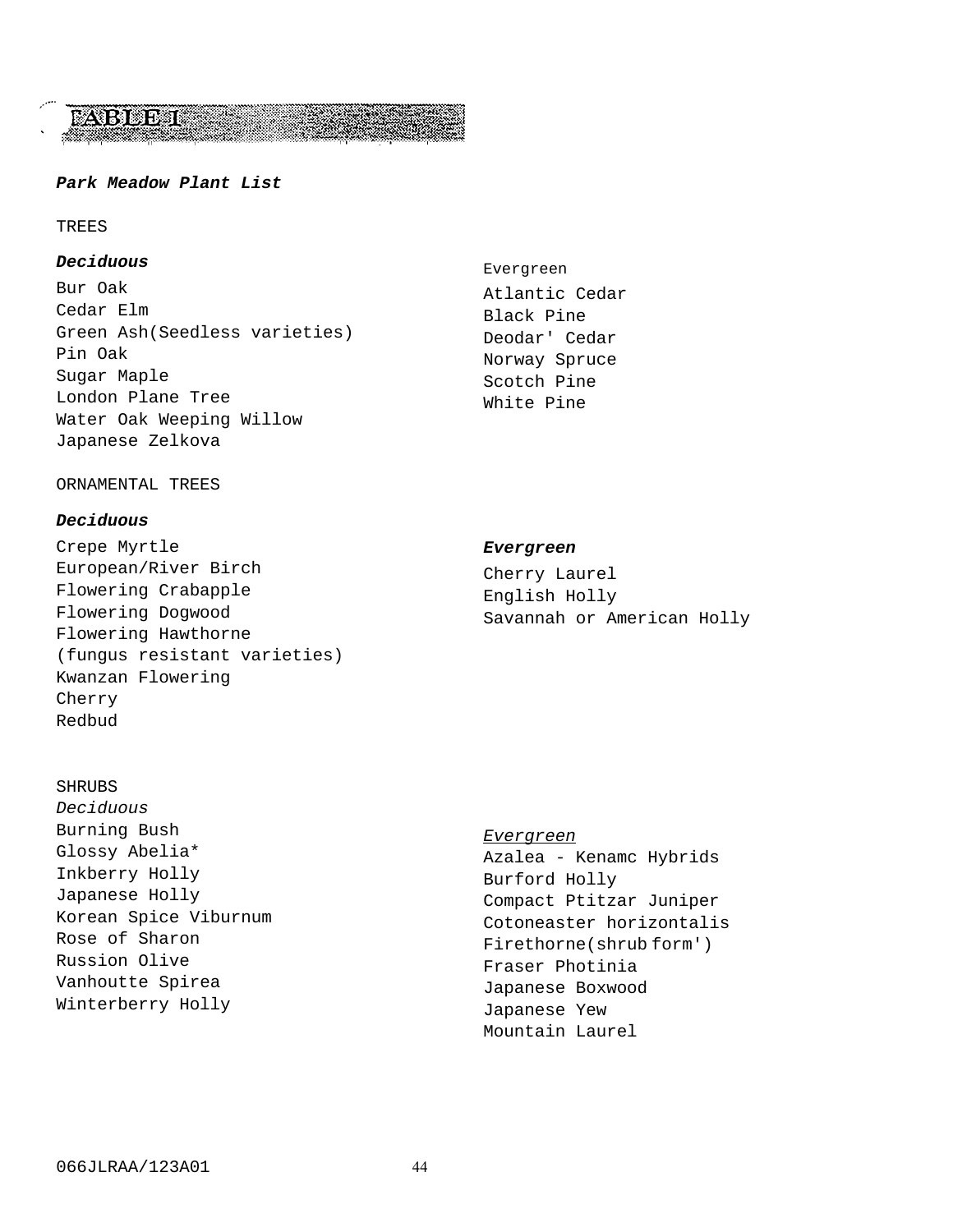# TABLE I

***Park Meadow Plant List***

TREES

***Deciduous***

Bur Oak
Cedar Elm
Green Ash(Seedless varieties)
Pin Oak
Sugar Maple
London Plane Tree
Water Oak Weeping Willow
Japanese Zelkova

Evergreen

Atlantic Cedar
Black Pine
Deodar' Cedar
Norway Spruce
Scotch Pine
White Pine

ORNAMENTAL TREES

***Deciduous***

Crepe Myrtle
European/River Birch
Flowering Crabapple
Flowering Dogwood
Flowering Hawthorne
(fungus resistant varieties)
Kwanzan Flowering
Cherry
Redbud

***Evergreen***

Cherry Laurel
English Holly
Savannah or American Holly

SHRUBS

*Deciduous*

Burning Bush
Glossy Abelia*
Inkberry Holly
Japanese Holly
Korean Spice Viburnum
Rose of Sharon
Russion Olive
Vanhoutte Spirea
Winterberry Holly

<u>*Evergreen*</u>

Azalea - Kenamc Hybrids
Burford Holly
Compact Ptitzar Juniper
Cotoneaster horizontalis
Firethorne(shrub form')
Fraser Photinia
Japanese Boxwood
Japanese Yew
Mountain Laurel

066JLRAA/123A01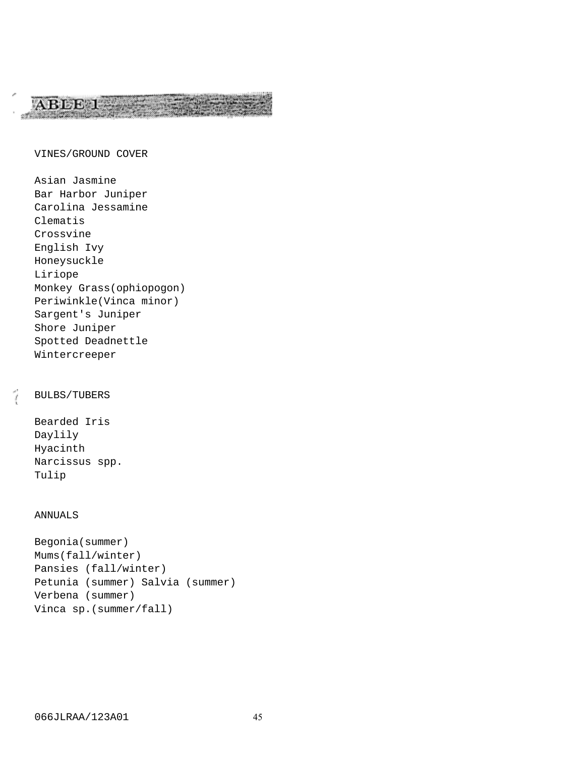## ABLE 1

VINES/GROUND COVER

Asian Jasmine
Bar Harbor Juniper
Carolina Jessamine
Clematis
Crossvine
English Ivy
Honeysuckle
Liriope
Monkey Grass(ophiopogon)
Periwinkle(Vinca minor)
Sargent's Juniper
Shore Juniper
Spotted Deadnettle
Wintercreeper

BULBS/TUBERS

Bearded Iris
Daylily
Hyacinth
Narcissus spp.
Tulip

ANNUALS

Begonia(summer)
Mums(fall/winter)
Pansies (fall/winter)
Petunia (summer) Salvia (summer)
Verbena (summer)
Vinca sp.(summer/fall)

066JLRAA/123A01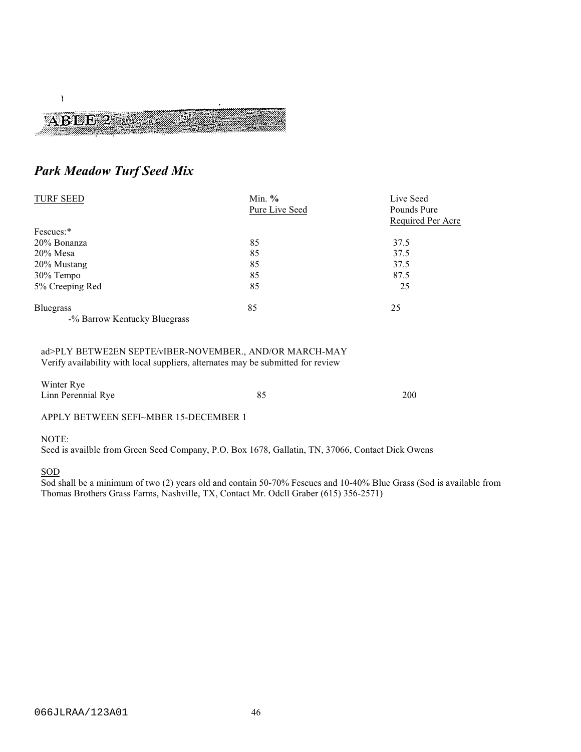# ABLE 2

## *Park Meadow Turf Seed Mix*

| TURF SEED | Min. % Pure Live Seed | Live Seed Pounds Pure Required Per Acre |
|---|---|---|
| Fescues:* | | |
| 20% Bonanza | 85 | 37.5 |
| 20% Mesa | 85 | 37.5 |
| 20% Mustang | 85 | 37.5 |
| 30% Tempo | 85 | 87.5 |
| 5% Creeping Red | 85 | 25 |
| Bluegrass | 85 | 25 |
| -% Barrow Kentucky Bluegrass | | |

ad>PLY BETWE2EN SEPTE/vIBER-NOVEMBER., AND/OR MARCH-MAY
Verify availability with local suppliers, alternates may be submitted for review

| | | |
|---|---|---|
| Winter Rye | | |
| Linn Perennial Rye | 85 | 200 |

APPLY BETWEEN SEFI~MBER 15-DECEMBER 1

NOTE:
Seed is availble from Green Seed Company, P.O. Box 1678, Gallatin, TN, 37066, Contact Dick Owens

SOD
Sod shall be a minimum of two (2) years old and contain 50-70% Fescues and 10-40% Blue Grass (Sod is available from Thomas Brothers Grass Farms, Nashville, TX, Contact Mr. Odcll Graber (615) 356-2571)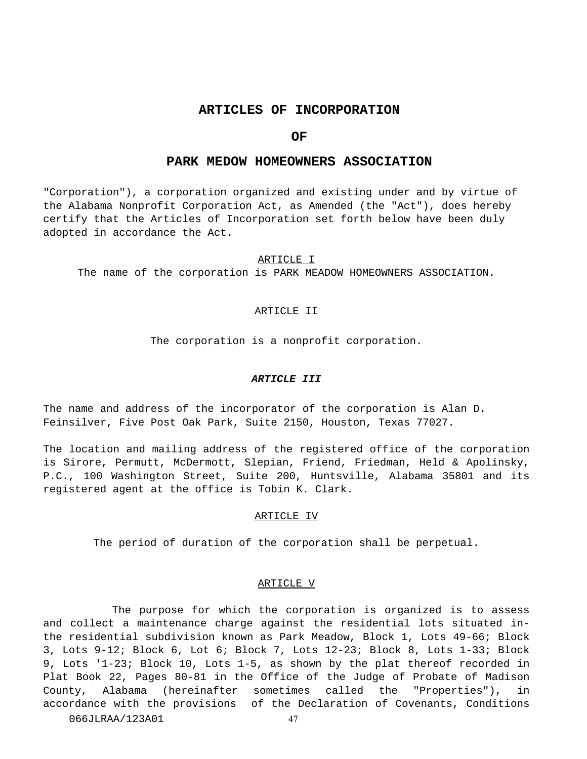# ARTICLES OF INCORPORATION

# OF

# PARK MEDOW HOMEOWNERS ASSOCIATION

"Corporation"), a corporation organized and existing under and by virtue of the Alabama Nonprofit Corporation Act, as Amended (the "Act"), does hereby certify that the Articles of Incorporation set forth below have been duly adopted in accordance the Act.

ARTICLE I

The name of the corporation is PARK MEADOW HOMEOWNERS ASSOCIATION.

ARTICLE II

The corporation is a nonprofit corporation.

***ARTICLE III***

The name and address of the incorporator of the corporation is Alan D. Feinsilver, Five Post Oak Park, Suite 2150, Houston, Texas 77027.

The location and mailing address of the registered office of the corporation is Sirore, Permutt, McDermott, Slepian, Friend, Friedman, Held & Apolinsky, P.C., 100 Washington Street, Suite 200, Huntsville, Alabama 35801 and its registered agent at the office is Tobin K. Clark.

ARTICLE IV

The period of duration of the corporation shall be perpetual.

ARTICLE V

The purpose for which the corporation is organized is to assess and collect a maintenance charge against the residential lots situated in-the residential subdivision known as Park Meadow, Block 1, Lots 49-66; Block 3, Lots 9-12; Block 6, Lot 6; Block 7, Lots 12-23; Block 8, Lots 1-33; Block 9, Lots '1-23; Block 10, Lots 1-5, as shown by the plat thereof recorded in Plat Book 22, Pages 80-81 in the Office of the Judge of Probate of Madison County, Alabama (hereinafter sometimes called the "Properties"), in accordance with the provisions of the Declaration of Covenants, Conditions

066JLRAA/123A01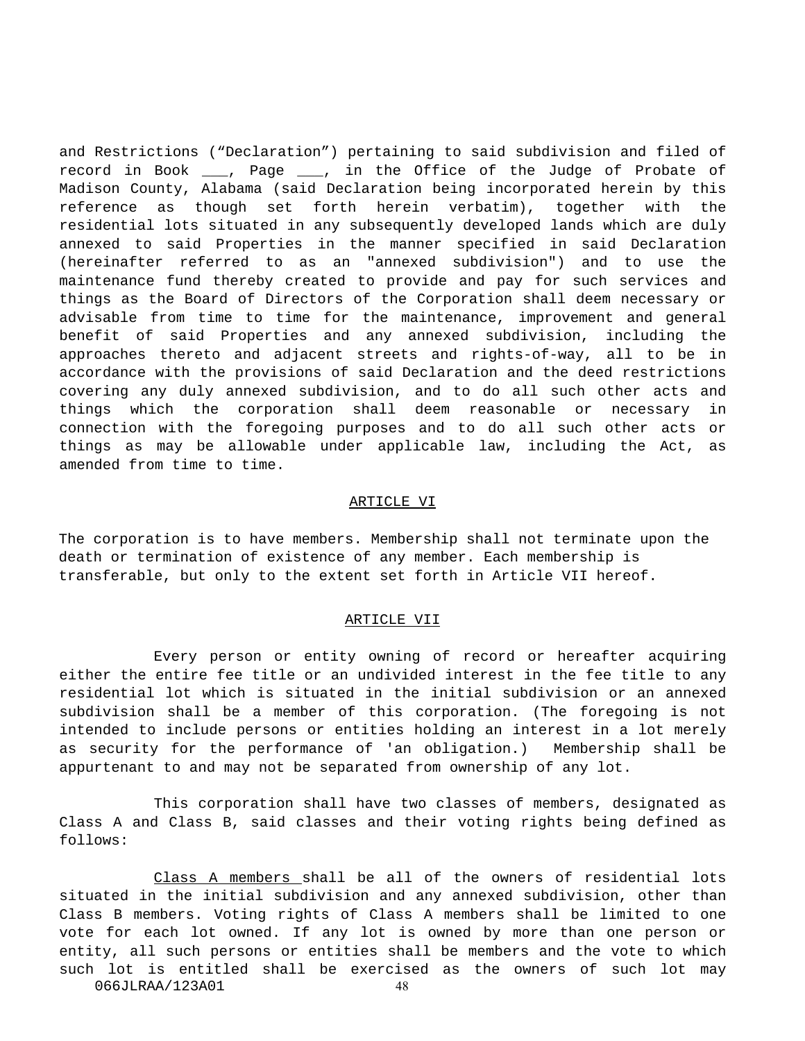and Restrictions (“Declaration”) pertaining to said subdivision and filed of record in Book ___, Page ___, in the Office of the Judge of Probate of Madison County, Alabama (said Declaration being incorporated herein by this reference as though set forth herein verbatim), together with the residential lots situated in any subsequently developed lands which are duly annexed to said Properties in the manner specified in said Declaration (hereinafter referred to as an "annexed subdivision") and to use the maintenance fund thereby created to provide and pay for such services and things as the Board of Directors of the Corporation shall deem necessary or advisable from time to time for the maintenance, improvement and general benefit of said Properties and any annexed subdivision, including the approaches thereto and adjacent streets and rights-of-way, all to be in accordance with the provisions of said Declaration and the deed restrictions covering any duly annexed subdivision, and to do all such other acts and things which the corporation shall deem reasonable or necessary in connection with the foregoing purposes and to do all such other acts or things as may be allowable under applicable law, including the Act, as amended from time to time.

## ARTICLE VI

The corporation is to have members. Membership shall not terminate upon the death or termination of existence of any member. Each membership is transferable, but only to the extent set forth in Article VII hereof.

## ARTICLE VII

Every person or entity owning of record or hereafter acquiring either the entire fee title or an undivided interest in the fee title to any residential lot which is situated in the initial subdivision or an annexed subdivision shall be a member of this corporation. (The foregoing is not intended to include persons or entities holding an interest in a lot merely as security for the performance of 'an obligation.) Membership shall be appurtenant to and may not be separated from ownership of any lot.

This corporation shall have two classes of members, designated as Class A and Class B, said classes and their voting rights being defined as follows:

Class A members shall be all of the owners of residential lots situated in the initial subdivision and any annexed subdivision, other than Class B members. Voting rights of Class A members shall be limited to one vote for each lot owned. If any lot is owned by more than one person or entity, all such persons or entities shall be members and the vote to which such lot is entitled shall be exercised as the owners of such lot may

066JLRAA/123A01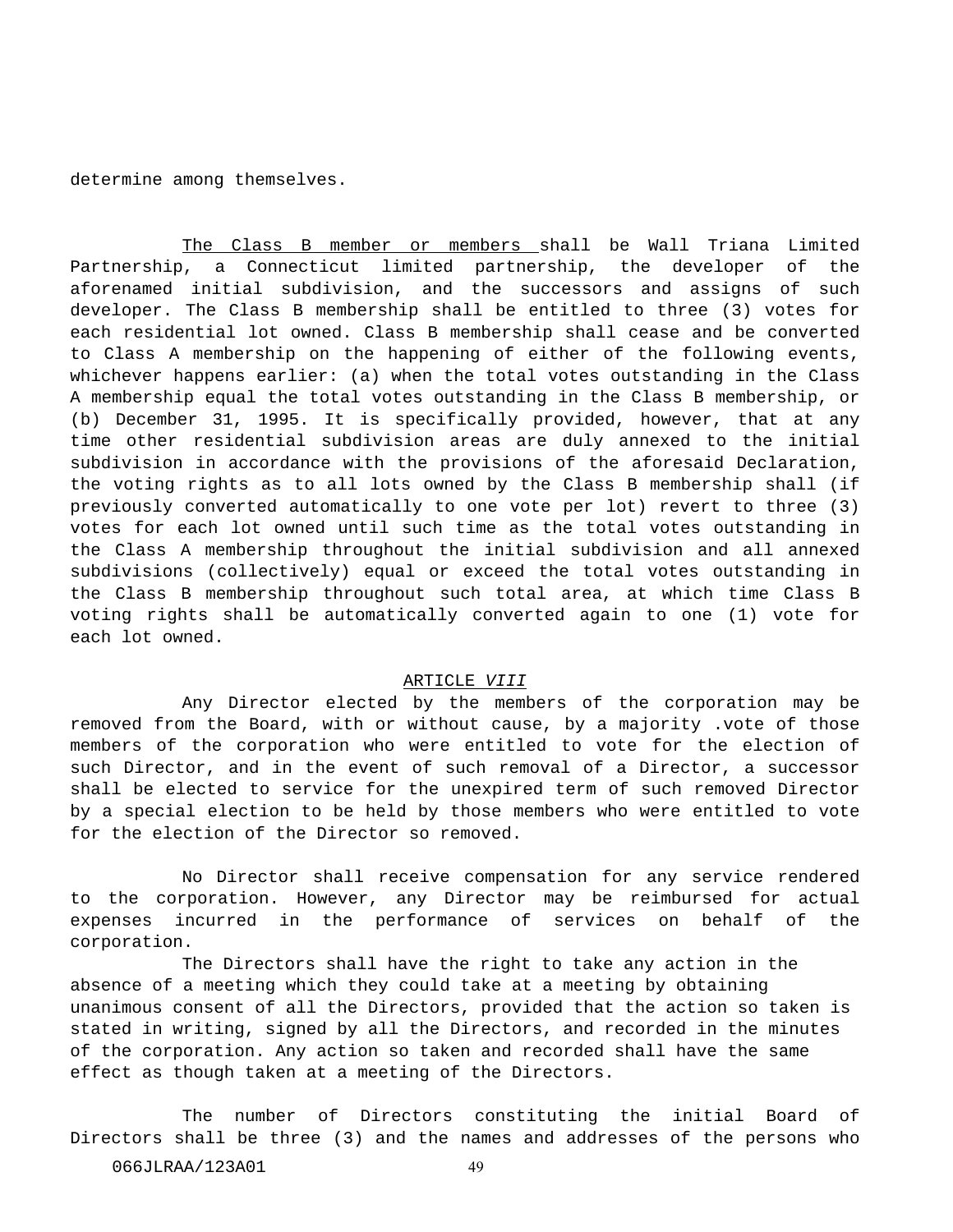determine among themselves.

The Class B member or members shall be Wall Triana Limited Partnership, a Connecticut limited partnership, the developer of the aforenamed initial subdivision, and the successors and assigns of such developer. The Class B membership shall be entitled to three (3) votes for each residential lot owned. Class B membership shall cease and be converted to Class A membership on the happening of either of the following events, whichever happens earlier: (a) when the total votes outstanding in the Class A membership equal the total votes outstanding in the Class B membership, or (b) December 31, 1995. It is specifically provided, however, that at any time other residential subdivision areas are duly annexed to the initial subdivision in accordance with the provisions of the aforesaid Declaration, the voting rights as to all lots owned by the Class B membership shall (if previously converted automatically to one vote per lot) revert to three (3) votes for each lot owned until such time as the total votes outstanding in the Class A membership throughout the initial subdivision and all annexed subdivisions (collectively) equal or exceed the total votes outstanding in the Class B membership throughout such total area, at which time Class B voting rights shall be automatically converted again to one (1) vote for each lot owned.

## ARTICLE *VIII*

Any Director elected by the members of the corporation may be removed from the Board, with or without cause, by a majority .vote of those members of the corporation who were entitled to vote for the election of such Director, and in the event of such removal of a Director, a successor shall be elected to service for the unexpired term of such removed Director by a special election to be held by those members who were entitled to vote for the election of the Director so removed.

No Director shall receive compensation for any service rendered to the corporation. However, any Director may be reimbursed for actual expenses incurred in the performance of services on behalf of the corporation.

The Directors shall have the right to take any action in the absence of a meeting which they could take at a meeting by obtaining unanimous consent of all the Directors, provided that the action so taken is stated in writing, signed by all the Directors, and recorded in the minutes of the corporation. Any action so taken and recorded shall have the same effect as though taken at a meeting of the Directors.

The number of Directors constituting the initial Board of Directors shall be three (3) and the names and addresses of the persons who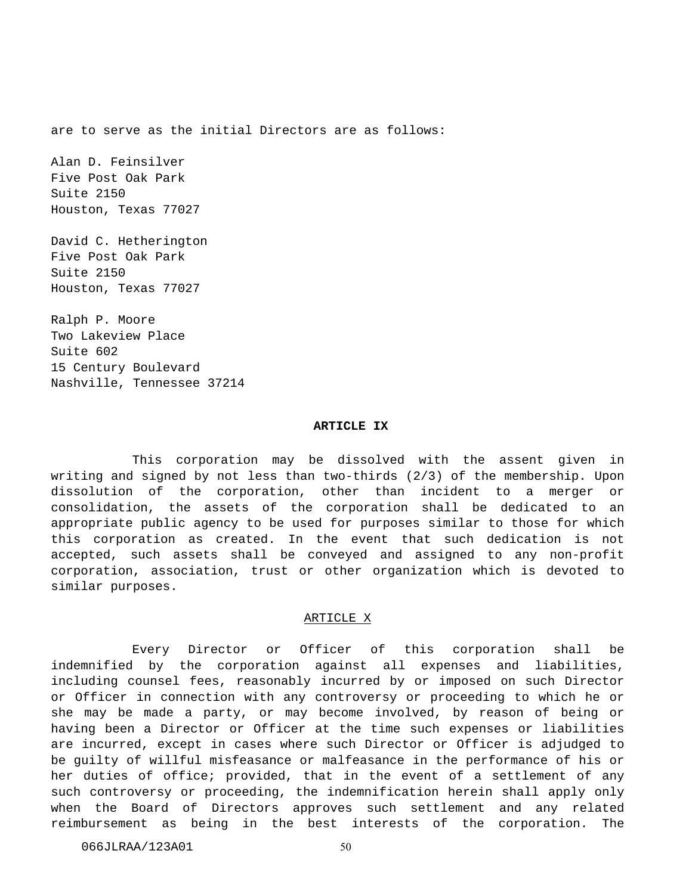are to serve as the initial Directors are as follows:

Alan D. Feinsilver
Five Post Oak Park
Suite 2150
Houston, Texas 77027

David C. Hetherington
Five Post Oak Park
Suite 2150
Houston, Texas 77027

Ralph P. Moore
Two Lakeview Place
Suite 602
15 Century Boulevard
Nashville, Tennessee 37214

**ARTICLE IX**

This corporation may be dissolved with the assent given in writing and signed by not less than two-thirds (2/3) of the membership. Upon dissolution of the corporation, other than incident to a merger or consolidation, the assets of the corporation shall be dedicated to an appropriate public agency to be used for purposes similar to those for which this corporation as created. In the event that such dedication is not accepted, such assets shall be conveyed and assigned to any non-profit corporation, association, trust or other organization which is devoted to similar purposes.

<u>ARTICLE X</u>

Every Director or Officer of this corporation shall be indemnified by the corporation against all expenses and liabilities, including counsel fees, reasonably incurred by or imposed on such Director or Officer in connection with any controversy or proceeding to which he or she may be made a party, or may become involved, by reason of being or having been a Director or Officer at the time such expenses or liabilities are incurred, except in cases where such Director or Officer is adjudged to be guilty of willful misfeasance or malfeasance in the performance of his or her duties of office; provided, that in the event of a settlement of any such controversy or proceeding, the indemnification herein shall apply only when the Board of Directors approves such settlement and any related reimbursement as being in the best interests of the corporation. The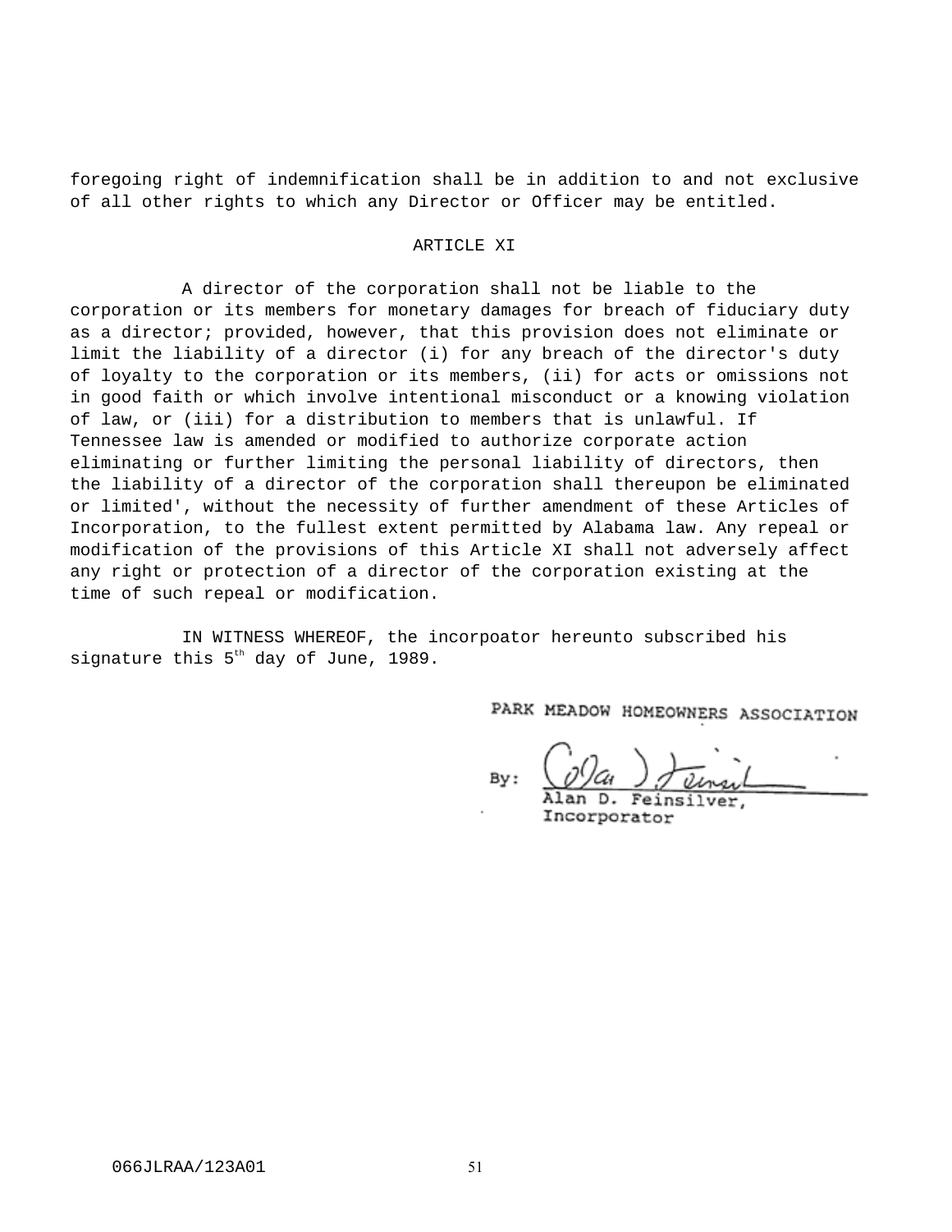foregoing right of indemnification shall be in addition to and not exclusive of all other rights to which any Director or Officer may be entitled.

## ARTICLE XI

A director of the corporation shall not be liable to the corporation or its members for monetary damages for breach of fiduciary duty as a director; provided, however, that this provision does not eliminate or limit the liability of a director (i) for any breach of the director's duty of loyalty to the corporation or its members, (ii) for acts or omissions not in good faith or which involve intentional misconduct or a knowing violation of law, or (iii) for a distribution to members that is unlawful. If Tennessee law is amended or modified to authorize corporate action eliminating or further limiting the personal liability of directors, then the liability of a director of the corporation shall thereupon be eliminated or limited', without the necessity of further amendment of these Articles of Incorporation, to the fullest extent permitted by Alabama law. Any repeal or modification of the provisions of this Article XI shall not adversely affect any right or protection of a director of the corporation existing at the time of such repeal or modification.

IN WITNESS WHEREOF, the incorpoator hereunto subscribed his signature this 5th day of June, 1989.

PARK MEADOW HOMEOWNERS ASSOCIATION

By: ______________________
Alan D. Feinsilver,
Incorporator

066JLRAA/123A01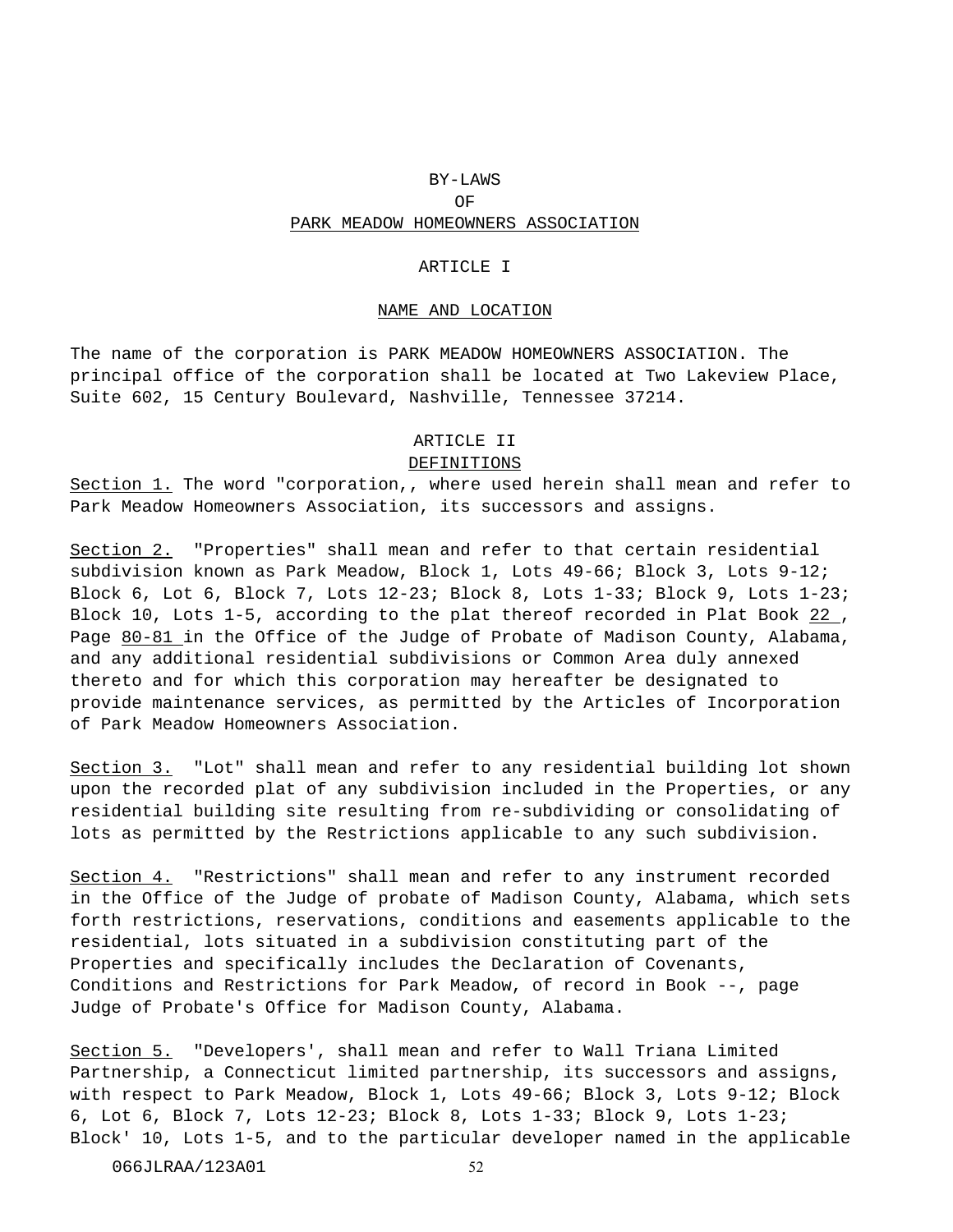# BY-LAWS
# OF
# PARK MEADOW HOMEOWNERS ASSOCIATION

## ARTICLE I

## NAME AND LOCATION

The name of the corporation is PARK MEADOW HOMEOWNERS ASSOCIATION. The principal office of the corporation shall be located at Two Lakeview Place, Suite 602, 15 Century Boulevard, Nashville, Tennessee 37214.

## ARTICLE II
## DEFINITIONS

Section 1. The word "corporation,, where used herein shall mean and refer to Park Meadow Homeowners Association, its successors and assigns.

Section 2. "Properties" shall mean and refer to that certain residential subdivision known as Park Meadow, Block 1, Lots 49-66; Block 3, Lots 9-12; Block 6, Lot 6, Block 7, Lots 12-23; Block 8, Lots 1-33; Block 9, Lots 1-23; Block 10, Lots 1-5, according to the plat thereof recorded in Plat Book 22 , Page 80-81 in the Office of the Judge of Probate of Madison County, Alabama, and any additional residential subdivisions or Common Area duly annexed thereto and for which this corporation may hereafter be designated to provide maintenance services, as permitted by the Articles of Incorporation of Park Meadow Homeowners Association.

Section 3. "Lot" shall mean and refer to any residential building lot shown upon the recorded plat of any subdivision included in the Properties, or any residential building site resulting from re-subdividing or consolidating of lots as permitted by the Restrictions applicable to any such subdivision.

Section 4. "Restrictions" shall mean and refer to any instrument recorded in the Office of the Judge of probate of Madison County, Alabama, which sets forth restrictions, reservations, conditions and easements applicable to the residential, lots situated in a subdivision constituting part of the Properties and specifically includes the Declaration of Covenants, Conditions and Restrictions for Park Meadow, of record in Book --, page Judge of Probate's Office for Madison County, Alabama.

Section 5. "Developers', shall mean and refer to Wall Triana Limited Partnership, a Connecticut limited partnership, its successors and assigns, with respect to Park Meadow, Block 1, Lots 49-66; Block 3, Lots 9-12; Block 6, Lot 6, Block 7, Lots 12-23; Block 8, Lots 1-33; Block 9, Lots 1-23; Block' 10, Lots 1-5, and to the particular developer named in the applicable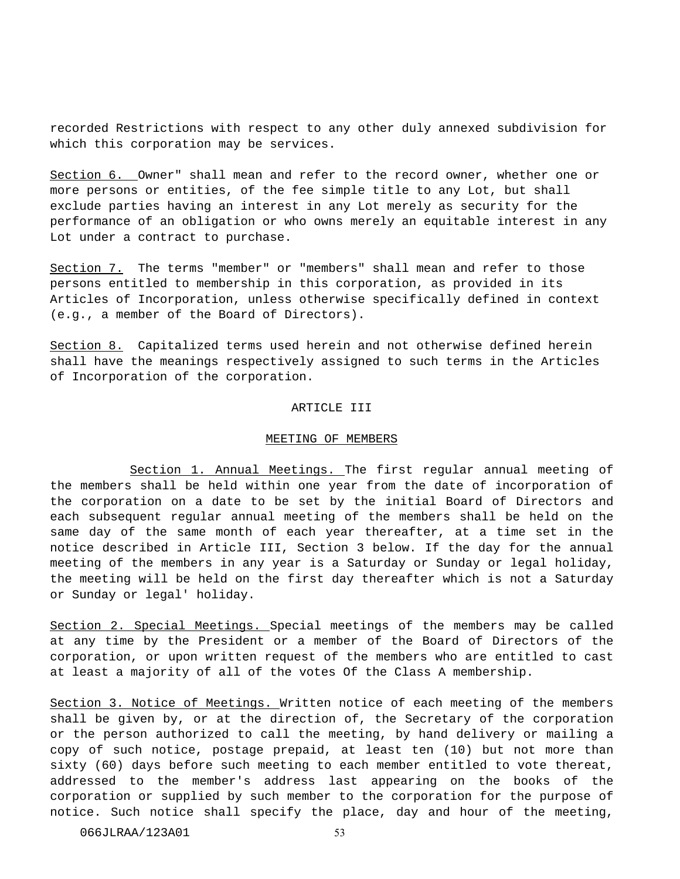recorded Restrictions with respect to any other duly annexed subdivision for which this corporation may be services.

Section 6. Owner" shall mean and refer to the record owner, whether one or more persons or entities, of the fee simple title to any Lot, but shall exclude parties having an interest in any Lot merely as security for the performance of an obligation or who owns merely an equitable interest in any Lot under a contract to purchase.

Section 7. The terms "member" or "members" shall mean and refer to those persons entitled to membership in this corporation, as provided in its Articles of Incorporation, unless otherwise specifically defined in context (e.g., a member of the Board of Directors).

Section 8. Capitalized terms used herein and not otherwise defined herein shall have the meanings respectively assigned to such terms in the Articles of Incorporation of the corporation.

ARTICLE III

MEETING OF MEMBERS

Section 1. Annual Meetings. The first regular annual meeting of the members shall be held within one year from the date of incorporation of the corporation on a date to be set by the initial Board of Directors and each subsequent regular annual meeting of the members shall be held on the same day of the same month of each year thereafter, at a time set in the notice described in Article III, Section 3 below. If the day for the annual meeting of the members in any year is a Saturday or Sunday or legal holiday, the meeting will be held on the first day thereafter which is not a Saturday or Sunday or legal' holiday.

Section 2. Special Meetings. Special meetings of the members may be called at any time by the President or a member of the Board of Directors of the corporation, or upon written request of the members who are entitled to cast at least a majority of all of the votes Of the Class A membership.

Section 3. Notice of Meetings. Written notice of each meeting of the members shall be given by, or at the direction of, the Secretary of the corporation or the person authorized to call the meeting, by hand delivery or mailing a copy of such notice, postage prepaid, at least ten (10) but not more than sixty (60) days before such meeting to each member entitled to vote thereat, addressed to the member's address last appearing on the books of the corporation or supplied by such member to the corporation for the purpose of notice. Such notice shall specify the place, day and hour of the meeting,

066JLRAA/123A01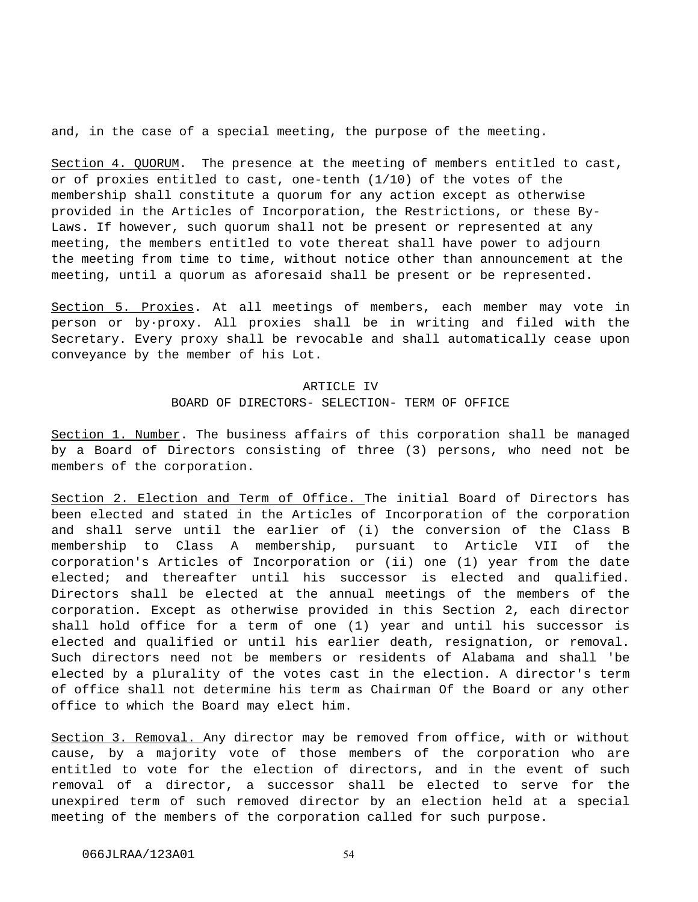and, in the case of a special meeting, the purpose of the meeting.

Section 4. QUORUM. The presence at the meeting of members entitled to cast, or of proxies entitled to cast, one-tenth (1/10) of the votes of the membership shall constitute a quorum for any action except as otherwise provided in the Articles of Incorporation, the Restrictions, or these By-Laws. If however, such quorum shall not be present or represented at any meeting, the members entitled to vote thereat shall have power to adjourn the meeting from time to time, without notice other than announcement at the meeting, until a quorum as aforesaid shall be present or be represented.

Section 5. Proxies. At all meetings of members, each member may vote in person or by·proxy. All proxies shall be in writing and filed with the Secretary. Every proxy shall be revocable and shall automatically cease upon conveyance by the member of his Lot.

## ARTICLE IV
## BOARD OF DIRECTORS- SELECTION- TERM OF OFFICE

Section 1. Number. The business affairs of this corporation shall be managed by a Board of Directors consisting of three (3) persons, who need not be members of the corporation.

Section 2. Election and Term of Office. The initial Board of Directors has been elected and stated in the Articles of Incorporation of the corporation and shall serve until the earlier of (i) the conversion of the Class B membership to Class A membership, pursuant to Article VII of the corporation's Articles of Incorporation or (ii) one (1) year from the date elected; and thereafter until his successor is elected and qualified. Directors shall be elected at the annual meetings of the members of the corporation. Except as otherwise provided in this Section 2, each director shall hold office for a term of one (1) year and until his successor is elected and qualified or until his earlier death, resignation, or removal. Such directors need not be members or residents of Alabama and shall 'be elected by a plurality of the votes cast in the election. A director's term of office shall not determine his term as Chairman Of the Board or any other office to which the Board may elect him.

Section 3. Removal. Any director may be removed from office, with or without cause, by a majority vote of those members of the corporation who are entitled to vote for the election of directors, and in the event of such removal of a director, a successor shall be elected to serve for the unexpired term of such removed director by an election held at a special meeting of the members of the corporation called for such purpose.

066JLRAA/123A01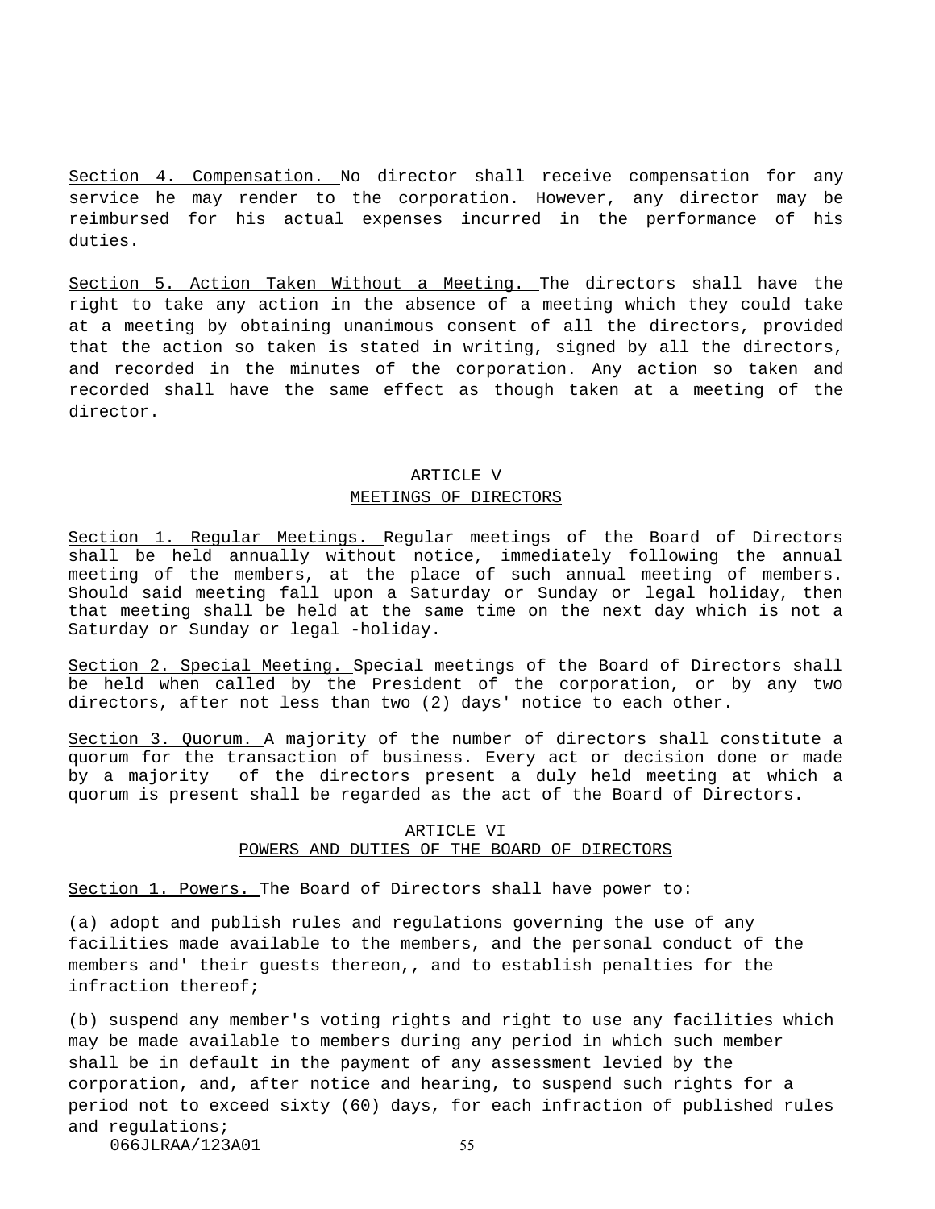Section 4. Compensation. No director shall receive compensation for any service he may render to the corporation. However, any director may be reimbursed for his actual expenses incurred in the performance of his duties.

Section 5. Action Taken Without a Meeting. The directors shall have the right to take any action in the absence of a meeting which they could take at a meeting by obtaining unanimous consent of all the directors, provided that the action so taken is stated in writing, signed by all the directors, and recorded in the minutes of the corporation. Any action so taken and recorded shall have the same effect as though taken at a meeting of the director.

## ARTICLE V
## MEETINGS OF DIRECTORS

Section 1. Regular Meetings. Regular meetings of the Board of Directors shall be held annually without notice, immediately following the annual meeting of the members, at the place of such annual meeting of members. Should said meeting fall upon a Saturday or Sunday or legal holiday, then that meeting shall be held at the same time on the next day which is not a Saturday or Sunday or legal -holiday.

Section 2. Special Meeting. Special meetings of the Board of Directors shall be held when called by the President of the corporation, or by any two directors, after not less than two (2) days' notice to each other.

Section 3. Quorum. A majority of the number of directors shall constitute a quorum for the transaction of business. Every act or decision done or made by a majority of the directors present a duly held meeting at which a quorum is present shall be regarded as the act of the Board of Directors.

## ARTICLE VI
## POWERS AND DUTIES OF THE BOARD OF DIRECTORS

Section 1. Powers. The Board of Directors shall have power to:

(a) adopt and publish rules and regulations governing the use of any facilities made available to the members, and the personal conduct of the members and' their guests thereon,, and to establish penalties for the infraction thereof;

(b) suspend any member's voting rights and right to use any facilities which may be made available to members during any period in which such member shall be in default in the payment of any assessment levied by the corporation, and, after notice and hearing, to suspend such rights for a period not to exceed sixty (60) days, for each infraction of published rules and regulations;

066JLRAA/123A01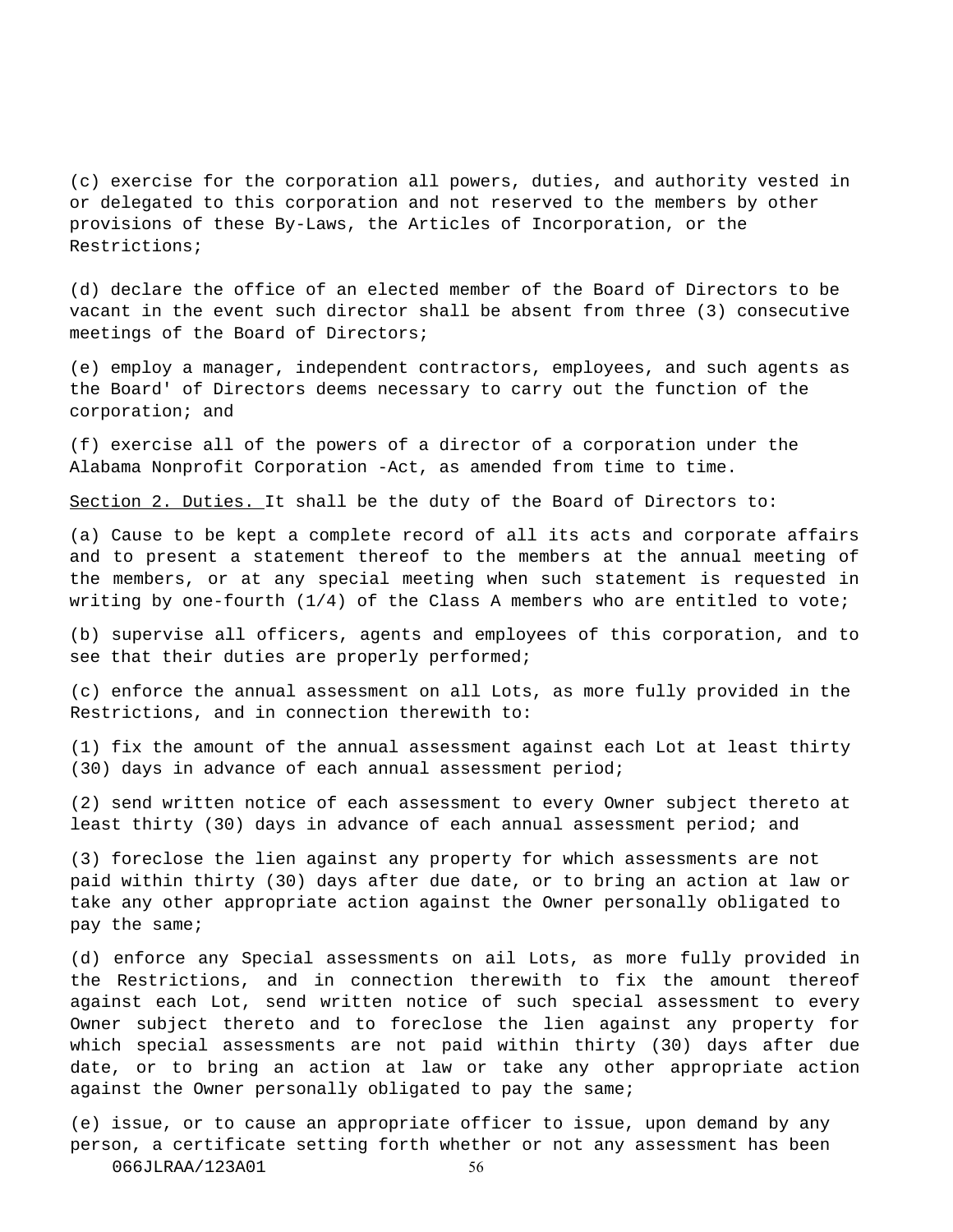(c) exercise for the corporation all powers, duties, and authority vested in or delegated to this corporation and not reserved to the members by other provisions of these By-Laws, the Articles of Incorporation, or the Restrictions;

(d) declare the office of an elected member of the Board of Directors to be vacant in the event such director shall be absent from three (3) consecutive meetings of the Board of Directors;

(e) employ a manager, independent contractors, employees, and such agents as the Board' of Directors deems necessary to carry out the function of the corporation; and

(f) exercise all of the powers of a director of a corporation under the Alabama Nonprofit Corporation -Act, as amended from time to time.

<u>Section 2. Duties.</u> It shall be the duty of the Board of Directors to:

(a) Cause to be kept a complete record of all its acts and corporate affairs and to present a statement thereof to the members at the annual meeting of the members, or at any special meeting when such statement is requested in writing by one-fourth (1/4) of the Class A members who are entitled to vote;

(b) supervise all officers, agents and employees of this corporation, and to see that their duties are properly performed;

(c) enforce the annual assessment on all Lots, as more fully provided in the Restrictions, and in connection therewith to:

(1) fix the amount of the annual assessment against each Lot at least thirty (30) days in advance of each annual assessment period;

(2) send written notice of each assessment to every Owner subject thereto at least thirty (30) days in advance of each annual assessment period; and

(3) foreclose the lien against any property for which assessments are not paid within thirty (30) days after due date, or to bring an action at law or take any other appropriate action against the Owner personally obligated to pay the same;

(d) enforce any Special assessments on ail Lots, as more fully provided in the Restrictions, and in connection therewith to fix the amount thereof against each Lot, send written notice of such special assessment to every Owner subject thereto and to foreclose the lien against any property for which special assessments are not paid within thirty (30) days after due date, or to bring an action at law or take any other appropriate action against the Owner personally obligated to pay the same;

(e) issue, or to cause an appropriate officer to issue, upon demand by any person, a certificate setting forth whether or not any assessment has been

066JLRAA/123A01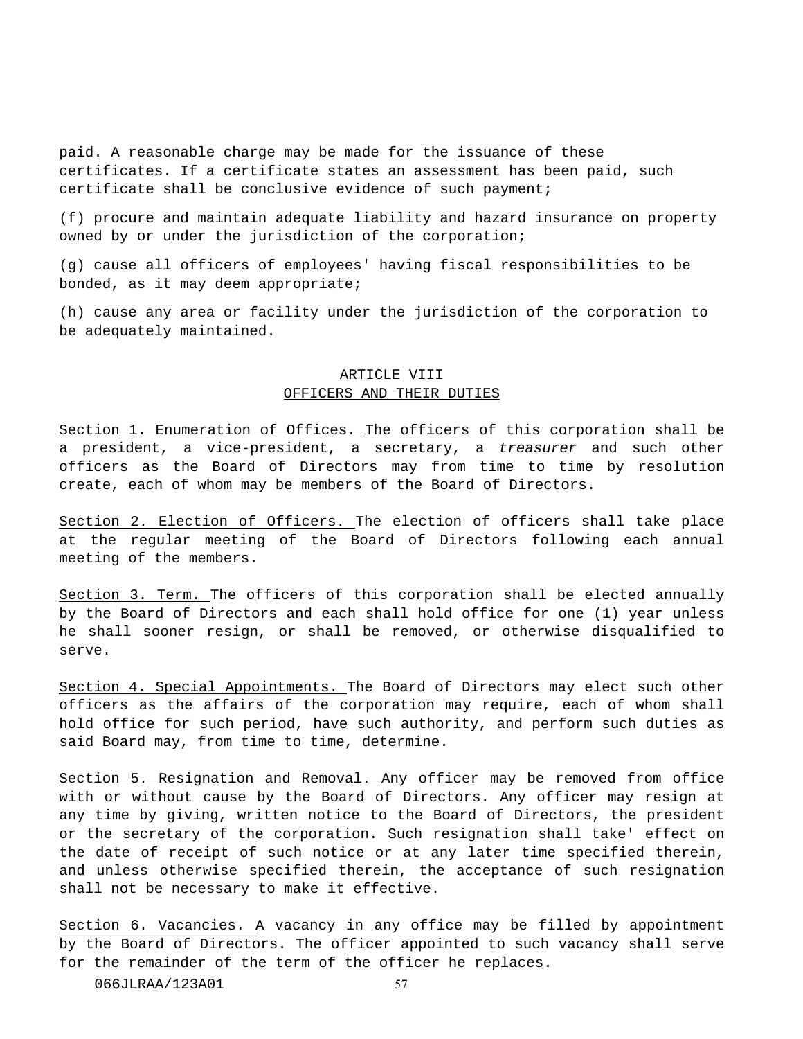paid. A reasonable charge may be made for the issuance of these certificates. If a certificate states an assessment has been paid, such certificate shall be conclusive evidence of such payment;

(f) procure and maintain adequate liability and hazard insurance on property owned by or under the jurisdiction of the corporation;

(g) cause all officers of employees' having fiscal responsibilities to be bonded, as it may deem appropriate;

(h) cause any area or facility under the jurisdiction of the corporation to be adequately maintained.

## ARTICLE VIII
## OFFICERS AND THEIR DUTIES

Section 1. Enumeration of Offices. The officers of this corporation shall be a president, a vice-president, a secretary, a *treasurer* and such other officers as the Board of Directors may from time to time by resolution create, each of whom may be members of the Board of Directors.

Section 2. Election of Officers. The election of officers shall take place at the regular meeting of the Board of Directors following each annual meeting of the members.

Section 3. Term. The officers of this corporation shall be elected annually by the Board of Directors and each shall hold office for one (1) year unless he shall sooner resign, or shall be removed, or otherwise disqualified to serve.

Section 4. Special Appointments. The Board of Directors may elect such other officers as the affairs of the corporation may require, each of whom shall hold office for such period, have such authority, and perform such duties as said Board may, from time to time, determine.

Section 5. Resignation and Removal. Any officer may be removed from office with or without cause by the Board of Directors. Any officer may resign at any time by giving, written notice to the Board of Directors, the president or the secretary of the corporation. Such resignation shall take' effect on the date of receipt of such notice or at any later time specified therein, and unless otherwise specified therein, the acceptance of such resignation shall not be necessary to make it effective.

Section 6. Vacancies. A vacancy in any office may be filled by appointment by the Board of Directors. The officer appointed to such vacancy shall serve for the remainder of the term of the officer he replaces.

066JLRAA/123A01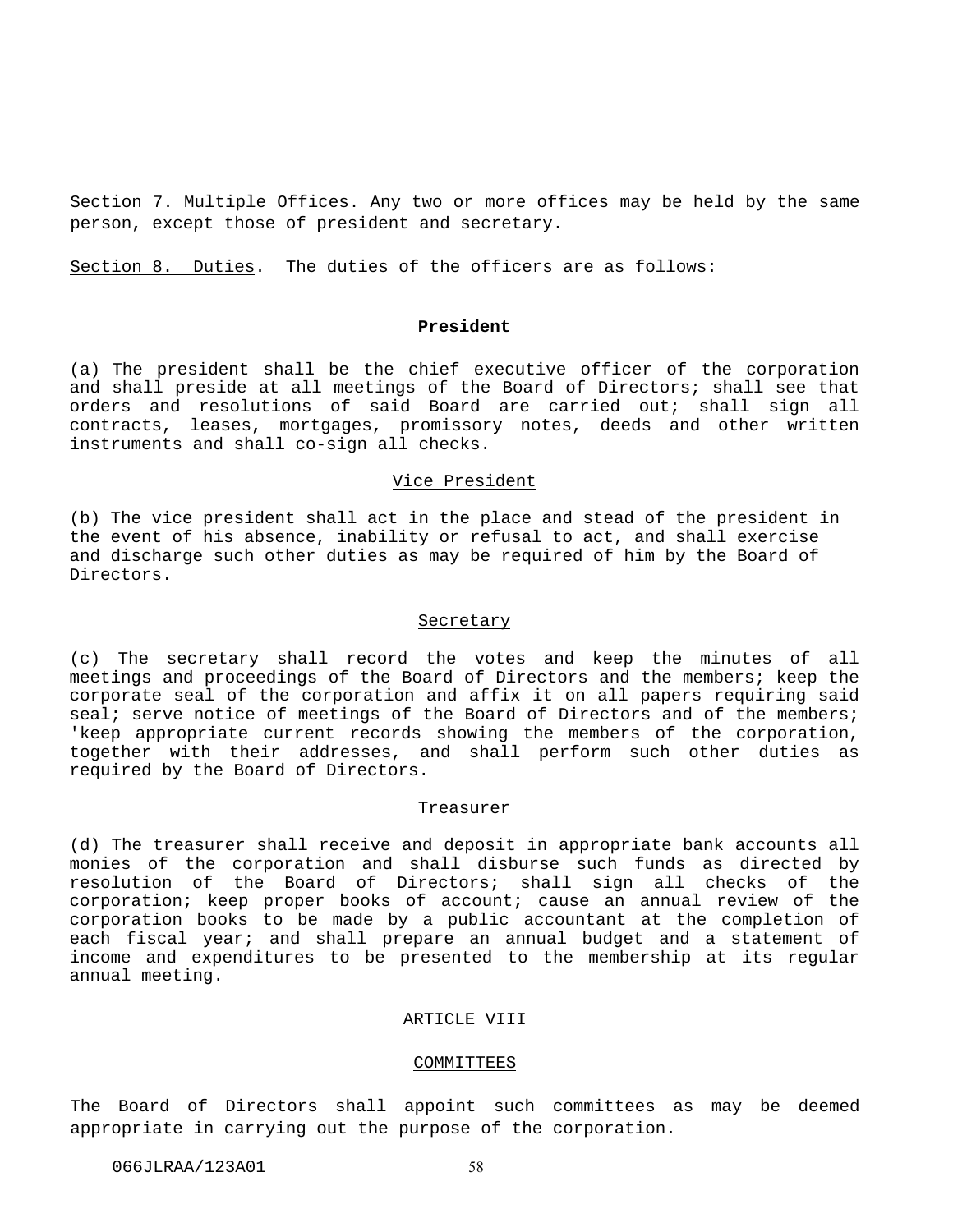Section 7. Multiple Offices. Any two or more offices may be held by the same person, except those of president and secretary.

Section 8. Duties. The duties of the officers are as follows:

**President**

(a) The president shall be the chief executive officer of the corporation and shall preside at all meetings of the Board of Directors; shall see that orders and resolutions of said Board are carried out; shall sign all contracts, leases, mortgages, promissory notes, deeds and other written instruments and shall co-sign all checks.

Vice President

(b) The vice president shall act in the place and stead of the president in the event of his absence, inability or refusal to act, and shall exercise and discharge such other duties as may be required of him by the Board of Directors.

Secretary

(c) The secretary shall record the votes and keep the minutes of all meetings and proceedings of the Board of Directors and the members; keep the corporate seal of the corporation and affix it on all papers requiring said seal; serve notice of meetings of the Board of Directors and of the members; 'keep appropriate current records showing the members of the corporation, together with their addresses, and shall perform such other duties as required by the Board of Directors.

Treasurer

(d) The treasurer shall receive and deposit in appropriate bank accounts all monies of the corporation and shall disburse such funds as directed by resolution of the Board of Directors; shall sign all checks of the corporation; keep proper books of account; cause an annual review of the corporation books to be made by a public accountant at the completion of each fiscal year; and shall prepare an annual budget and a statement of income and expenditures to be presented to the membership at its regular annual meeting.

ARTICLE VIII

COMMITTEES

The Board of Directors shall appoint such committees as may be deemed appropriate in carrying out the purpose of the corporation.

066JLRAA/123A01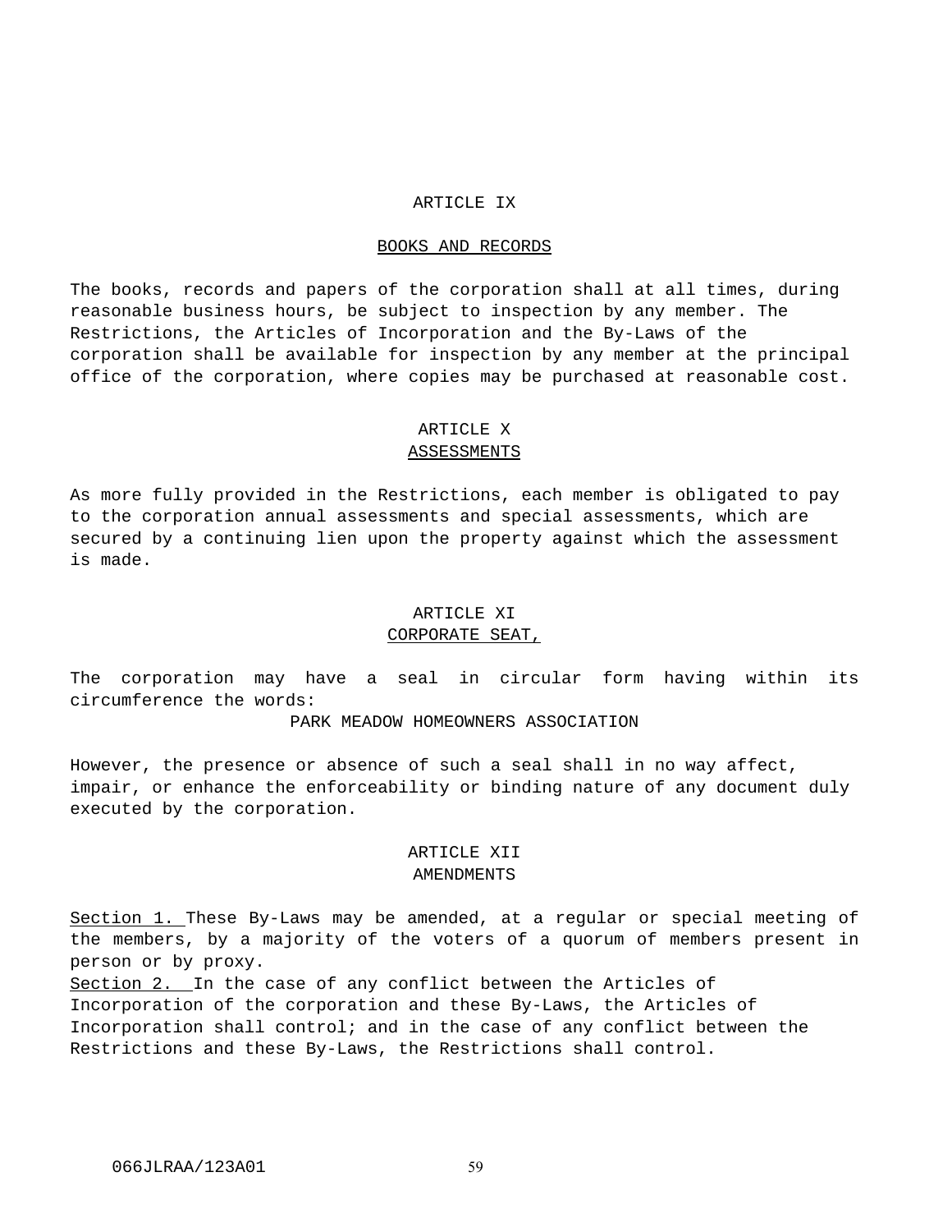## ARTICLE IX

## BOOKS AND RECORDS

The books, records and papers of the corporation shall at all times, during reasonable business hours, be subject to inspection by any member. The Restrictions, the Articles of Incorporation and the By-Laws of the corporation shall be available for inspection by any member at the principal office of the corporation, where copies may be purchased at reasonable cost.

## ARTICLE X

## ASSESSMENTS

As more fully provided in the Restrictions, each member is obligated to pay to the corporation annual assessments and special assessments, which are secured by a continuing lien upon the property against which the assessment is made.

## ARTICLE XI

## CORPORATE SEAT,

The corporation may have a seal in circular form having within its circumference the words:

PARK MEADOW HOMEOWNERS ASSOCIATION

However, the presence or absence of such a seal shall in no way affect, impair, or enhance the enforceability or binding nature of any document duly executed by the corporation.

## ARTICLE XII

## AMENDMENTS

Section 1. These By-Laws may be amended, at a regular or special meeting of the members, by a majority of the voters of a quorum of members present in person or by proxy.

Section 2. In the case of any conflict between the Articles of Incorporation of the corporation and these By-Laws, the Articles of Incorporation shall control; and in the case of any conflict between the Restrictions and these By-Laws, the Restrictions shall control.

066JLRAA/123A01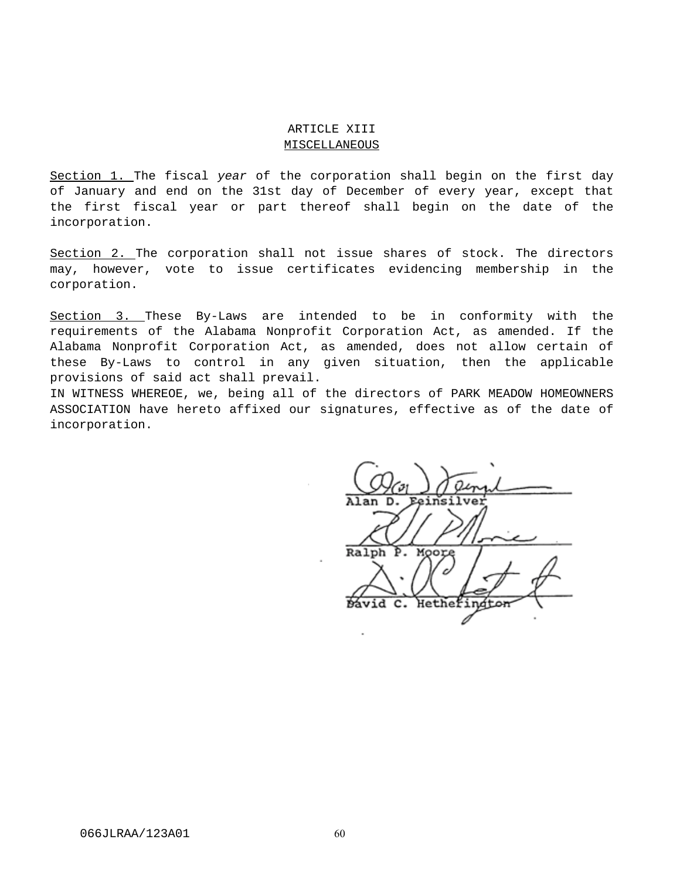# ARTICLE XIII

## MISCELLANEOUS

Section 1. The fiscal *year* of the corporation shall begin on the first day of January and end on the 31st day of December of every year, except that the first fiscal year or part thereof shall begin on the date of the incorporation.

Section 2. The corporation shall not issue shares of stock. The directors may, however, vote to issue certificates evidencing membership in the corporation.

Section 3. These By-Laws are intended to be in conformity with the requirements of the Alabama Nonprofit Corporation Act, as amended. If the Alabama Nonprofit Corporation Act, as amended, does not allow certain of these By-Laws to control in any given situation, then the applicable provisions of said act shall prevail.

IN WITNESS WHEREOE, we, being all of the directors of PARK MEADOW HOMEOWNERS ASSOCIATION have hereto affixed our signatures, effective as of the date of incorporation.

Alan D. Feinsilver

Ralph P. Moore

David C. Hetherington

066JLRAA/123A01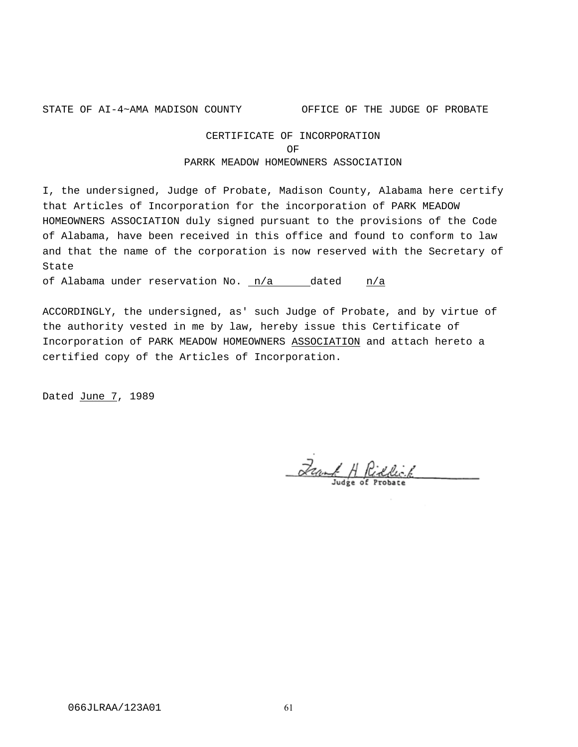STATE OF AI-4~AMA MADISON COUNTY OFFICE OF THE JUDGE OF PROBATE

CERTIFICATE OF INCORPORATION
OF
PARRK MEADOW HOMEOWNERS ASSOCIATION

I, the undersigned, Judge of Probate, Madison County, Alabama here certify that Articles of Incorporation for the incorporation of PARK MEADOW HOMEOWNERS ASSOCIATION duly signed pursuant to the provisions of the Code of Alabama, have been received in this office and found to conform to law and that the name of the corporation is now reserved with the Secretary of State
of Alabama under reservation No. n/a dated n/a

ACCORDINGLY, the undersigned, as' such Judge of Probate, and by virtue of the authority vested in me by law, hereby issue this Certificate of Incorporation of PARK MEADOW HOMEOWNERS ASSOCIATION and attach hereto a certified copy of the Articles of Incorporation.

Dated June 7, 1989

Frank H Riddick
Judge of Probate

066JLRAA/123A01